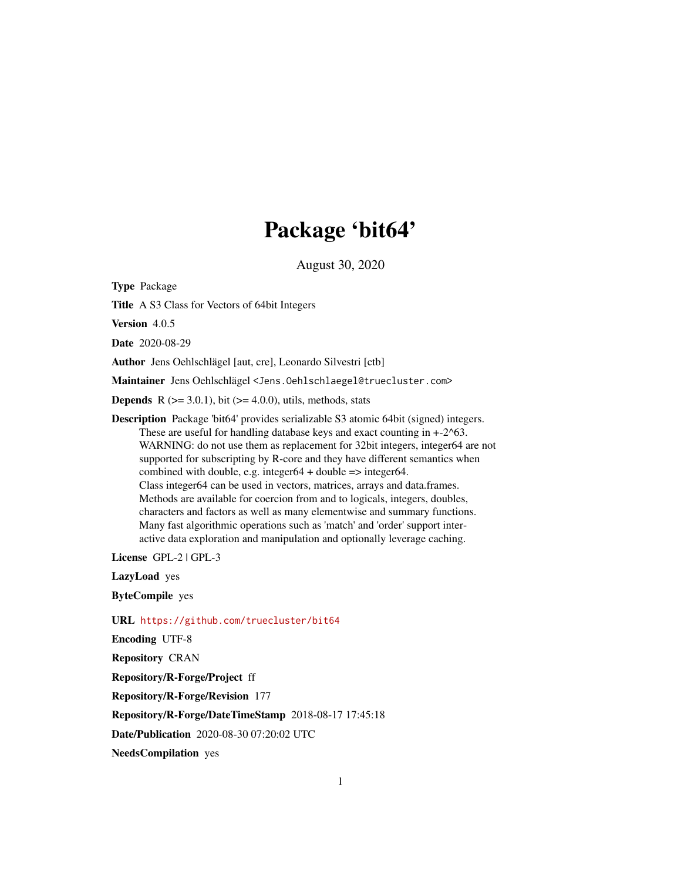# Package 'bit64'

August 30, 2020

**Type** Package

**Title** A S3 Class for Vectors of 64bit Integers

**Version** 4.0.5

**Date** 2020-08-29

**Author** Jens Oehlschlägel [aut, cre], Leonardo Silvestri [ctb]

**Maintainer** Jens Oehlschlägel <Jens.Oehlschlaegel@truecluster.com>

**Depends** R (>= 3.0.1), bit (>= 4.0.0), utils, methods, stats

**Description** Package 'bit64' provides serializable S3 atomic 64bit (signed) integers. These are useful for handling database keys and exact counting in +-2^63. WARNING: do not use them as replacement for 32bit integers, integer64 are not supported for subscripting by R-core and they have different semantics when combined with double, e.g. integer64 + double => integer64. Class integer64 can be used in vectors, matrices, arrays and data.frames. Methods are available for coercion from and to logicals, integers, doubles, characters and factors as well as many elementwise and summary functions. Many fast algorithmic operations such as 'match' and 'order' support interactive data exploration and manipulation and optionally leverage caching.

**License** GPL-2 | GPL-3

**LazyLoad** yes

**ByteCompile** yes

**URL** https://github.com/truecluster/bit64

**Encoding** UTF-8

**Repository** CRAN

**Repository/R-Forge/Project** ff

**Repository/R-Forge/Revision** 177

**Repository/R-Forge/DateTimeStamp** 2018-08-17 17:45:18

**Date/Publication** 2020-08-30 07:20:02 UTC

**NeedsCompilation** yes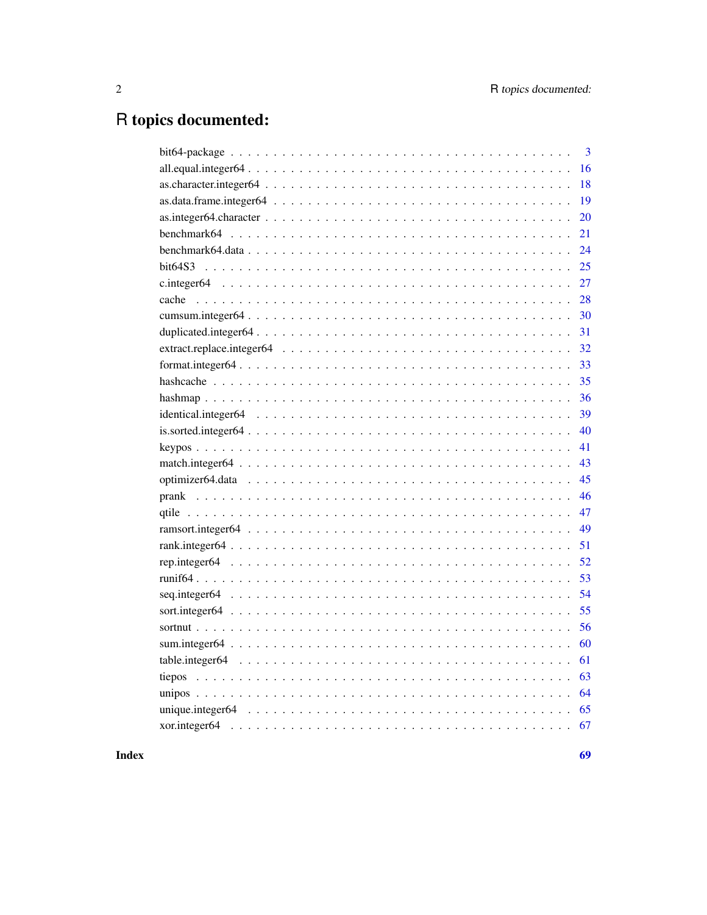# R topics documented:

| | |
|---|---|
| bit64-package | 3 |
| all.equal.integer64 | 16 |
| as.character.integer64 | 18 |
| as.data.frame.integer64 | 19 |
| as.integer64.character | 20 |
| benchmark64 | 21 |
| benchmark64.data | 24 |
| bit64S3 | 25 |
| c.integer64 | 27 |
| cache | 28 |
| cumsum.integer64 | 30 |
| duplicated.integer64 | 31 |
| extract.replace.integer64 | 32 |
| format.integer64 | 33 |
| hashcache | 35 |
| hashmap | 36 |
| identical.integer64 | 39 |
| is.sorted.integer64 | 40 |
| keypos | 41 |
| match.integer64 | 43 |
| optimizer64.data | 45 |
| prank | 46 |
| qtile | 47 |
| ramsort.integer64 | 49 |
| rank.integer64 | 51 |
| rep.integer64 | 52 |
| runif64 | 53 |
| seq.integer64 | 54 |
| sort.integer64 | 55 |
| sortnut | 56 |
| sum.integer64 | 60 |
| table.integer64 | 61 |
| tiepos | 63 |
| unipos | 64 |
| unique.integer64 | 65 |
| xor.integer64 | 67 |
| **Index** | **69** |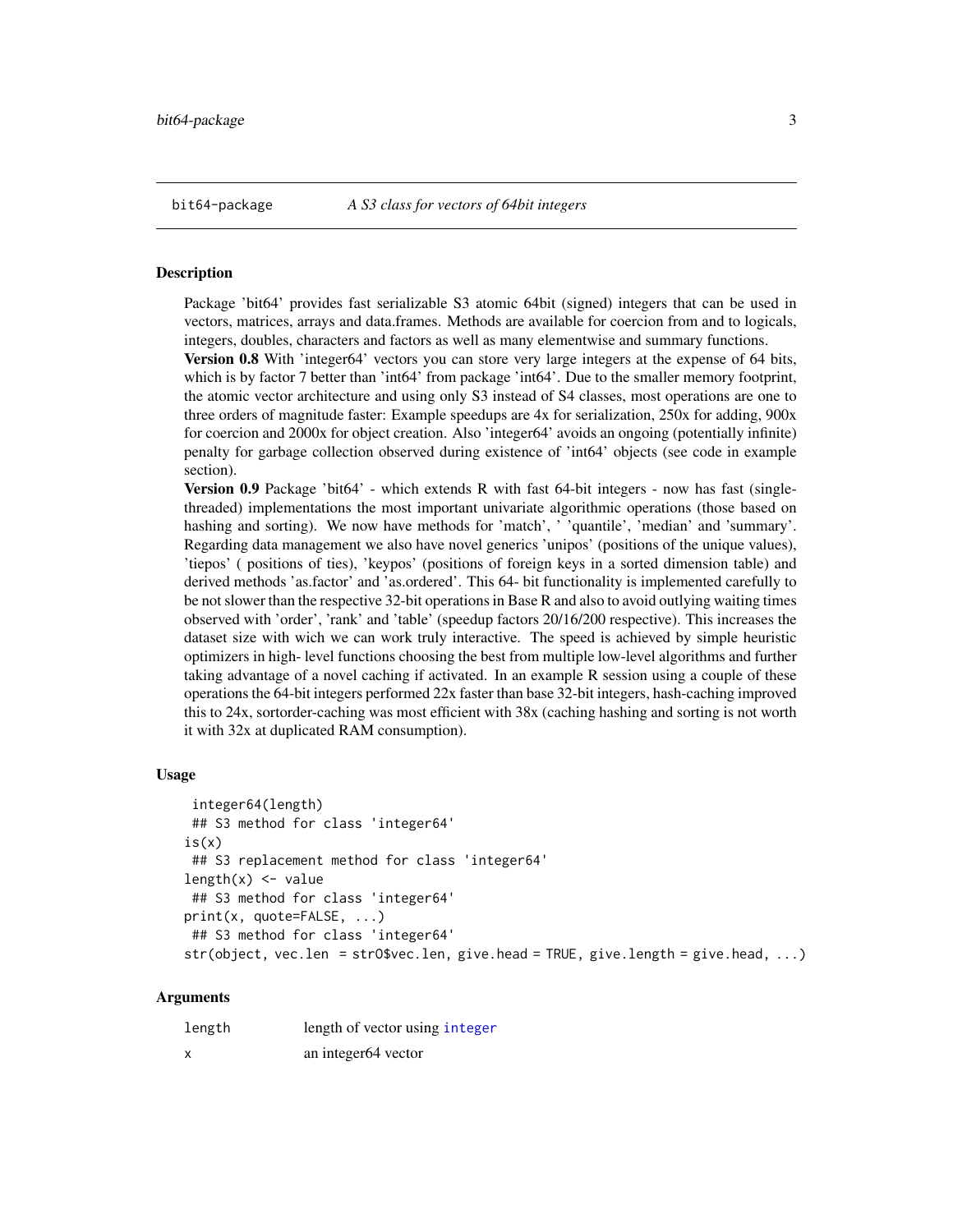bit64-package    *A S3 class for vectors of 64bit integers*

## Description

Package 'bit64' provides fast serializable S3 atomic 64bit (signed) integers that can be used in vectors, matrices, arrays and data.frames. Methods are available for coercion from and to logicals, integers, doubles, characters and factors as well as many elementwise and summary functions.

**Version 0.8** With 'integer64' vectors you can store very large integers at the expense of 64 bits, which is by factor 7 better than 'int64' from package 'int64'. Due to the smaller memory footprint, the atomic vector architecture and using only S3 instead of S4 classes, most operations are one to three orders of magnitude faster: Example speedups are 4x for serialization, 250x for adding, 900x for coercion and 2000x for object creation. Also 'integer64' avoids an ongoing (potentially infinite) penalty for garbage collection observed during existence of 'int64' objects (see code in example section).

**Version 0.9** Package 'bit64' - which extends R with fast 64-bit integers - now has fast (single-threaded) implementations the most important univariate algorithmic operations (those based on hashing and sorting). We now have methods for 'match', ' 'quantile', 'median' and 'summary'. Regarding data management we also have novel generics 'unipos' (positions of the unique values), 'tiepos' ( positions of ties), 'keypos' (positions of foreign keys in a sorted dimension table) and derived methods 'as.factor' and 'as.ordered'. This 64- bit functionality is implemented carefully to be not slower than the respective 32-bit operations in Base R and also to avoid outlying waiting times observed with 'order', 'rank' and 'table' (speedup factors 20/16/200 respective). This increases the dataset size with wich we can work truly interactive. The speed is achieved by simple heuristic optimizers in high- level functions choosing the best from multiple low-level algorithms and further taking advantage of a novel caching if activated. In an example R session using a couple of these operations the 64-bit integers performed 22x faster than base 32-bit integers, hash-caching improved this to 24x, sortorder-caching was most efficient with 38x (caching hashing and sorting is not worth it with 32x at duplicated RAM consumption).

## Usage

```
 integer64(length)
 ## S3 method for class 'integer64'
is(x)
 ## S3 replacement method for class 'integer64'
length(x) <- value
 ## S3 method for class 'integer64'
print(x, quote=FALSE, ...)
 ## S3 method for class 'integer64'
str(object, vec.len  = strO$vec.len, give.head = TRUE, give.length = give.head, ...)
```

## Arguments

| | |
|---|---|
| length | length of vector using integer |
| x | an integer64 vector |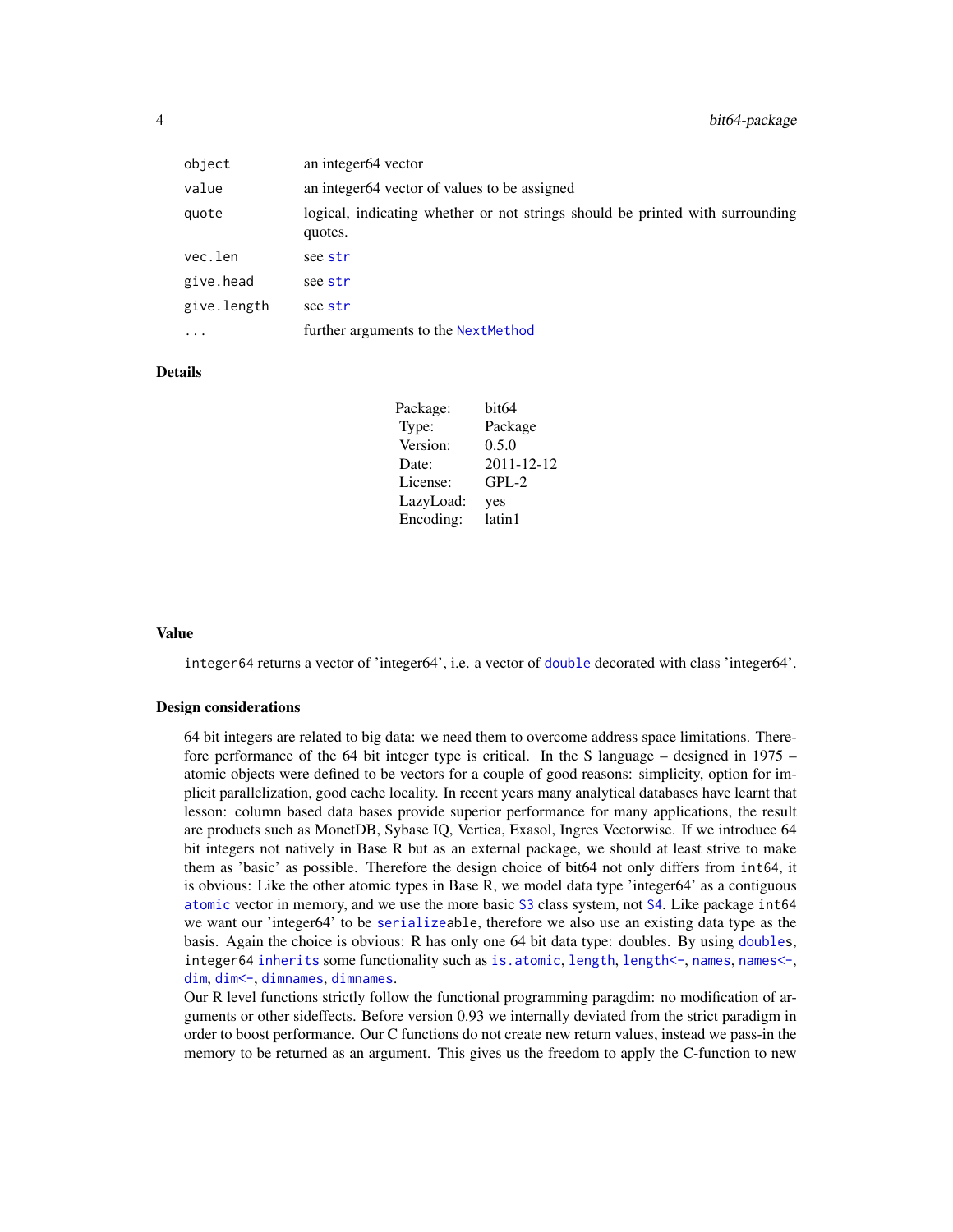| | |
|---|---|
| `object` | an integer64 vector |
| `value` | an integer64 vector of values to be assigned |
| `quote` | logical, indicating whether or not strings should be printed with surrounding quotes. |
| `vec.len` | see `str` |
| `give.head` | see `str` |
| `give.length` | see `str` |
| `...` | further arguments to the `NextMethod` |

## Details

| | |
|---|---|
| Package: | bit64 |
| Type: | Package |
| Version: | 0.5.0 |
| Date: | 2011-12-12 |
| License: | GPL-2 |
| LazyLoad: | yes |
| Encoding: | latin1 |

## Value

`integer64` returns a vector of 'integer64', i.e. a vector of `double` decorated with class 'integer64'.

## Design considerations

64 bit integers are related to big data: we need them to overcome address space limitations. Therefore performance of the 64 bit integer type is critical. In the S language – designed in 1975 – atomic objects were defined to be vectors for a couple of good reasons: simplicity, option for implicit parallelization, good cache locality. In recent years many analytical databases have learnt that lesson: column based data bases provide superior performance for many applications, the result are products such as MonetDB, Sybase IQ, Vertica, Exasol, Ingres Vectorwise. If we introduce 64 bit integers not natively in Base R but as an external package, we should at least strive to make them as 'basic' as possible. Therefore the design choice of bit64 not only differs from `int64`, it is obvious: Like the other atomic types in Base R, we model data type 'integer64' as a contiguous `atomic` vector in memory, and we use the more basic `S3` class system, not `S4`. Like package `int64` we want our 'integer64' to be `serialize`able, therefore we also use an existing data type as the basis. Again the choice is obvious: R has only one 64 bit data type: doubles. By using `double`s, `integer64` `inherits` some functionality such as `is.atomic`, `length`, `length<-`, `names`, `names<-`, `dim`, `dim<-`, `dimnames`, `dimnames`.

Our R level functions strictly follow the functional programming paragdim: no modification of arguments or other sideffects. Before version 0.93 we internally deviated from the strict paradigm in order to boost performance. Our C functions do not create new return values, instead we pass-in the memory to be returned as an argument. This gives us the freedom to apply the C-function to new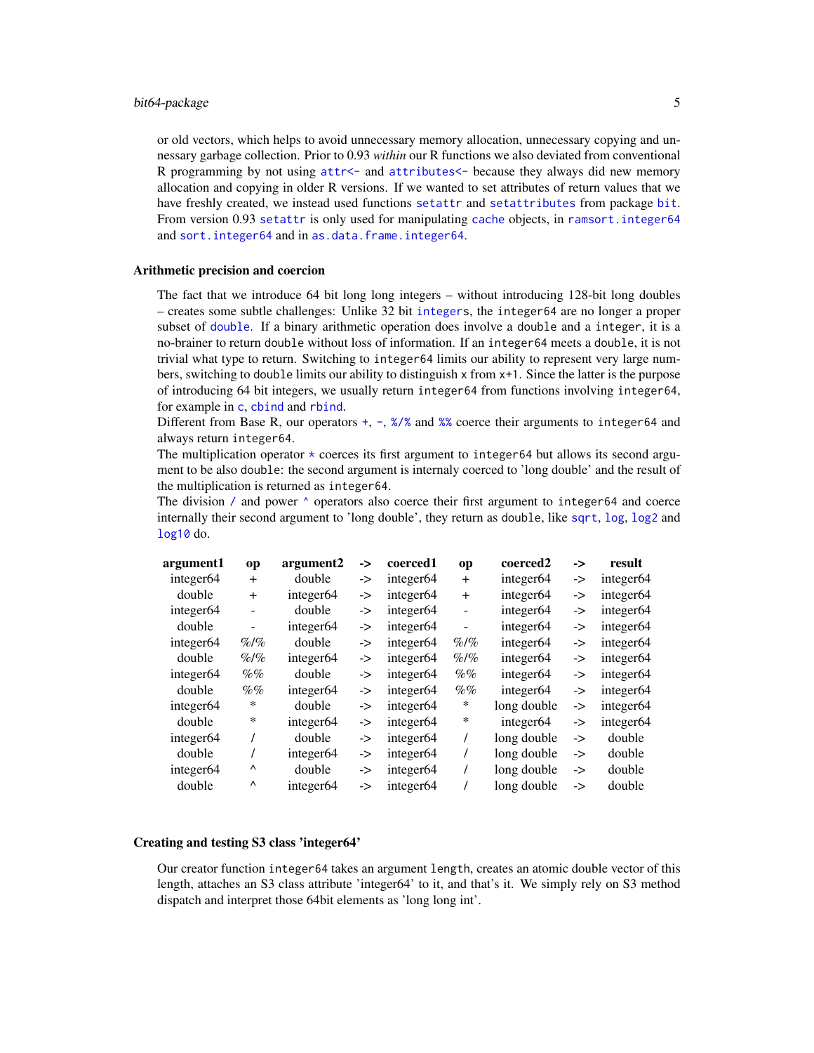or old vectors, which helps to avoid unnecessary memory allocation, unnecessary copying and unnessary garbage collection. Prior to 0.93 *within* our R functions we also deviated from conventional R programming by not using `attr<-` and `attributes<-` because they always did new memory allocation and copying in older R versions. If we wanted to set attributes of return values that we have freshly created, we instead used functions `setattr` and `setattributes` from package `bit`. From version 0.93 `setattr` is only used for manipulating `cache` objects, in `ramsort.integer64` and `sort.integer64` and in `as.data.frame.integer64`.

### Arithmetic precision and coercion

The fact that we introduce 64 bit long long integers – without introducing 128-bit long doubles – creates some subtle challenges: Unlike 32 bit `integer`s, the `integer64` are no longer a proper subset of `double`. If a binary arithmetic operation does involve a `double` and a `integer`, it is a no-brainer to return `double` without loss of information. If an `integer64` meets a `double`, it is not trivial what type to return. Switching to `integer64` limits our ability to represent very large numbers, switching to `double` limits our ability to distinguish `x` from `x+1`. Since the latter is the purpose of introducing 64 bit integers, we usually return `integer64` from functions involving `integer64`, for example in `c`, `cbind` and `rbind`.

Different from Base R, our operators `+`, `-`, `%/%` and `%%` coerce their arguments to `integer64` and always return `integer64`.

The multiplication operator `*` coerces its first argument to `integer64` but allows its second argument to be also `double`: the second argument is internaly coerced to 'long double' and the result of the multiplication is returned as `integer64`.

The division `/` and power `^` operators also coerce their first argument to `integer64` and coerce internally their second argument to 'long double', they return as `double`, like `sqrt`, `log`, `log2` and `log10` do.

| argument1 | op | argument2 | -> | coerced1 | op | coerced2 | -> | result |
|---|---|---|---|---|---|---|---|---|
| integer64 | + | double | -> | integer64 | + | integer64 | -> | integer64 |
| double | + | integer64 | -> | integer64 | + | integer64 | -> | integer64 |
| integer64 | - | double | -> | integer64 | - | integer64 | -> | integer64 |
| double | - | integer64 | -> | integer64 | - | integer64 | -> | integer64 |
| integer64 | %/% | double | -> | integer64 | %/% | integer64 | -> | integer64 |
| double | %/% | integer64 | -> | integer64 | %/% | integer64 | -> | integer64 |
| integer64 | %% | double | -> | integer64 | %% | integer64 | -> | integer64 |
| double | %% | integer64 | -> | integer64 | %% | integer64 | -> | integer64 |
| integer64 | * | double | -> | integer64 | * | long double | -> | integer64 |
| double | * | integer64 | -> | integer64 | * | integer64 | -> | integer64 |
| integer64 | / | double | -> | integer64 | / | long double | -> | double |
| double | / | integer64 | -> | integer64 | / | long double | -> | double |
| integer64 | ^ | double | -> | integer64 | / | long double | -> | double |
| double | ^ | integer64 | -> | integer64 | / | long double | -> | double |

### Creating and testing S3 class 'integer64'

Our creator function `integer64` takes an argument `length`, creates an atomic double vector of this length, attaches an S3 class attribute 'integer64' to it, and that's it. We simply rely on S3 method dispatch and interpret those 64bit elements as 'long long int'.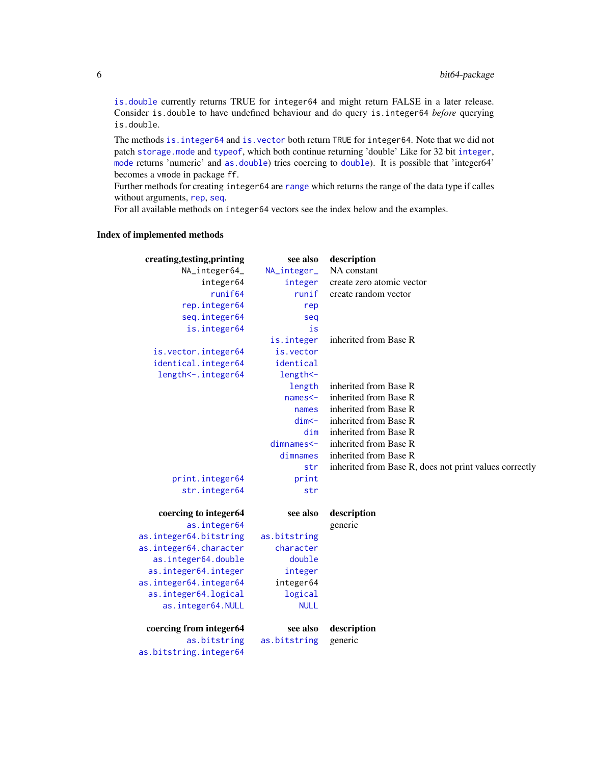is.double currently returns TRUE for integer64 and might return FALSE in a later release. Consider is.double to have undefined behaviour and do query is.integer64 *before* querying is.double.

The methods is.integer64 and is.vector both return TRUE for integer64. Note that we did not patch storage.mode and typeof, which both continue returning 'double' Like for 32 bit integer, mode returns 'numeric' and as.double) tries coercing to double). It is possible that 'integer64' becomes a vmode in package ff.
Further methods for creating integer64 are range which returns the range of the data type if calles without arguments, rep, seq.
For all available methods on integer64 vectors see the index below and the examples.

### Index of implemented methods

| creating,testing,printing | see also | description |
|---:|---:|---|
| NA_integer64_ | NA_integer_ | NA constant |
| integer64 | integer | create zero atomic vector |
| runif64 | runif | create random vector |
| rep.integer64 | rep | |
| seq.integer64 | seq | |
| is.integer64 | is | |
| | is.integer | inherited from Base R |
| is.vector.integer64 | is.vector | |
| identical.integer64 | identical | |
| length<-.integer64 | length<- | |
| | length | inherited from Base R |
| | names<- | inherited from Base R |
| | names | inherited from Base R |
| | dim<- | inherited from Base R |
| | dim | inherited from Base R |
| | dimnames<- | inherited from Base R |
| | dimnames | inherited from Base R |
| | str | inherited from Base R, does not print values correctly |
| print.integer64 | print | |
| str.integer64 | str | |

| coercing to integer64 | see also | description |
|---:|---:|---|
| as.integer64 | | generic |
| as.integer64.bitstring | as.bitstring | |
| as.integer64.character | character | |
| as.integer64.double | double | |
| as.integer64.integer | integer | |
| as.integer64.integer64 | integer64 | |
| as.integer64.logical | logical | |
| as.integer64.NULL | NULL | |

| coercing from integer64 | see also | description |
|---:|---:|---|
| as.bitstring | as.bitstring | generic |
| as.bitstring.integer64 | | |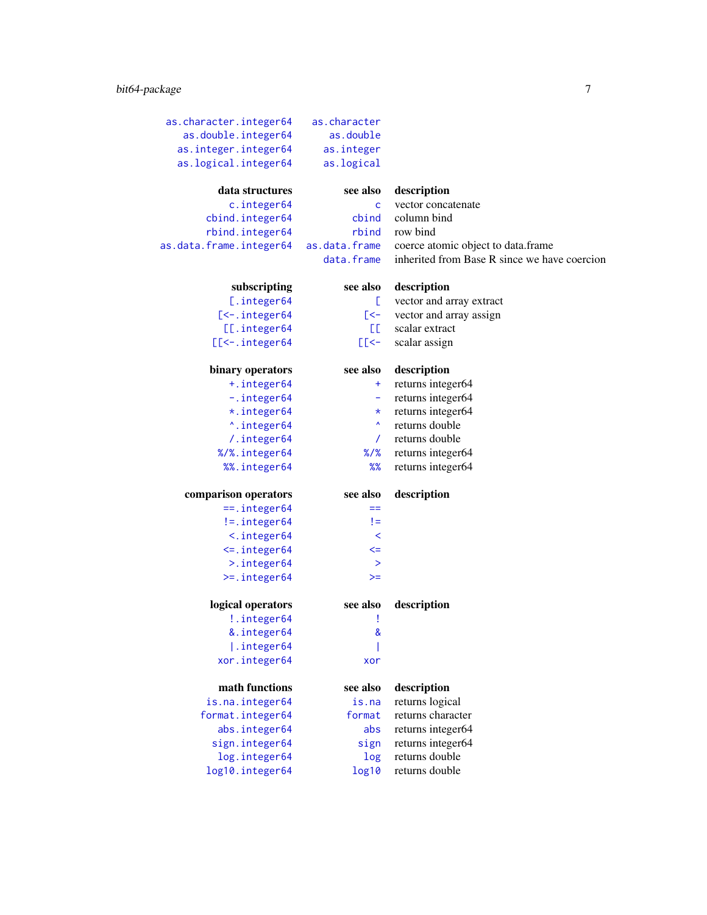| | | |
|---|---|---|
| as.character.integer64 | as.character | |
| as.double.integer64 | as.double | |
| as.integer.integer64 | as.integer | |
| as.logical.integer64 | as.logical | |

| **data structures** | **see also** | **description** |
|---|---|---|
| c.integer64 | c | vector concatenate |
| cbind.integer64 | cbind | column bind |
| rbind.integer64 | rbind | row bind |
| as.data.frame.integer64 | as.data.frame | coerce atomic object to data.frame |
| | data.frame | inherited from Base R since we have coercion |

| **subscripting** | **see also** | **description** |
|---|---|---|
| [.integer64 | [ | vector and array extract |
| [<-.integer64 | [<- | vector and array assign |
| [[.integer64 | [[ | scalar extract |
| [[<-.integer64 | [[<- | scalar assign |

| **binary operators** | **see also** | **description** |
|---|---|---|
| +.integer64 | + | returns integer64 |
| -.integer64 | - | returns integer64 |
| *.integer64 | * | returns integer64 |
| ^.integer64 | ^ | returns double |
| /.integer64 | / | returns double |
| %/%.integer64 | %/% | returns integer64 |
| %%.integer64 | %% | returns integer64 |

| **comparison operators** | **see also** | **description** |
|---|---|---|
| ==.integer64 | == | |
| !=.integer64 | != | |
| <.integer64 | < | |
| <=.integer64 | <= | |
| >.integer64 | > | |
| >=.integer64 | >= | |

| **logical operators** | **see also** | **description** |
|---|---|---|
| !.integer64 | ! | |
| &.integer64 | & | |
| \|.integer64 | \| | |
| xor.integer64 | xor | |

| **math functions** | **see also** | **description** |
|---|---|---|
| is.na.integer64 | is.na | returns logical |
| format.integer64 | format | returns character |
| abs.integer64 | abs | returns integer64 |
| sign.integer64 | sign | returns integer64 |
| log.integer64 | log | returns double |
| log10.integer64 | log10 | returns double |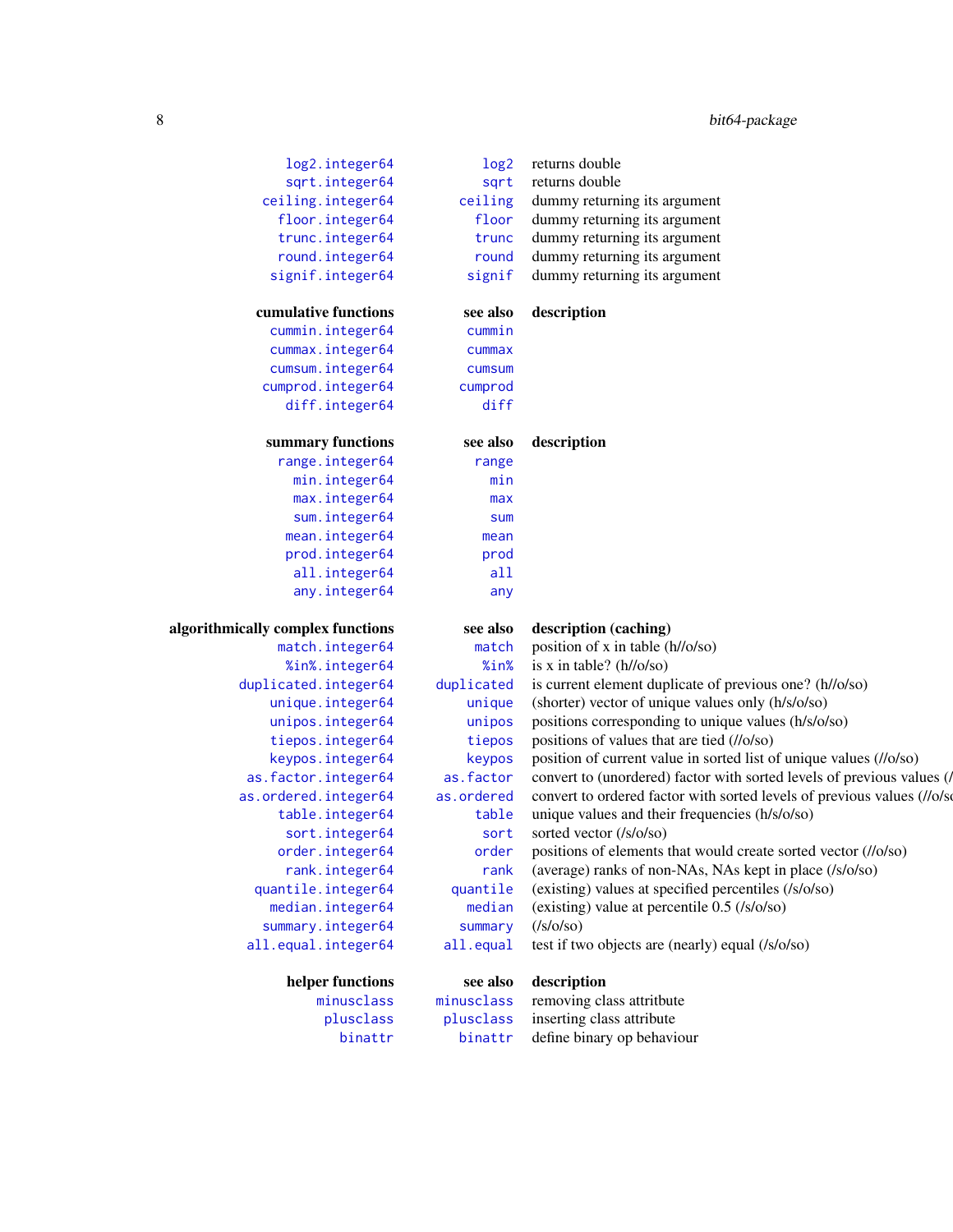| | | |
|---|---|---|
| log2.integer64 | log2 | returns double |
| sqrt.integer64 | sqrt | returns double |
| ceiling.integer64 | ceiling | dummy returning its argument |
| floor.integer64 | floor | dummy returning its argument |
| trunc.integer64 | trunc | dummy returning its argument |
| round.integer64 | round | dummy returning its argument |
| signif.integer64 | signif | dummy returning its argument |

| **cumulative functions** | **see also** | **description** |
|---|---|---|
| cummin.integer64 | cummin | |
| cummax.integer64 | cummax | |
| cumsum.integer64 | cumsum | |
| cumprod.integer64 | cumprod | |
| diff.integer64 | diff | |

| **summary functions** | **see also** | **description** |
|---|---|---|
| range.integer64 | range | |
| min.integer64 | min | |
| max.integer64 | max | |
| sum.integer64 | sum | |
| mean.integer64 | mean | |
| prod.integer64 | prod | |
| all.integer64 | all | |
| any.integer64 | any | |

| **algorithmically complex functions** | **see also** | **description (caching)** |
|---|---|---|
| match.integer64 | match | position of x in table (h//o/so) |
| %in%.integer64 | %in% | is x in table? (h//o/so) |
| duplicated.integer64 | duplicated | is current element duplicate of previous one? (h//o/so) |
| unique.integer64 | unique | (shorter) vector of unique values only (h/s/o/so) |
| unipos.integer64 | unipos | positions corresponding to unique values (h/s/o/so) |
| tiepos.integer64 | tiepos | positions of values that are tied (//o/so) |
| keypos.integer64 | keypos | position of current value in sorted list of unique values (//o/so) |
| as.factor.integer64 | as.factor | convert to (unordered) factor with sorted levels of previous values (/ |
| as.ordered.integer64 | as.ordered | convert to ordered factor with sorted levels of previous values (//o/so |
| table.integer64 | table | unique values and their frequencies (h/s/o/so) |
| sort.integer64 | sort | sorted vector (/s/o/so) |
| order.integer64 | order | positions of elements that would create sorted vector (//o/so) |
| rank.integer64 | rank | (average) ranks of non-NAs, NAs kept in place (/s/o/so) |
| quantile.integer64 | quantile | (existing) values at specified percentiles (/s/o/so) |
| median.integer64 | median | (existing) value at percentile 0.5 (/s/o/so) |
| summary.integer64 | summary | (/s/o/so) |
| all.equal.integer64 | all.equal | test if two objects are (nearly) equal (/s/o/so) |

| **helper functions** | **see also** | **description** |
|---|---|---|
| minusclass | minusclass | removing class attritbute |
| plusclass | plusclass | inserting class attribute |
| binattr | binattr | define binary op behaviour |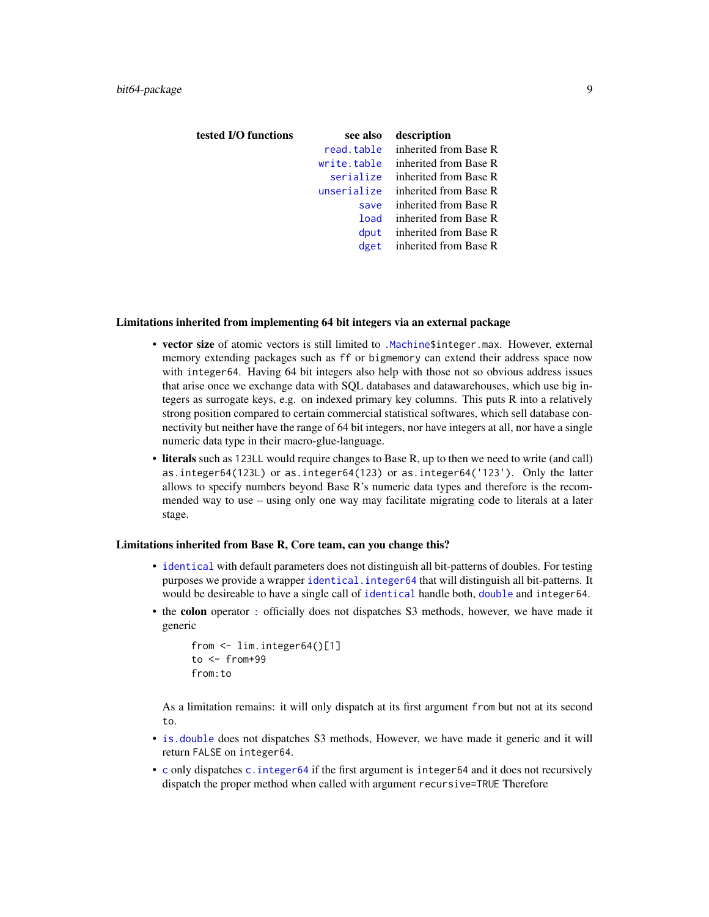| tested I/O functions | see also | description |
|---|---|---|
| | read.table | inherited from Base R |
| | write.table | inherited from Base R |
| | serialize | inherited from Base R |
| | unserialize | inherited from Base R |
| | save | inherited from Base R |
| | load | inherited from Base R |
| | dput | inherited from Base R |
| | dget | inherited from Base R |

### Limitations inherited from implementing 64 bit integers via an external package

- **vector size** of atomic vectors is still limited to `.Machine$integer.max`. However, external memory extending packages such as `ff` or `bigmemory` can extend their address space now with `integer64`. Having 64 bit integers also help with those not so obvious address issues that arise once we exchange data with SQL databases and datawarehouses, which use big integers as surrogate keys, e.g. on indexed primary key columns. This puts R into a relatively strong position compared to certain commercial statistical softwares, which sell database connectivity but neither have the range of 64 bit integers, nor have integers at all, nor have a single numeric data type in their macro-glue-language.
- **literals** such as `123LL` would require changes to Base R, up to then we need to write (and call) `as.integer64(123L)` or `as.integer64(123)` or `as.integer64('123')`. Only the latter allows to specify numbers beyond Base R's numeric data types and therefore is the recommended way to use – using only one way may facilitate migrating code to literals at a later stage.

### Limitations inherited from Base R, Core team, can you change this?

- `identical` with default parameters does not distinguish all bit-patterns of doubles. For testing purposes we provide a wrapper `identical.integer64` that will distinguish all bit-patterns. It would be desireable to have a single call of `identical` handle both, `double` and `integer64`.
- the **colon** operator `:` officially does not dispatches S3 methods, however, we have made it generic

  ```
  from <- lim.integer64()[1]
  to <- from+99
  from:to
  ```

  As a limitation remains: it will only dispatch at its first argument `from` but not at its second `to`.
- `is.double` does not dispatches S3 methods, However, we have made it generic and it will return `FALSE` on `integer64`.
- `c` only dispatches `c.integer64` if the first argument is `integer64` and it does not recursively dispatch the proper method when called with argument `recursive=TRUE` Therefore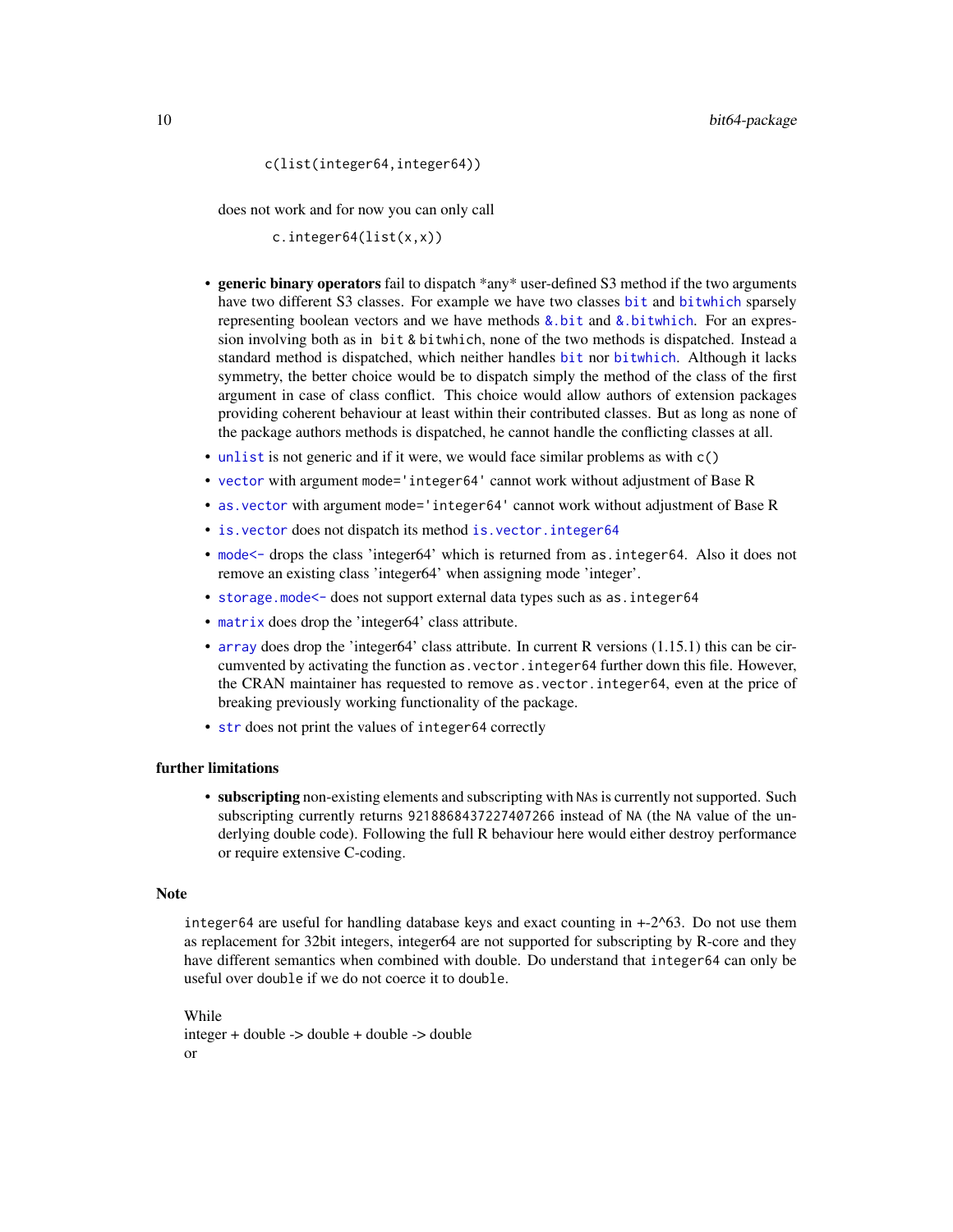```
c(list(integer64,integer64))
```

does not work and for now you can only call

```
c.integer64(list(x,x))
```

- **generic binary operators** fail to dispatch *any* user-defined S3 method if the two arguments have two different S3 classes. For example we have two classes `bit` and `bitwhich` sparsely representing boolean vectors and we have methods `&.bit` and `&.bitwhich`. For an expression involving both as in `bit & bitwhich`, none of the two methods is dispatched. Instead a standard method is dispatched, which neither handles `bit` nor `bitwhich`. Although it lacks symmetry, the better choice would be to dispatch simply the method of the class of the first argument in case of class conflict. This choice would allow authors of extension packages providing coherent behaviour at least within their contributed classes. But as long as none of the package authors methods is dispatched, he cannot handle the conflicting classes at all.
- `unlist` is not generic and if it were, we would face similar problems as with `c()`
- `vector` with argument `mode='integer64'` cannot work without adjustment of Base R
- `as.vector` with argument `mode='integer64'` cannot work without adjustment of Base R
- `is.vector` does not dispatch its method `is.vector.integer64`
- `mode<-` drops the class 'integer64' which is returned from `as.integer64`. Also it does not remove an existing class 'integer64' when assigning mode 'integer'.
- `storage.mode<-` does not support external data types such as `as.integer64`
- `matrix` does drop the 'integer64' class attribute.
- `array` does drop the 'integer64' class attribute. In current R versions (1.15.1) this can be circumvented by activating the function `as.vector.integer64` further down this file. However, the CRAN maintainer has requested to remove `as.vector.integer64`, even at the price of breaking previously working functionality of the package.
- `str` does not print the values of `integer64` correctly

### further limitations

- **subscripting** non-existing elements and subscripting with `NA`s is currently not supported. Such subscripting currently returns `9218868437227407266` instead of `NA` (the `NA` value of the underlying double code). Following the full R behaviour here would either destroy performance or require extensive C-coding.

## Note

`integer64` are useful for handling database keys and exact counting in +-2^63. Do not use them as replacement for 32bit integers, integer64 are not supported for subscripting by R-core and they have different semantics when combined with double. Do understand that `integer64` can only be useful over `double` if we do not coerce it to `double`.

While
integer + double -> double + double -> double
or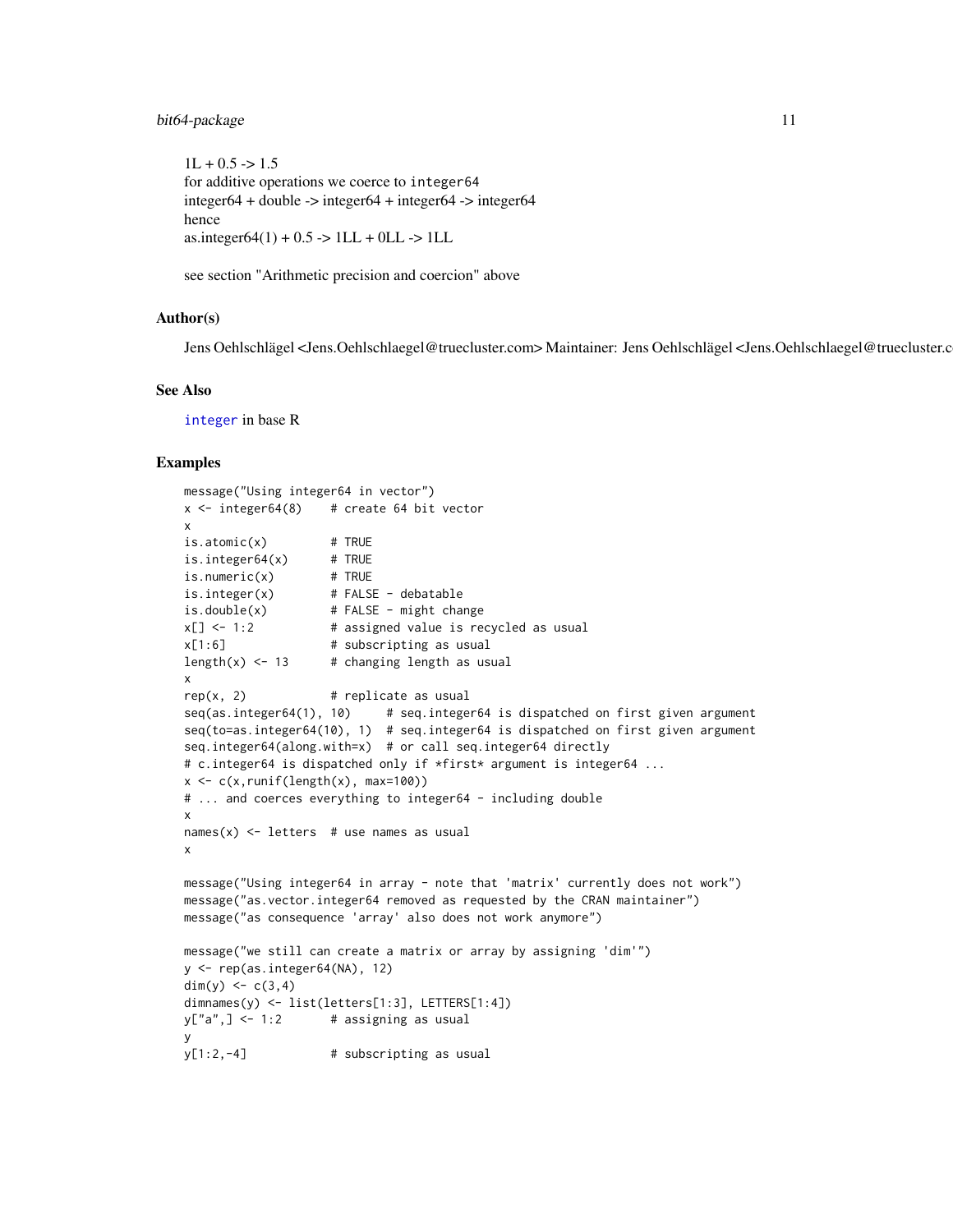1L + 0.5 -> 1.5
for additive operations we coerce to `integer64`
integer64 + double -> integer64 + integer64 -> integer64
hence
as.integer64(1) + 0.5 -> 1LL + 0LL -> 1LL

see section "Arithmetic precision and coercion" above

### Author(s)

Jens Oehlschlägel <Jens.Oehlschlaegel@truecluster.com> Maintainer: Jens Oehlschlägel <Jens.Oehlschlaegel@truecluster.c

### See Also

`integer` in base R

### Examples

```
message("Using integer64 in vector")
x <- integer64(8)    # create 64 bit vector
x
is.atomic(x)         # TRUE
is.integer64(x)      # TRUE
is.numeric(x)        # TRUE
is.integer(x)        # FALSE - debatable
is.double(x)         # FALSE - might change
x[] <- 1:2           # assigned value is recycled as usual
x[1:6]               # subscripting as usual
length(x) <- 13      # changing length as usual
x
rep(x, 2)            # replicate as usual
seq(as.integer64(1), 10)     # seq.integer64 is dispatched on first given argument
seq(to=as.integer64(10), 1)  # seq.integer64 is dispatched on first given argument
seq.integer64(along.with=x)  # or call seq.integer64 directly
# c.integer64 is dispatched only if *first* argument is integer64 ...
x <- c(x,runif(length(x), max=100))
# ... and coerces everything to integer64 - including double
x
names(x) <- letters  # use names as usual
x

message("Using integer64 in array - note that 'matrix' currently does not work")
message("as.vector.integer64 removed as requested by the CRAN maintainer")
message("as consequence 'array' also does not work anymore")

message("we still can create a matrix or array by assigning 'dim'")
y <- rep(as.integer64(NA), 12)
dim(y) <- c(3,4)
dimnames(y) <- list(letters[1:3], LETTERS[1:4])
y["a",] <- 1:2       # assigning as usual
y
y[1:2,-4]            # subscripting as usual
```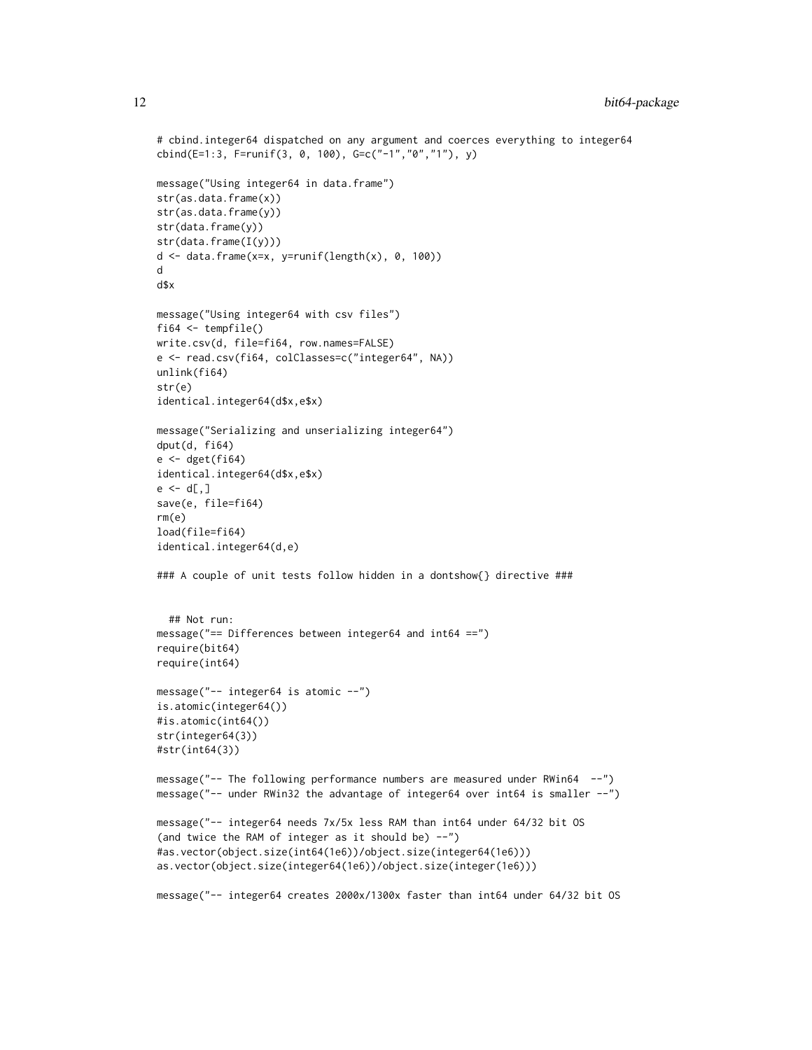```
# cbind.integer64 dispatched on any argument and coerces everything to integer64
cbind(E=1:3, F=runif(3, 0, 100), G=c("-1","0","1"), y)

message("Using integer64 in data.frame")
str(as.data.frame(x))
str(as.data.frame(y))
str(data.frame(y))
str(data.frame(I(y)))
d <- data.frame(x=x, y=runif(length(x), 0, 100))
d
d$x

message("Using integer64 with csv files")
fi64 <- tempfile()
write.csv(d, file=fi64, row.names=FALSE)
e <- read.csv(fi64, colClasses=c("integer64", NA))
unlink(fi64)
str(e)
identical.integer64(d$x,e$x)

message("Serializing and unserializing integer64")
dput(d, fi64)
e <- dget(fi64)
identical.integer64(d$x,e$x)
e <- d[,]
save(e, file=fi64)
rm(e)
load(file=fi64)
identical.integer64(d,e)

### A couple of unit tests follow hidden in a dontshow{} directive ###


  ## Not run:
message("== Differences between integer64 and int64 ==")
require(bit64)
require(int64)

message("-- integer64 is atomic --")
is.atomic(integer64())
#is.atomic(int64())
str(integer64(3))
#str(int64(3))

message("-- The following performance numbers are measured under RWin64  --")
message("-- under RWin32 the advantage of integer64 over int64 is smaller --")

message("-- integer64 needs 7x/5x less RAM than int64 under 64/32 bit OS
(and twice the RAM of integer as it should be) --")
#as.vector(object.size(int64(1e6))/object.size(integer64(1e6)))
as.vector(object.size(integer64(1e6))/object.size(integer(1e6)))

message("-- integer64 creates 2000x/1300x faster than int64 under 64/32 bit OS
```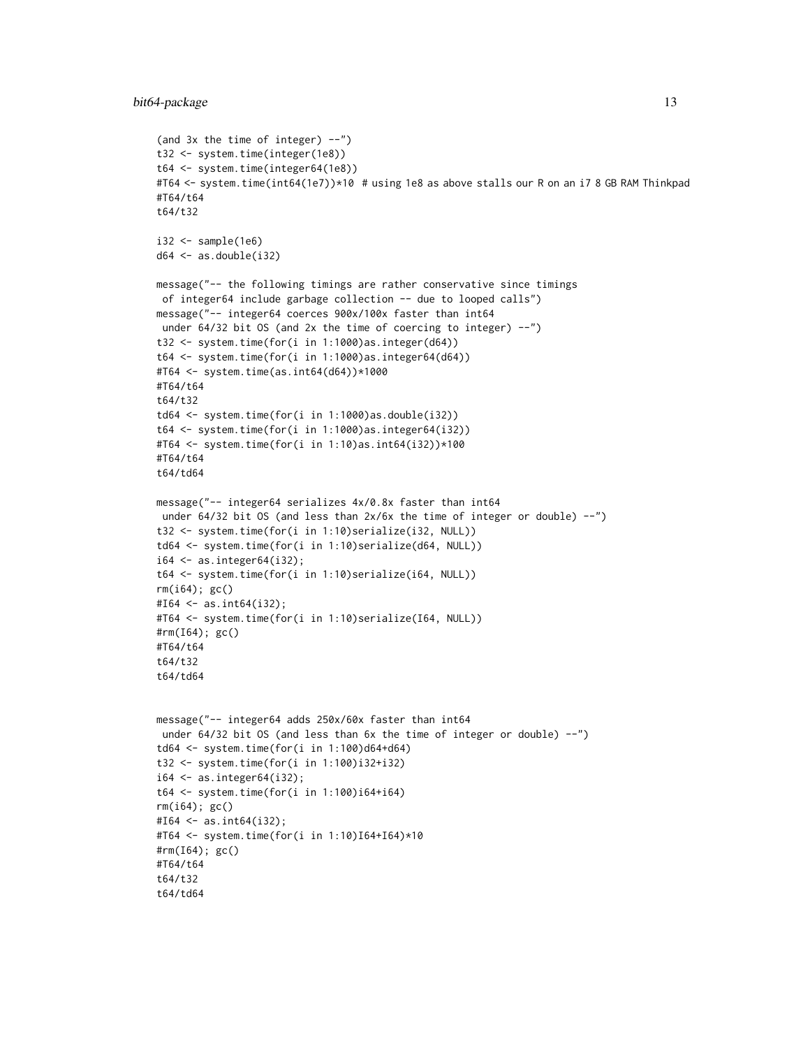```
(and 3x the time of integer) --")
t32 <- system.time(integer(1e8))
t64 <- system.time(integer64(1e8))
#T64 <- system.time(int64(1e7))*10  # using 1e8 as above stalls our R on an i7 8 GB RAM Thinkpad
#T64/t64
t64/t32

i32 <- sample(1e6)
d64 <- as.double(i32)

message("-- the following timings are rather conservative since timings
 of integer64 include garbage collection -- due to looped calls")
message("-- integer64 coerces 900x/100x faster than int64
 under 64/32 bit OS (and 2x the time of coercing to integer) --")
t32 <- system.time(for(i in 1:1000)as.integer(d64))
t64 <- system.time(for(i in 1:1000)as.integer64(d64))
#T64 <- system.time(as.int64(d64))*1000
#T64/t64
t64/t32
td64 <- system.time(for(i in 1:1000)as.double(i32))
t64 <- system.time(for(i in 1:1000)as.integer64(i32))
#T64 <- system.time(for(i in 1:10)as.int64(i32))*100
#T64/t64
t64/td64

message("-- integer64 serializes 4x/0.8x faster than int64
 under 64/32 bit OS (and less than 2x/6x the time of integer or double) --")
t32 <- system.time(for(i in 1:10)serialize(i32, NULL))
td64 <- system.time(for(i in 1:10)serialize(d64, NULL))
i64 <- as.integer64(i32);
t64 <- system.time(for(i in 1:10)serialize(i64, NULL))
rm(i64); gc()
#I64 <- as.int64(i32);
#T64 <- system.time(for(i in 1:10)serialize(I64, NULL))
#rm(I64); gc()
#T64/t64
t64/t32
t64/td64


message("-- integer64 adds 250x/60x faster than int64
 under 64/32 bit OS (and less than 6x the time of integer or double) --")
td64 <- system.time(for(i in 1:100)d64+d64)
t32 <- system.time(for(i in 1:100)i32+i32)
i64 <- as.integer64(i32);
t64 <- system.time(for(i in 1:100)i64+i64)
rm(i64); gc()
#I64 <- as.int64(i32);
#T64 <- system.time(for(i in 1:10)I64+I64)*10
#rm(I64); gc()
#T64/t64
t64/t32
t64/td64
```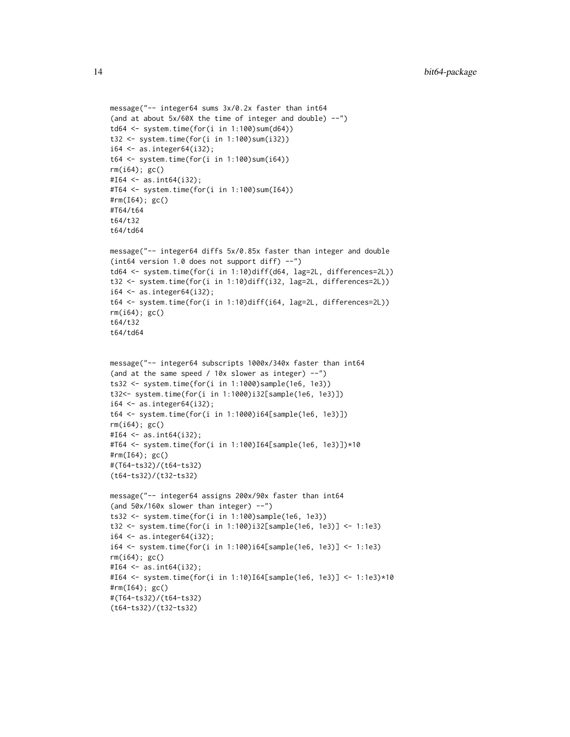```
message("-- integer64 sums 3x/0.2x faster than int64
(and at about 5x/60X the time of integer and double) --")
td64 <- system.time(for(i in 1:100)sum(d64))
t32 <- system.time(for(i in 1:100)sum(i32))
i64 <- as.integer64(i32);
t64 <- system.time(for(i in 1:100)sum(i64))
rm(i64); gc()
#I64 <- as.int64(i32);
#T64 <- system.time(for(i in 1:100)sum(I64))
#rm(I64); gc()
#T64/t64
t64/t32
t64/td64

message("-- integer64 diffs 5x/0.85x faster than integer and double
(int64 version 1.0 does not support diff) --")
td64 <- system.time(for(i in 1:10)diff(d64, lag=2L, differences=2L))
t32 <- system.time(for(i in 1:10)diff(i32, lag=2L, differences=2L))
i64 <- as.integer64(i32);
t64 <- system.time(for(i in 1:10)diff(i64, lag=2L, differences=2L))
rm(i64); gc()
t64/t32
t64/td64


message("-- integer64 subscripts 1000x/340x faster than int64
(and at the same speed / 10x slower as integer) --")
ts32 <- system.time(for(i in 1:1000)sample(1e6, 1e3))
t32<- system.time(for(i in 1:1000)i32[sample(1e6, 1e3)])
i64 <- as.integer64(i32);
t64 <- system.time(for(i in 1:1000)i64[sample(1e6, 1e3)])
rm(i64); gc()
#I64 <- as.int64(i32);
#T64 <- system.time(for(i in 1:100)I64[sample(1e6, 1e3)])*10
#rm(I64); gc()
#(T64-ts32)/(t64-ts32)
(t64-ts32)/(t32-ts32)

message("-- integer64 assigns 200x/90x faster than int64
(and 50x/160x slower than integer) --")
ts32 <- system.time(for(i in 1:100)sample(1e6, 1e3))
t32 <- system.time(for(i in 1:100)i32[sample(1e6, 1e3)] <- 1:1e3)
i64 <- as.integer64(i32);
i64 <- system.time(for(i in 1:100)i64[sample(1e6, 1e3)] <- 1:1e3)
rm(i64); gc()
#I64 <- as.int64(i32);
#I64 <- system.time(for(i in 1:10)I64[sample(1e6, 1e3)] <- 1:1e3)*10
#rm(I64); gc()
#(T64-ts32)/(t64-ts32)
(t64-ts32)/(t32-ts32)
```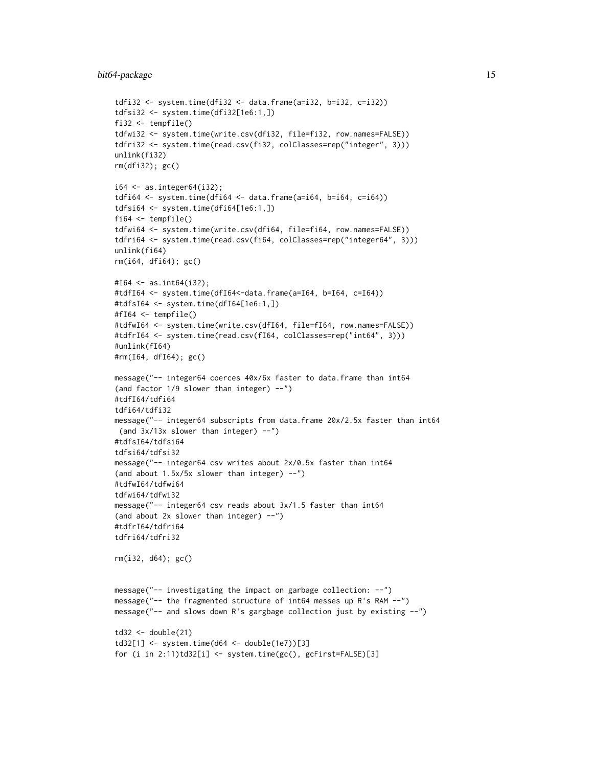```
tdfi32 <- system.time(dfi32 <- data.frame(a=i32, b=i32, c=i32))
tdfsi32 <- system.time(dfi32[1e6:1,])
fi32 <- tempfile()
tdfwi32 <- system.time(write.csv(dfi32, file=fi32, row.names=FALSE))
tdfri32 <- system.time(read.csv(fi32, colClasses=rep("integer", 3)))
unlink(fi32)
rm(dfi32); gc()

i64 <- as.integer64(i32);
tdfi64 <- system.time(dfi64 <- data.frame(a=i64, b=i64, c=i64))
tdfsi64 <- system.time(dfi64[1e6:1,])
fi64 <- tempfile()
tdfwi64 <- system.time(write.csv(dfi64, file=fi64, row.names=FALSE))
tdfri64 <- system.time(read.csv(fi64, colClasses=rep("integer64", 3)))
unlink(fi64)
rm(i64, dfi64); gc()

#I64 <- as.int64(i32);
#tdfI64 <- system.time(dfI64<-data.frame(a=I64, b=I64, c=I64))
#tdfsI64 <- system.time(dfI64[1e6:1,])
#fI64 <- tempfile()
#tdfwI64 <- system.time(write.csv(dfI64, file=fI64, row.names=FALSE))
#tdfrI64 <- system.time(read.csv(fI64, colClasses=rep("int64", 3)))
#unlink(fI64)
#rm(I64, dfI64); gc()

message("-- integer64 coerces 40x/6x faster to data.frame than int64
(and factor 1/9 slower than integer) --")
#tdfI64/tdfi64
tdfi64/tdfi32
message("-- integer64 subscripts from data.frame 20x/2.5x faster than int64
 (and 3x/13x slower than integer) --")
#tdfsI64/tdfsi64
tdfsi64/tdfsi32
message("-- integer64 csv writes about 2x/0.5x faster than int64
(and about 1.5x/5x slower than integer) --")
#tdfwI64/tdfwi64
tdfwi64/tdfwi32
message("-- integer64 csv reads about 3x/1.5 faster than int64
(and about 2x slower than integer) --")
#tdfrI64/tdfri64
tdfri64/tdfri32

rm(i32, d64); gc()


message("-- investigating the impact on garbage collection: --")
message("-- the fragmented structure of int64 messes up R's RAM --")
message("-- and slows down R's gargbage collection just by existing --")

td32 <- double(21)
td32[1] <- system.time(d64 <- double(1e7))[3]
for (i in 2:11)td32[i] <- system.time(gc(), gcFirst=FALSE)[3]
```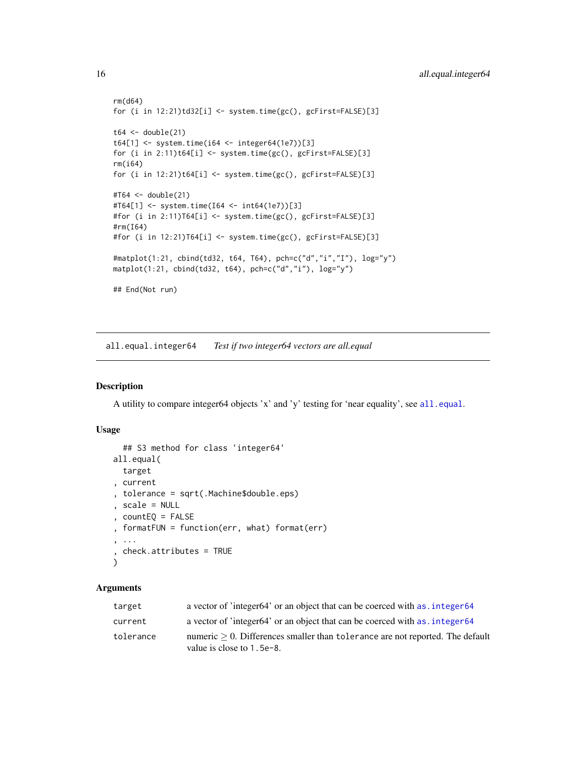```
rm(d64)
for (i in 12:21)td32[i] <- system.time(gc(), gcFirst=FALSE)[3]

t64 <- double(21)
t64[1] <- system.time(i64 <- integer64(1e7))[3]
for (i in 2:11)t64[i] <- system.time(gc(), gcFirst=FALSE)[3]
rm(i64)
for (i in 12:21)t64[i] <- system.time(gc(), gcFirst=FALSE)[3]

#T64 <- double(21)
#T64[1] <- system.time(I64 <- int64(1e7))[3]
#for (i in 2:11)T64[i] <- system.time(gc(), gcFirst=FALSE)[3]
#rm(I64)
#for (i in 12:21)T64[i] <- system.time(gc(), gcFirst=FALSE)[3]

#matplot(1:21, cbind(td32, t64, T64), pch=c("d","i","I"), log="y")
matplot(1:21, cbind(td32, t64), pch=c("d","i"), log="y")

## End(Not run)
```

## all.equal.integer64 &nbsp;&nbsp;&nbsp; *Test if two integer64 vectors are all.equal*

### Description

A utility to compare integer64 objects 'x' and 'y' testing for 'near equality', see all.equal.

### Usage

```
  ## S3 method for class 'integer64'
all.equal(
  target
, current
, tolerance = sqrt(.Machine$double.eps)
, scale = NULL
, countEQ = FALSE
, formatFUN = function(err, what) format(err)
, ...
, check.attributes = TRUE
)
```

### Arguments

| | |
|---|---|
| target | a vector of 'integer64' or an object that can be coerced with as.integer64 |
| current | a vector of 'integer64' or an object that can be coerced with as.integer64 |
| tolerance | numeric $\geq 0$. Differences smaller than tolerance are not reported. The default value is close to 1.5e-8. |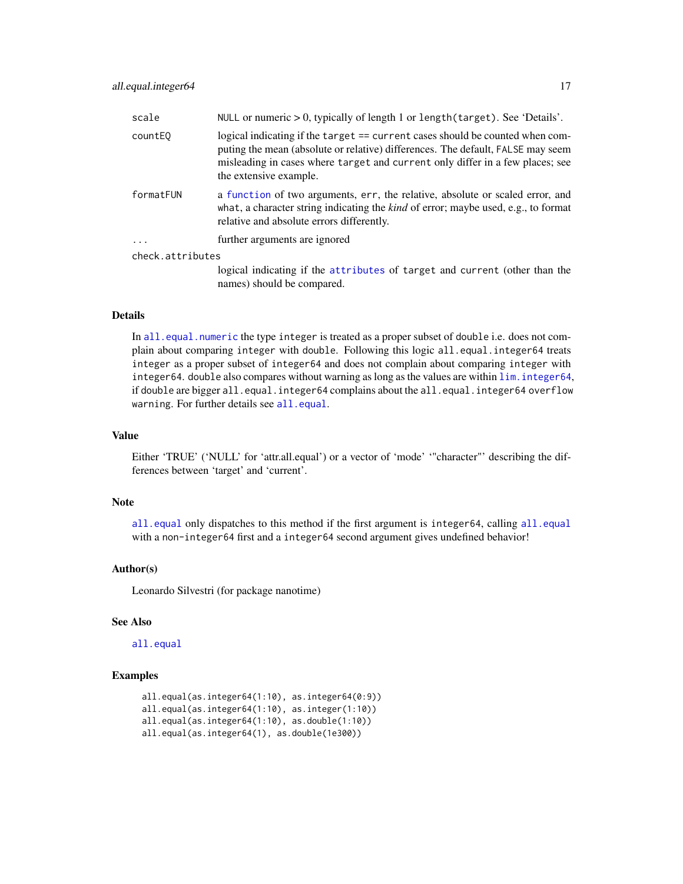| | |
|---|---|
| scale | NULL or numeric > 0, typically of length 1 or length(target). See 'Details'. |
| countEQ | logical indicating if the target == current cases should be counted when computing the mean (absolute or relative) differences. The default, FALSE may seem misleading in cases where target and current only differ in a few places; see the extensive example. |
| formatFUN | a function of two arguments, err, the relative, absolute or scaled error, and what, a character string indicating the *kind* of error; maybe used, e.g., to format relative and absolute errors differently. |
| ... | further arguments are ignored |
| check.attributes | logical indicating if the attributes of target and current (other than the names) should be compared. |

## Details

In all.equal.numeric the type integer is treated as a proper subset of double i.e. does not complain about comparing integer with double. Following this logic all.equal.integer64 treats integer as a proper subset of integer64 and does not complain about comparing integer with integer64. double also compares without warning as long as the values are within lim.integer64, if double are bigger all.equal.integer64 complains about the all.equal.integer64 overflow warning. For further details see all.equal.

## Value

Either 'TRUE' ('NULL' for 'attr.all.equal') or a vector of 'mode' '"character"' describing the differences between 'target' and 'current'.

## Note

all.equal only dispatches to this method if the first argument is integer64, calling all.equal with a non-integer64 first and a integer64 second argument gives undefined behavior!

## Author(s)

Leonardo Silvestri (for package nanotime)

## See Also

all.equal

## Examples

```
all.equal(as.integer64(1:10), as.integer64(0:9))
all.equal(as.integer64(1:10), as.integer(1:10))
all.equal(as.integer64(1:10), as.double(1:10))
all.equal(as.integer64(1), as.double(1e300))
```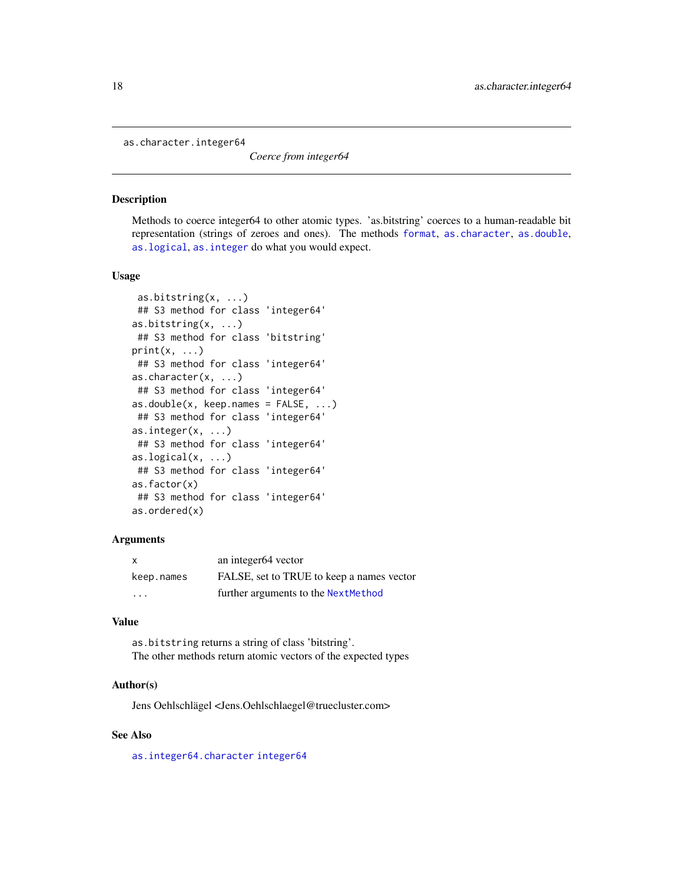as.character.integer64

*Coerce from integer64*

## Description

Methods to coerce integer64 to other atomic types. 'as.bitstring' coerces to a human-readable bit representation (strings of zeroes and ones). The methods format, as.character, as.double, as.logical, as.integer do what you would expect.

## Usage

```
 as.bitstring(x, ...)
 ## S3 method for class 'integer64'
as.bitstring(x, ...)
 ## S3 method for class 'bitstring'
print(x, ...)
 ## S3 method for class 'integer64'
as.character(x, ...)
 ## S3 method for class 'integer64'
as.double(x, keep.names = FALSE, ...)
 ## S3 method for class 'integer64'
as.integer(x, ...)
 ## S3 method for class 'integer64'
as.logical(x, ...)
 ## S3 method for class 'integer64'
as.factor(x)
 ## S3 method for class 'integer64'
as.ordered(x)
```

## Arguments

| | |
|---|---|
| x | an integer64 vector |
| keep.names | FALSE, set to TRUE to keep a names vector |
| ... | further arguments to the NextMethod |

## Value

as.bitstring returns a string of class 'bitstring'.
The other methods return atomic vectors of the expected types

## Author(s)

Jens Oehlschlägel <Jens.Oehlschlaegel@truecluster.com>

## See Also

as.integer64.character integer64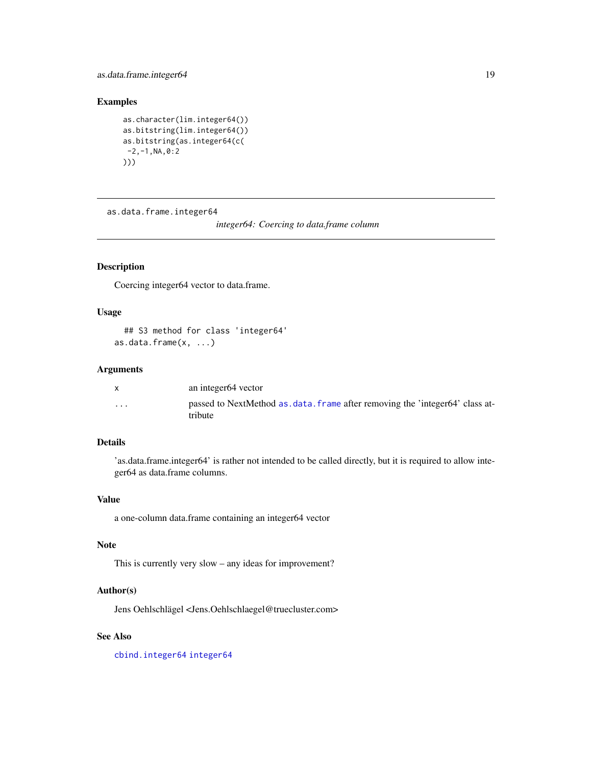## Examples

```
as.character(lim.integer64())
as.bitstring(lim.integer64())
as.bitstring(as.integer64(c(
 -2,-1,NA,0:2
)))
```

---

as.data.frame.integer64        *integer64: Coercing to data.frame column*

---

## Description

Coercing integer64 vector to data.frame.

## Usage

```
## S3 method for class 'integer64'
as.data.frame(x, ...)
```

## Arguments

| | |
|---|---|
| x | an integer64 vector |
| ... | passed to NextMethod `as.data.frame` after removing the 'integer64' class attribute |

## Details

'as.data.frame.integer64' is rather not intended to be called directly, but it is required to allow integer64 as data.frame columns.

## Value

a one-column data.frame containing an integer64 vector

## Note

This is currently very slow – any ideas for improvement?

## Author(s)

Jens Oehlschlägel <Jens.Oehlschlaegel@truecluster.com>

## See Also

`cbind.integer64` `integer64`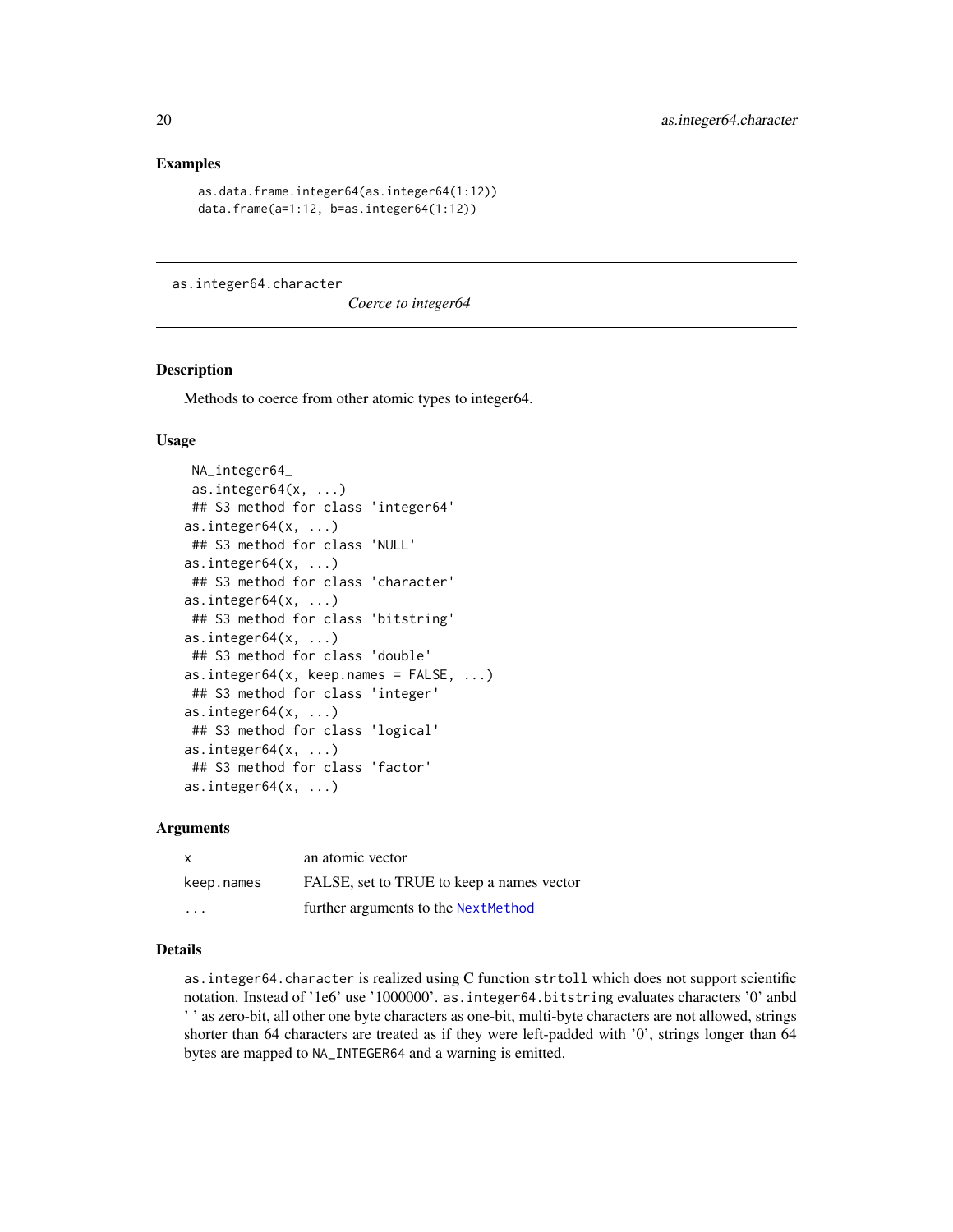## Examples

```
as.data.frame.integer64(as.integer64(1:12))
data.frame(a=1:12, b=as.integer64(1:12))
```

---

as.integer64.character *Coerce to integer64*

---

### Description

Methods to coerce from other atomic types to integer64.

### Usage

```
 NA_integer64_
 as.integer64(x, ...)
 ## S3 method for class 'integer64'
as.integer64(x, ...)
 ## S3 method for class 'NULL'
as.integer64(x, ...)
 ## S3 method for class 'character'
as.integer64(x, ...)
 ## S3 method for class 'bitstring'
as.integer64(x, ...)
 ## S3 method for class 'double'
as.integer64(x, keep.names = FALSE, ...)
 ## S3 method for class 'integer'
as.integer64(x, ...)
 ## S3 method for class 'logical'
as.integer64(x, ...)
 ## S3 method for class 'factor'
as.integer64(x, ...)
```

### Arguments

| | |
|---|---|
| x | an atomic vector |
| keep.names | FALSE, set to TRUE to keep a names vector |
| ... | further arguments to the NextMethod |

### Details

`as.integer64.character` is realized using C function `strtoll` which does not support scientific notation. Instead of '1e6' use '1000000'. `as.integer64.bitstring` evaluates characters '0' anbd ' ' as zero-bit, all other one byte characters as one-bit, multi-byte characters are not allowed, strings shorter than 64 characters are treated as if they were left-padded with '0', strings longer than 64 bytes are mapped to `NA_INTEGER64` and a warning is emitted.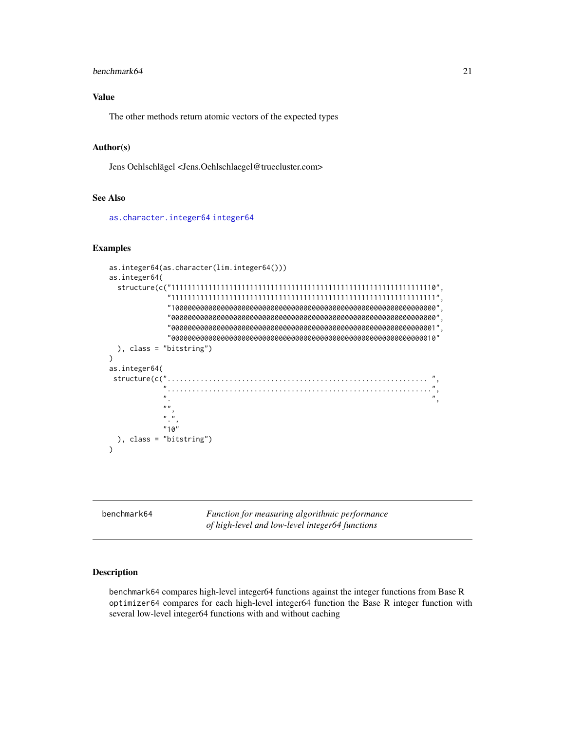### Value

The other methods return atomic vectors of the expected types

### Author(s)

Jens Oehlschlägel <Jens.Oehlschlaegel@truecluster.com>

### See Also

as.character.integer64 integer64

### Examples

```
as.integer64(as.character(lim.integer64()))
as.integer64(
  structure(c("1111111111111111111111111111111111111111111111111111111111111110",
              "1111111111111111111111111111111111111111111111111111111111111111",
              "1000000000000000000000000000000000000000000000000000000000000000",
              "0000000000000000000000000000000000000000000000000000000000000000",
              "0000000000000000000000000000000000000000000000000000000000000001",
              "0000000000000000000000000000000000000000000000000000000000000010"
  ), class = "bitstring")
)
as.integer64(
 structure(c("............................................................... ",
             "................................................................",
             ".                                                               ",
             "",
             ".",
             "10"
  ), class = "bitstring")
)
```

---

## benchmark64 — *Function for measuring algorithmic performance of high-level and low-level integer64 functions*

### Description

benchmark64 compares high-level integer64 functions against the integer functions from Base R
optimizer64 compares for each high-level integer64 function the Base R integer function with several low-level integer64 functions with and without caching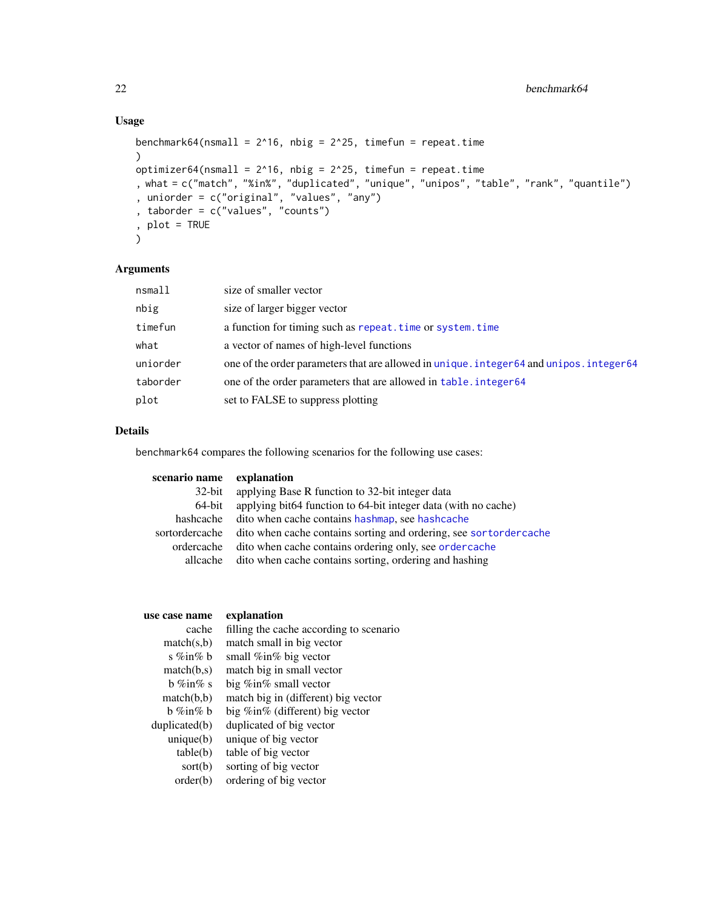## Usage

```
benchmark64(nsmall = 2^16, nbig = 2^25, timefun = repeat.time
)
optimizer64(nsmall = 2^16, nbig = 2^25, timefun = repeat.time
, what = c("match", "%in%", "duplicated", "unique", "unipos", "table", "rank", "quantile")
, uniorder = c("original", "values", "any")
, taborder = c("values", "counts")
, plot = TRUE
)
```

## Arguments

| | |
|---|---|
| nsmall | size of smaller vector |
| nbig | size of larger bigger vector |
| timefun | a function for timing such as repeat.time or system.time |
| what | a vector of names of high-level functions |
| uniorder | one of the order parameters that are allowed in unique.integer64 and unipos.integer64 |
| taborder | one of the order parameters that are allowed in table.integer64 |
| plot | set to FALSE to suppress plotting |

## Details

benchmark64 compares the following scenarios for the following use cases:

| scenario name | explanation |
|---|---|
| 32-bit | applying Base R function to 32-bit integer data |
| 64-bit | applying bit64 function to 64-bit integer data (with no cache) |
| hashcache | dito when cache contains hashmap, see hashcache |
| sortordercache | dito when cache contains sorting and ordering, see sortordercache |
| ordercache | dito when cache contains ordering only, see ordercache |
| allcache | dito when cache contains sorting, ordering and hashing |

| use case name | explanation |
|---|---|
| cache | filling the cache according to scenario |
| match(s,b) | match small in big vector |
| s %in% b | small %in% big vector |
| match(b,s) | match big in small vector |
| b %in% s | big %in% small vector |
| match(b,b) | match big in (different) big vector |
| b %in% b | big %in% (different) big vector |
| duplicated(b) | duplicated of big vector |
| unique(b) | unique of big vector |
| table(b) | table of big vector |
| sort(b) | sorting of big vector |
| order(b) | ordering of big vector |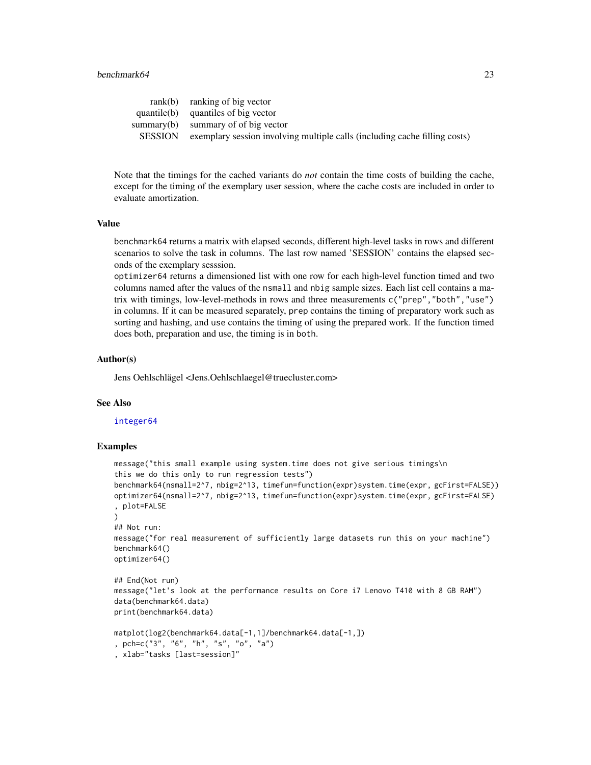| | |
|---|---|
| rank(b) | ranking of big vector |
| quantile(b) | quantiles of big vector |
| summary(b) | summary of of big vector |
| SESSION | exemplary session involving multiple calls (including cache filling costs) |

Note that the timings for the cached variants do *not* contain the time costs of building the cache, except for the timing of the exemplary user session, where the cache costs are included in order to evaluate amortization.

## Value

`benchmark64` returns a matrix with elapsed seconds, different high-level tasks in rows and different scenarios to solve the task in columns. The last row named 'SESSION' contains the elapsed seconds of the exemplary sesssion.

`optimizer64` returns a dimensioned list with one row for each high-level function timed and two columns named after the values of the `nsmall` and `nbig` sample sizes. Each list cell contains a matrix with timings, low-level-methods in rows and three measurements `c("prep","both","use")` in columns. If it can be measured separately, `prep` contains the timing of preparatory work such as sorting and hashing, and `use` contains the timing of using the prepared work. If the function timed does both, preparation and use, the timing is in `both`.

## Author(s)

Jens Oehlschlägel <Jens.Oehlschlaegel@truecluster.com>

## See Also

`integer64`

## Examples

```
message("this small example using system.time does not give serious timings\n
this we do this only to run regression tests")
benchmark64(nsmall=2^7, nbig=2^13, timefun=function(expr)system.time(expr, gcFirst=FALSE))
optimizer64(nsmall=2^7, nbig=2^13, timefun=function(expr)system.time(expr, gcFirst=FALSE)
, plot=FALSE
)
## Not run:
message("for real measurement of sufficiently large datasets run this on your machine")
benchmark64()
optimizer64()

## End(Not run)
message("let's look at the performance results on Core i7 Lenovo T410 with 8 GB RAM")
data(benchmark64.data)
print(benchmark64.data)

matplot(log2(benchmark64.data[-1,1]/benchmark64.data[-1,])
, pch=c("3", "6", "h", "s", "o", "a")
, xlab="tasks [last=session]"
```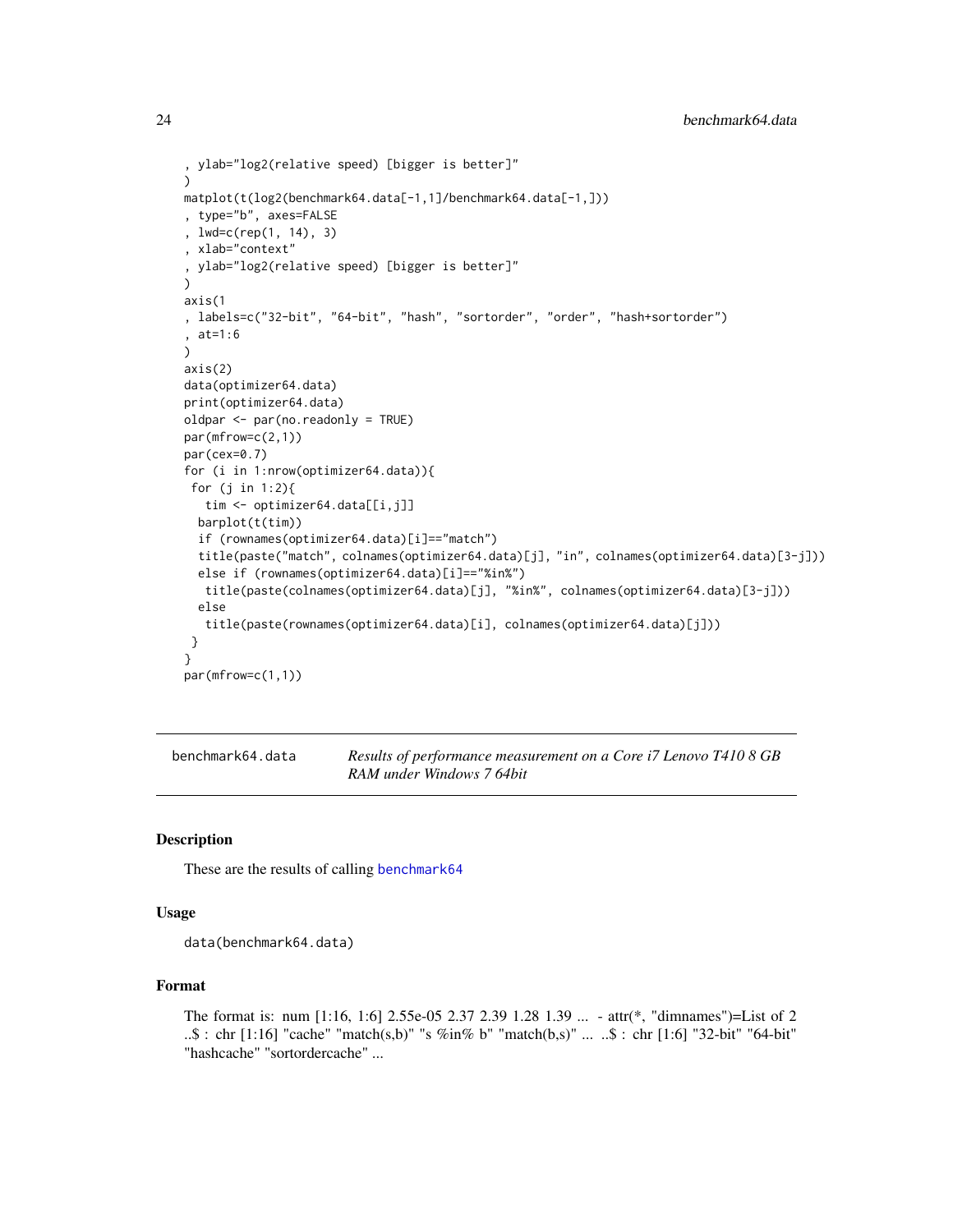```
, ylab="log2(relative speed) [bigger is better]"
)
matplot(t(log2(benchmark64.data[-1,1]/benchmark64.data[-1,]))
, type="b", axes=FALSE
, lwd=c(rep(1, 14), 3)
, xlab="context"
, ylab="log2(relative speed) [bigger is better]"
)
axis(1
, labels=c("32-bit", "64-bit", "hash", "sortorder", "order", "hash+sortorder")
, at=1:6
)
axis(2)
data(optimizer64.data)
print(optimizer64.data)
oldpar <- par(no.readonly = TRUE)
par(mfrow=c(2,1))
par(cex=0.7)
for (i in 1:nrow(optimizer64.data)){
 for (j in 1:2){
   tim <- optimizer64.data[[i,j]]
  barplot(t(tim))
  if (rownames(optimizer64.data)[i]=="match")
  title(paste("match", colnames(optimizer64.data)[j], "in", colnames(optimizer64.data)[3-j]))
  else if (rownames(optimizer64.data)[i]=="%in%")
   title(paste(colnames(optimizer64.data)[j], "%in%", colnames(optimizer64.data)[3-j]))
  else
   title(paste(rownames(optimizer64.data)[i], colnames(optimizer64.data)[j]))
 }
}
par(mfrow=c(1,1))
```

---

## benchmark64.data — *Results of performance measurement on a Core i7 Lenovo T410 8 GB RAM under Windows 7 64bit*

### Description

These are the results of calling benchmark64

### Usage

```
data(benchmark64.data)
```

### Format

The format is: num [1:16, 1:6] 2.55e-05 2.37 2.39 1.28 1.39 ... - attr(*, "dimnames")=List of 2 ..$ : chr [1:16] "cache" "match(s,b)" "s %in% b" "match(b,s)" ... ..$ : chr [1:6] "32-bit" "64-bit" "hashcache" "sortordercache" ...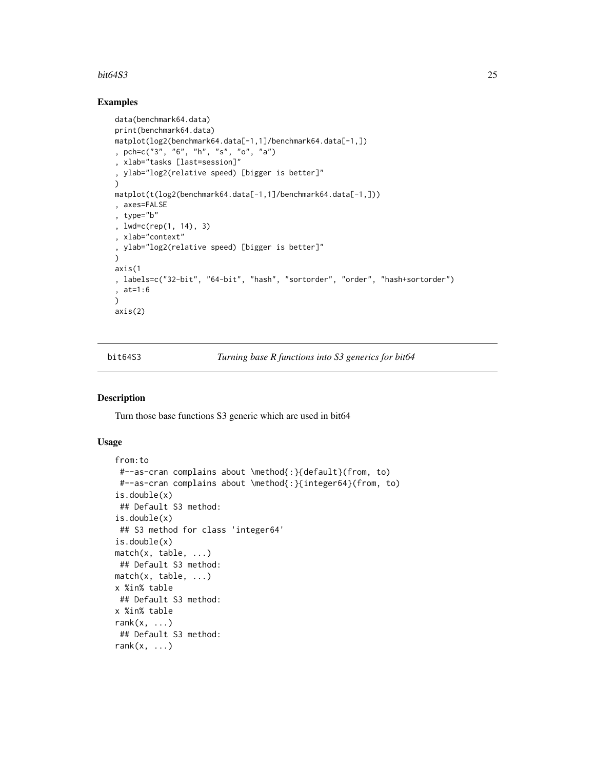## Examples

```
data(benchmark64.data)
print(benchmark64.data)
matplot(log2(benchmark64.data[-1,1]/benchmark64.data[-1,])
, pch=c("3", "6", "h", "s", "o", "a")
, xlab="tasks [last=session]"
, ylab="log2(relative speed) [bigger is better]"
)
matplot(t(log2(benchmark64.data[-1,1]/benchmark64.data[-1,]))
, axes=FALSE
, type="b"
, lwd=c(rep(1, 14), 3)
, xlab="context"
, ylab="log2(relative speed) [bigger is better]"
)
axis(1
, labels=c("32-bit", "64-bit", "hash", "sortorder", "order", "hash+sortorder")
, at=1:6
)
axis(2)
```

---

bit64S3 — *Turning base R functions into S3 generics for bit64*

---

## Description

Turn those base functions S3 generic which are used in bit64

## Usage

```
from:to
 #--as-cran complains about \method{:}{default}(from, to)
 #--as-cran complains about \method{:}{integer64}(from, to)
is.double(x)
 ## Default S3 method:
is.double(x)
 ## S3 method for class 'integer64'
is.double(x)
match(x, table, ...)
 ## Default S3 method:
match(x, table, ...)
x %in% table
 ## Default S3 method:
x %in% table
rank(x, ...)
 ## Default S3 method:
rank(x, ...)
```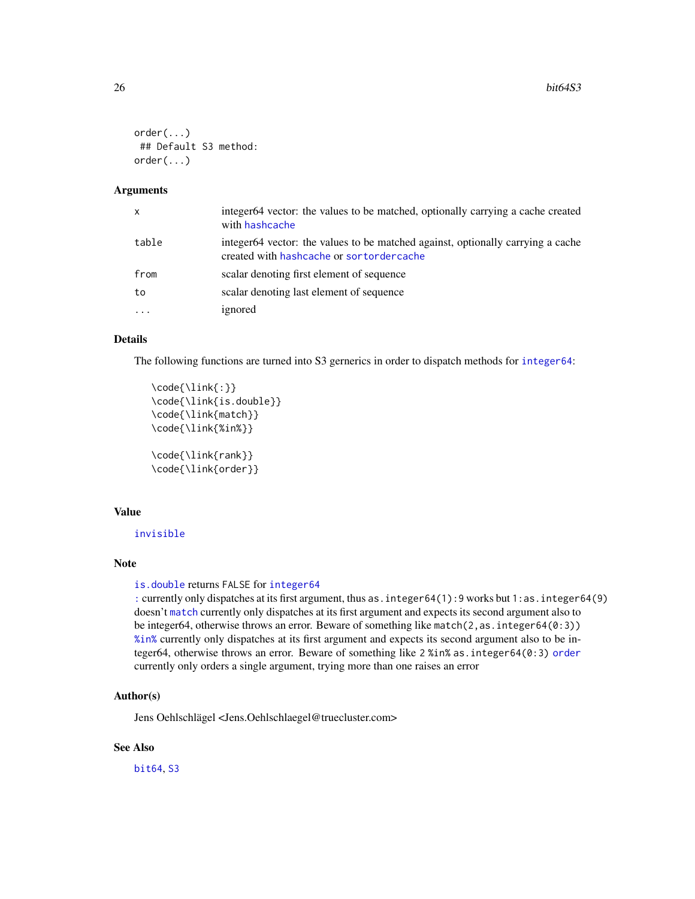```
order(...)
 ## Default S3 method:
order(...)
```

## Arguments

| | |
|---|---|
| x | integer64 vector: the values to be matched, optionally carrying a cache created with hashcache |
| table | integer64 vector: the values to be matched against, optionally carrying a cache created with hashcache or sortordercache |
| from | scalar denoting first element of sequence |
| to | scalar denoting last element of sequence |
| ... | ignored |

## Details

The following functions are turned into S3 gernerics in order to dispatch methods for integer64:

```
\code{\link{:}}
\code{\link{is.double}}
\code{\link{match}}
\code{\link{%in%}}

\code{\link{rank}}
\code{\link{order}}
```

## Value

invisible

## Note

is.double returns FALSE for integer64
: currently only dispatches at its first argument, thus `as.integer64(1):9` works but `1:as.integer64(9)` doesn't match currently only dispatches at its first argument and expects its second argument also to be integer64, otherwise throws an error. Beware of something like `match(2,as.integer64(0:3))` %in% currently only dispatches at its first argument and expects its second argument also to be integer64, otherwise throws an error. Beware of something like `2 %in% as.integer64(0:3)` order currently only orders a single argument, trying more than one raises an error

## Author(s)

Jens Oehlschlägel <Jens.Oehlschlaegel@truecluster.com>

## See Also

bit64, S3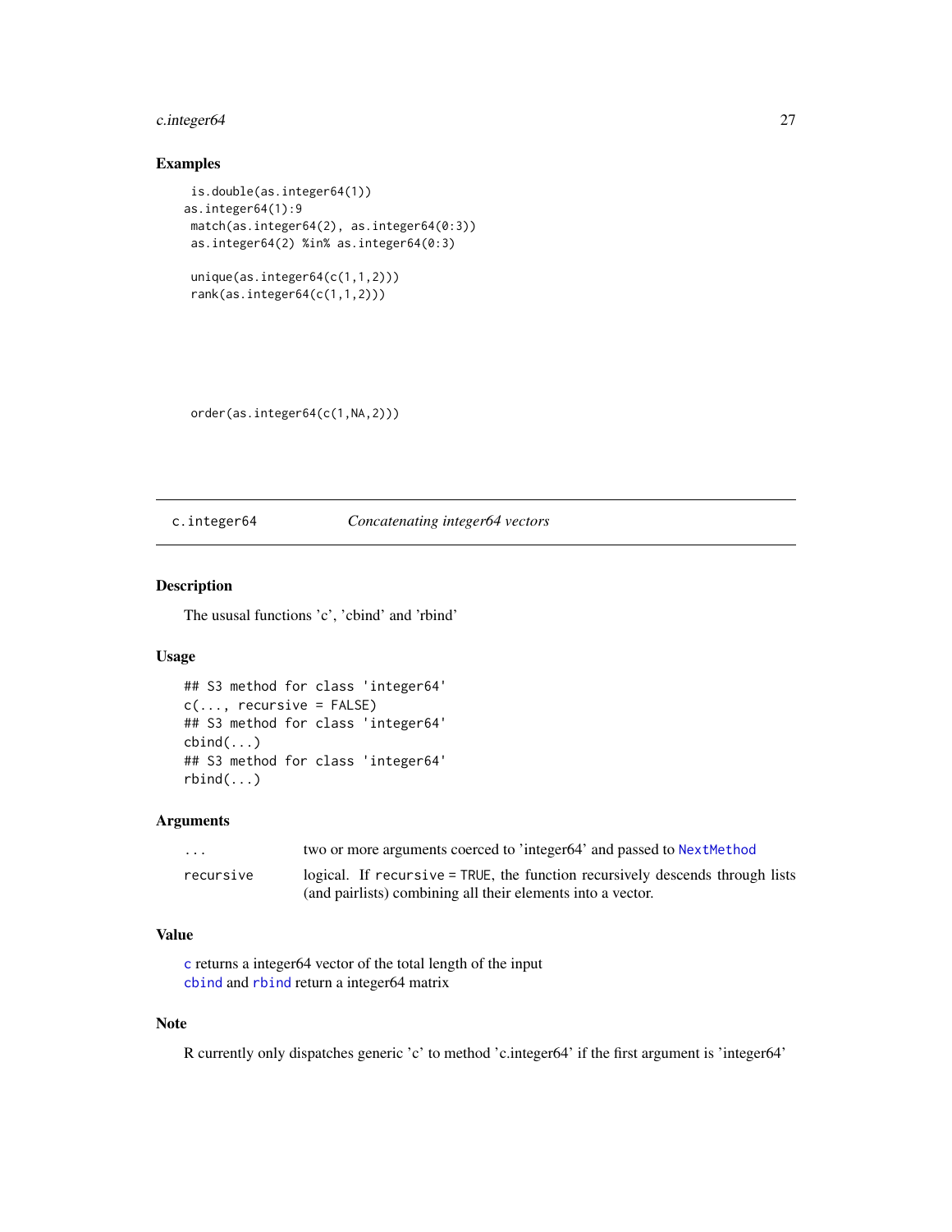## Examples

```
 is.double(as.integer64(1))
as.integer64(1):9
 match(as.integer64(2), as.integer64(0:3))
 as.integer64(2) %in% as.integer64(0:3)

 unique(as.integer64(c(1,1,2)))
 rank(as.integer64(c(1,1,2)))




 order(as.integer64(c(1,NA,2)))
```

---

c.integer64 *Concatenating integer64 vectors*

---

## Description

The ususal functions 'c', 'cbind' and 'rbind'

## Usage

```
## S3 method for class 'integer64'
c(..., recursive = FALSE)
## S3 method for class 'integer64'
cbind(...)
## S3 method for class 'integer64'
rbind(...)
```

## Arguments

| | |
|---|---|
| `...` | two or more arguments coerced to 'integer64' and passed to `NextMethod` |
| `recursive` | logical. If `recursive = TRUE`, the function recursively descends through lists (and pairlists) combining all their elements into a vector. |

## Value

`c` returns a integer64 vector of the total length of the input
`cbind` and `rbind` return a integer64 matrix

## Note

R currently only dispatches generic 'c' to method 'c.integer64' if the first argument is 'integer64'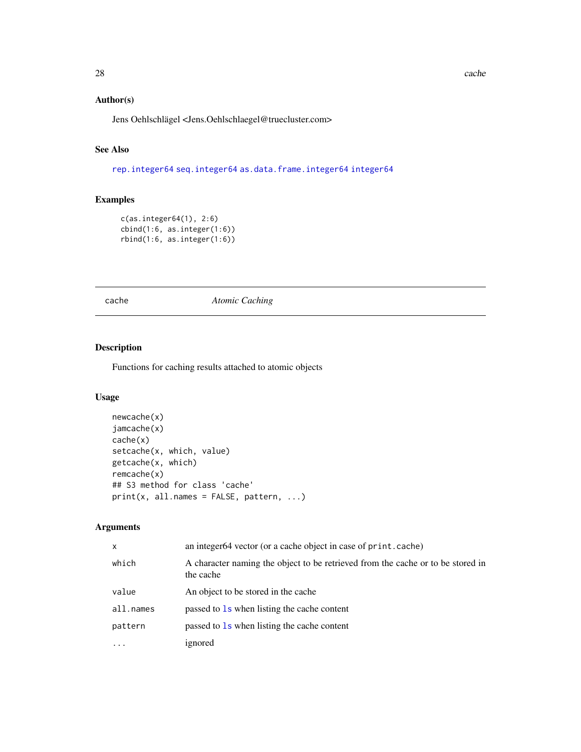### Author(s)

Jens Oehlschlägel <Jens.Oehlschlaegel@truecluster.com>

### See Also

rep.integer64 seq.integer64 as.data.frame.integer64 integer64

### Examples

```
c(as.integer64(1), 2:6)
cbind(1:6, as.integer(1:6))
rbind(1:6, as.integer(1:6))
```

---

## cache — *Atomic Caching*

---

### Description

Functions for caching results attached to atomic objects

### Usage

```
newcache(x)
jamcache(x)
cache(x)
setcache(x, which, value)
getcache(x, which)
remcache(x)
## S3 method for class 'cache'
print(x, all.names = FALSE, pattern, ...)
```

### Arguments

| | |
|---|---|
| `x` | an integer64 vector (or a cache object in case of `print.cache`) |
| `which` | A character naming the object to be retrieved from the cache or to be stored in the cache |
| `value` | An object to be stored in the cache |
| `all.names` | passed to `ls` when listing the cache content |
| `pattern` | passed to `ls` when listing the cache content |
| `...` | ignored |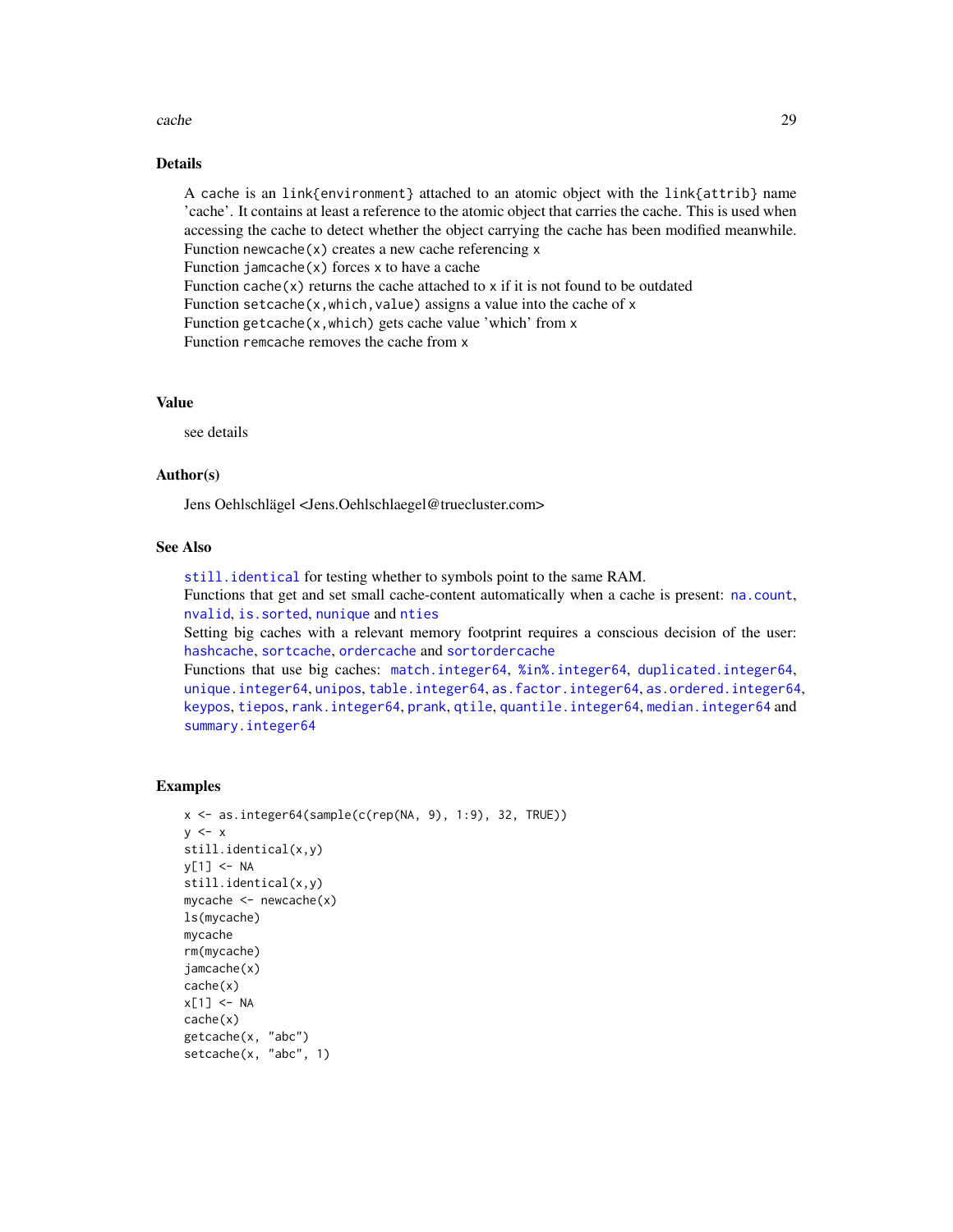## Details

A cache is an `link{environment}` attached to an atomic object with the `link{attrib}` name 'cache'. It contains at least a reference to the atomic object that carries the cache. This is used when accessing the cache to detect whether the object carrying the cache has been modified meanwhile.
Function `newcache(x)` creates a new cache referencing `x`
Function `jamcache(x)` forces `x` to have a cache
Function `cache(x)` returns the cache attached to `x` if it is not found to be outdated
Function `setcache(x,which,value)` assigns a value into the cache of `x`
Function `getcache(x,which)` gets cache value 'which' from `x`
Function `remcache` removes the cache from `x`

## Value

see details

## Author(s)

Jens Oehlschlägel <Jens.Oehlschlaegel@truecluster.com>

## See Also

`still.identical` for testing whether to symbols point to the same RAM.
Functions that get and set small cache-content automatically when a cache is present: `na.count`, `nvalid`, `is.sorted`, `nunique` and `nties`
Setting big caches with a relevant memory footprint requires a conscious decision of the user: `hashcache`, `sortcache`, `ordercache` and `sortordercache`
Functions that use big caches: `match.integer64`, `%in%.integer64`, `duplicated.integer64`, `unique.integer64`, `unipos`, `table.integer64`, `as.factor.integer64`, `as.ordered.integer64`, `keypos`, `tiepos`, `rank.integer64`, `prank`, `qtile`, `quantile.integer64`, `median.integer64` and `summary.integer64`

## Examples

```
x <- as.integer64(sample(c(rep(NA, 9), 1:9), 32, TRUE))
y <- x
still.identical(x,y)
y[1] <- NA
still.identical(x,y)
mycache <- newcache(x)
ls(mycache)
mycache
rm(mycache)
jamcache(x)
cache(x)
x[1] <- NA
cache(x)
getcache(x, "abc")
setcache(x, "abc", 1)
```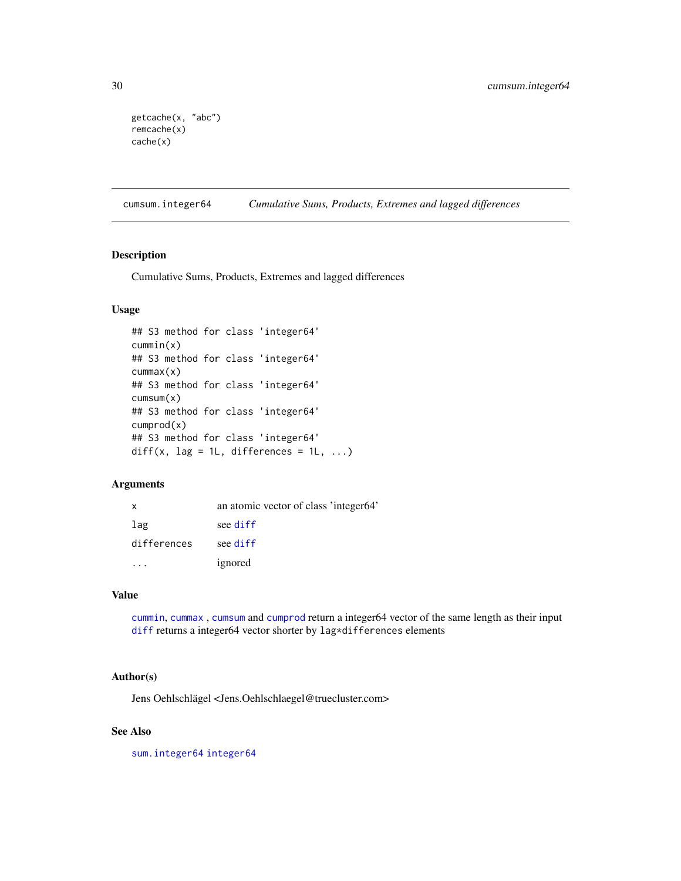```
getcache(x, "abc")
remcache(x)
cache(x)
```

## cumsum.integer64 *Cumulative Sums, Products, Extremes and lagged differences*

### Description

Cumulative Sums, Products, Extremes and lagged differences

### Usage

```
## S3 method for class 'integer64'
cummin(x)
## S3 method for class 'integer64'
cummax(x)
## S3 method for class 'integer64'
cumsum(x)
## S3 method for class 'integer64'
cumprod(x)
## S3 method for class 'integer64'
diff(x, lag = 1L, differences = 1L, ...)
```

### Arguments

| | |
|---|---|
| x | an atomic vector of class 'integer64' |
| lag | see diff |
| differences | see diff |
| ... | ignored |

### Value

cummin, cummax , cumsum and cumprod return a integer64 vector of the same length as their input
diff returns a integer64 vector shorter by lag*differences elements

### Author(s)

Jens Oehlschlägel <Jens.Oehlschlaegel@truecluster.com>

### See Also

sum.integer64 integer64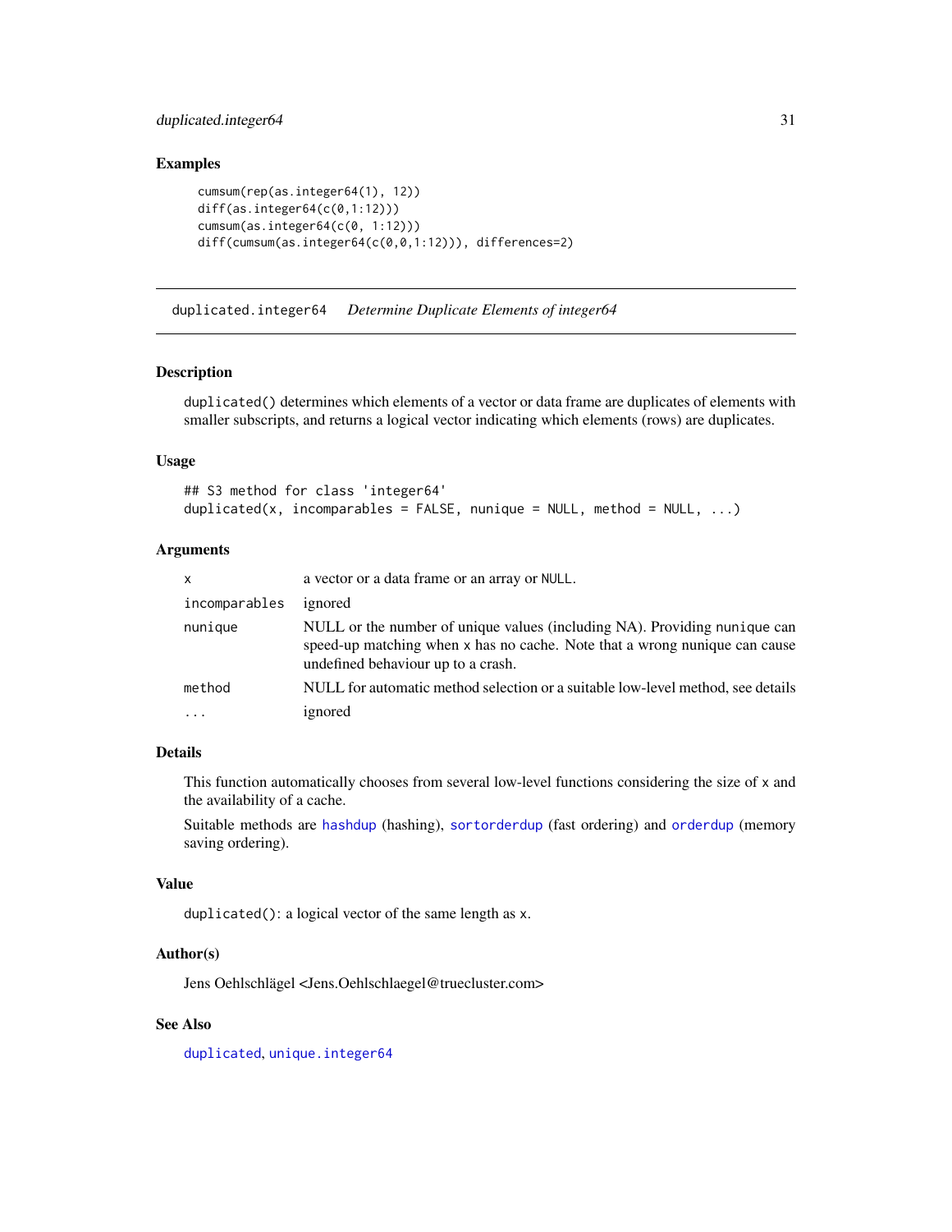### Examples

```
cumsum(rep(as.integer64(1), 12))
diff(as.integer64(c(0,1:12)))
cumsum(as.integer64(c(0, 1:12)))
diff(cumsum(as.integer64(c(0,0,1:12))), differences=2)
```

---

## duplicated.integer64 *Determine Duplicate Elements of integer64*

---

### Description

`duplicated()` determines which elements of a vector or data frame are duplicates of elements with smaller subscripts, and returns a logical vector indicating which elements (rows) are duplicates.

### Usage

```
## S3 method for class 'integer64'
duplicated(x, incomparables = FALSE, nunique = NULL, method = NULL, ...)
```

### Arguments

| | |
|---|---|
| `x` | a vector or a data frame or an array or `NULL`. |
| `incomparables` | ignored |
| `nunique` | NULL or the number of unique values (including NA). Providing `nunique` can speed-up matching when `x` has no cache. Note that a wrong nunique can cause undefined behaviour up to a crash. |
| `method` | NULL for automatic method selection or a suitable low-level method, see details |
| `...` | ignored |

### Details

This function automatically chooses from several low-level functions considering the size of `x` and the availability of a cache.

Suitable methods are `hashdup` (hashing), `sortorderdup` (fast ordering) and `orderdup` (memory saving ordering).

### Value

`duplicated()`: a logical vector of the same length as `x`.

### Author(s)

Jens Oehlschlägel <Jens.Oehlschlaegel@truecluster.com>

### See Also

`duplicated`, `unique.integer64`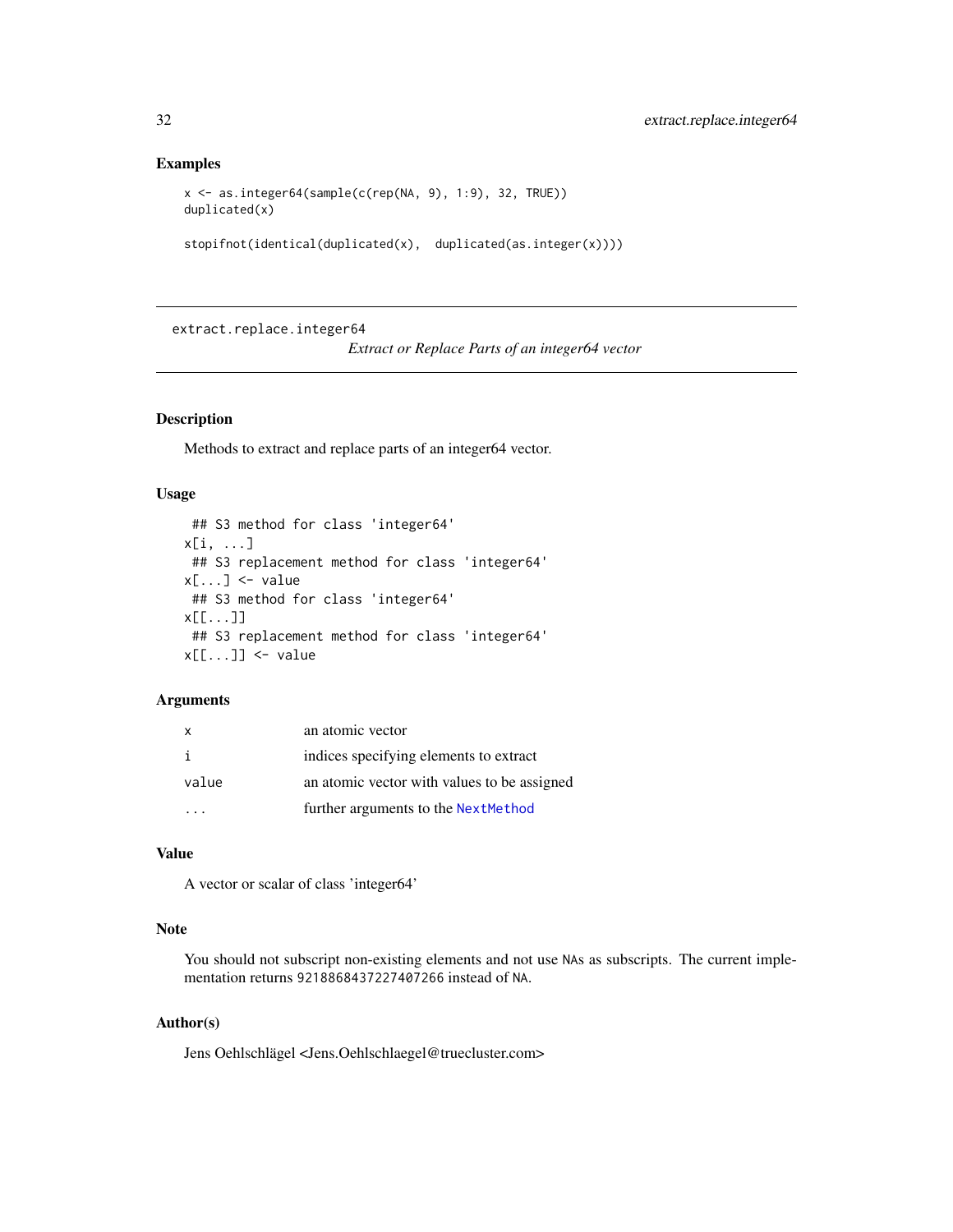## Examples

```
x <- as.integer64(sample(c(rep(NA, 9), 1:9), 32, TRUE))
duplicated(x)

stopifnot(identical(duplicated(x),  duplicated(as.integer(x))))
```

---

# extract.replace.integer64 — *Extract or Replace Parts of an integer64 vector*

---

## Description

Methods to extract and replace parts of an integer64 vector.

## Usage

```
 ## S3 method for class 'integer64'
x[i, ...]
 ## S3 replacement method for class 'integer64'
x[...] <- value
 ## S3 method for class 'integer64'
x[[...]]
 ## S3 replacement method for class 'integer64'
x[[...]] <- value
```

## Arguments

| | |
|---|---|
| `x` | an atomic vector |
| `i` | indices specifying elements to extract |
| `value` | an atomic vector with values to be assigned |
| `...` | further arguments to the `NextMethod` |

## Value

A vector or scalar of class 'integer64'

## Note

You should not subscript non-existing elements and not use `NA`s as subscripts. The current implementation returns `9218868437227407266` instead of `NA`.

## Author(s)

Jens Oehlschlägel <Jens.Oehlschlaegel@truecluster.com>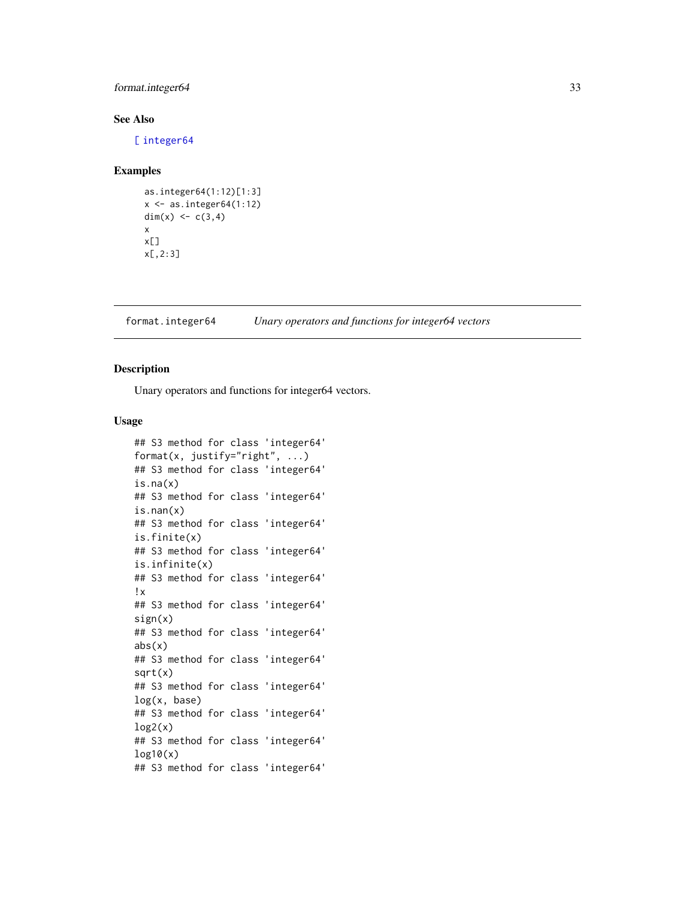## See Also

[ integer64

## Examples

```
as.integer64(1:12)[1:3]
x <- as.integer64(1:12)
dim(x) <- c(3,4)
x
x[]
x[,2:3]
```

---

format.integer64 *Unary operators and functions for integer64 vectors*

---

## Description

Unary operators and functions for integer64 vectors.

## Usage

```
## S3 method for class 'integer64'
format(x, justify="right", ...)
## S3 method for class 'integer64'
is.na(x)
## S3 method for class 'integer64'
is.nan(x)
## S3 method for class 'integer64'
is.finite(x)
## S3 method for class 'integer64'
is.infinite(x)
## S3 method for class 'integer64'
!x
## S3 method for class 'integer64'
sign(x)
## S3 method for class 'integer64'
abs(x)
## S3 method for class 'integer64'
sqrt(x)
## S3 method for class 'integer64'
log(x, base)
## S3 method for class 'integer64'
log2(x)
## S3 method for class 'integer64'
log10(x)
## S3 method for class 'integer64'
```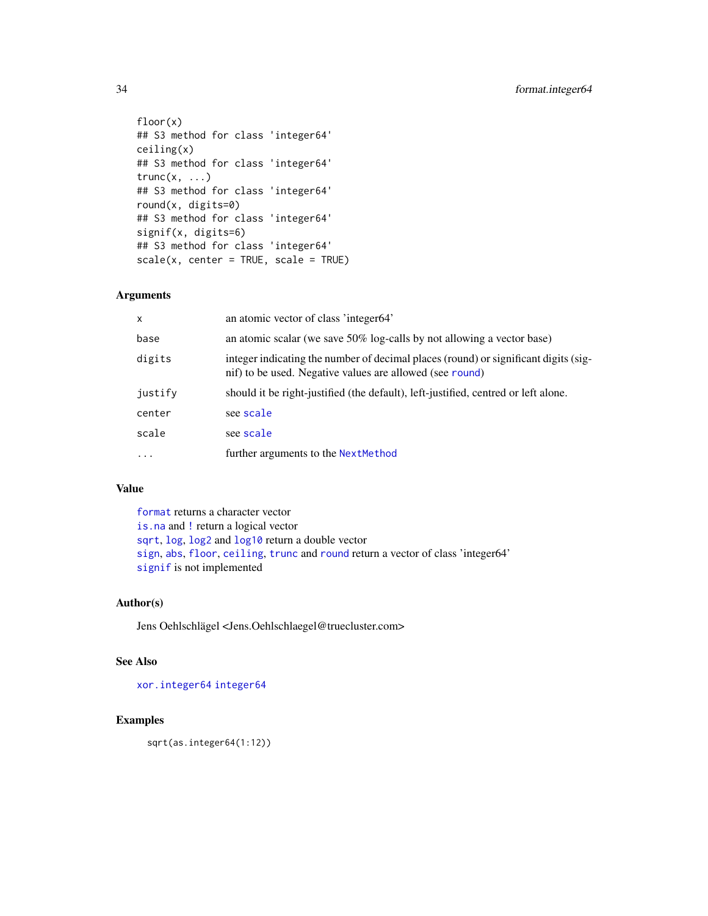```
floor(x)
## S3 method for class 'integer64'
ceiling(x)
## S3 method for class 'integer64'
trunc(x, ...)
## S3 method for class 'integer64'
round(x, digits=0)
## S3 method for class 'integer64'
signif(x, digits=6)
## S3 method for class 'integer64'
scale(x, center = TRUE, scale = TRUE)
```

### Arguments

| | |
|---|---|
| `x` | an atomic vector of class 'integer64' |
| `base` | an atomic scalar (we save 50% log-calls by not allowing a vector base) |
| `digits` | integer indicating the number of decimal places (round) or significant digits (signif) to be used. Negative values are allowed (see `round`) |
| `justify` | should it be right-justified (the default), left-justified, centred or left alone. |
| `center` | see `scale` |
| `scale` | see `scale` |
| `...` | further arguments to the `NextMethod` |

### Value

`format` returns a character vector
`is.na` and `!` return a logical vector
`sqrt`, `log`, `log2` and `log10` return a double vector
`sign`, `abs`, `floor`, `ceiling`, `trunc` and `round` return a vector of class 'integer64'
`signif` is not implemented

### Author(s)

Jens Oehlschlägel <Jens.Oehlschlaegel@truecluster.com>

### See Also

`xor.integer64` `integer64`

### Examples

```
sqrt(as.integer64(1:12))
```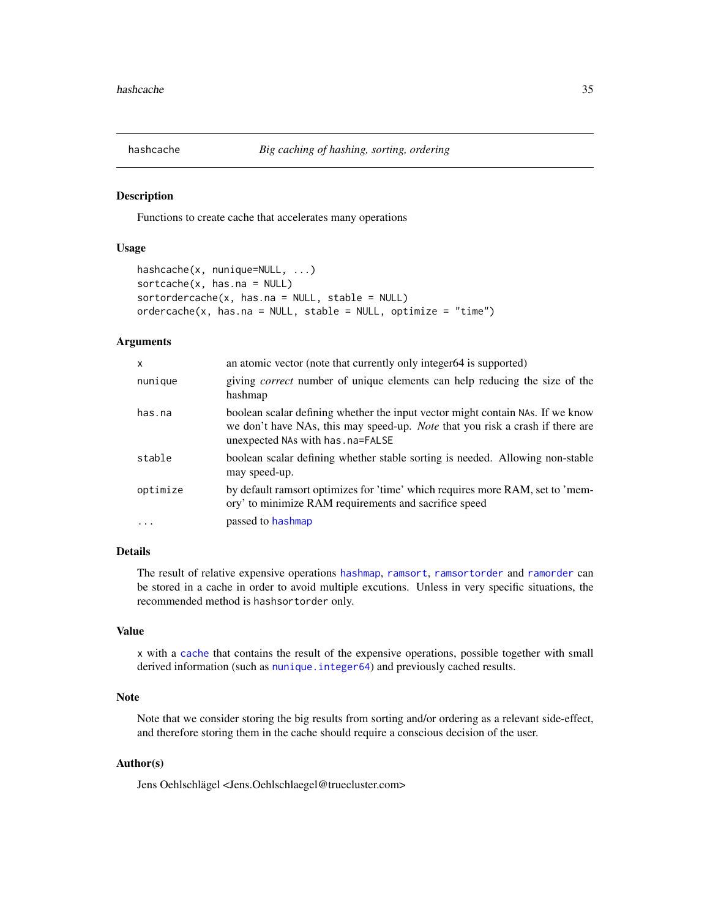# hashcache — *Big caching of hashing, sorting, ordering*

## Description

Functions to create cache that accelerates many operations

## Usage

```
hashcache(x, nunique=NULL, ...)
sortcache(x, has.na = NULL)
sortordercache(x, has.na = NULL, stable = NULL)
ordercache(x, has.na = NULL, stable = NULL, optimize = "time")
```

## Arguments

| | |
|---|---|
| x | an atomic vector (note that currently only integer64 is supported) |
| nunique | giving *correct* number of unique elements can help reducing the size of the hashmap |
| has.na | boolean scalar defining whether the input vector might contain NAs. If we know we don't have NAs, this may speed-up. *Note* that you risk a crash if there are unexpected NAs with has.na=FALSE |
| stable | boolean scalar defining whether stable sorting is needed. Allowing non-stable may speed-up. |
| optimize | by default ramsort optimizes for 'time' which requires more RAM, set to 'memory' to minimize RAM requirements and sacrifice speed |
| ... | passed to hashmap |

## Details

The result of relative expensive operations hashmap, ramsort, ramsortorder and ramorder can be stored in a cache in order to avoid multiple excutions. Unless in very specific situations, the recommended method is hashsortorder only.

## Value

x with a cache that contains the result of the expensive operations, possible together with small derived information (such as nunique.integer64) and previously cached results.

## Note

Note that we consider storing the big results from sorting and/or ordering as a relevant side-effect, and therefore storing them in the cache should require a conscious decision of the user.

## Author(s)

Jens Oehlschlägel <Jens.Oehlschlaegel@truecluster.com>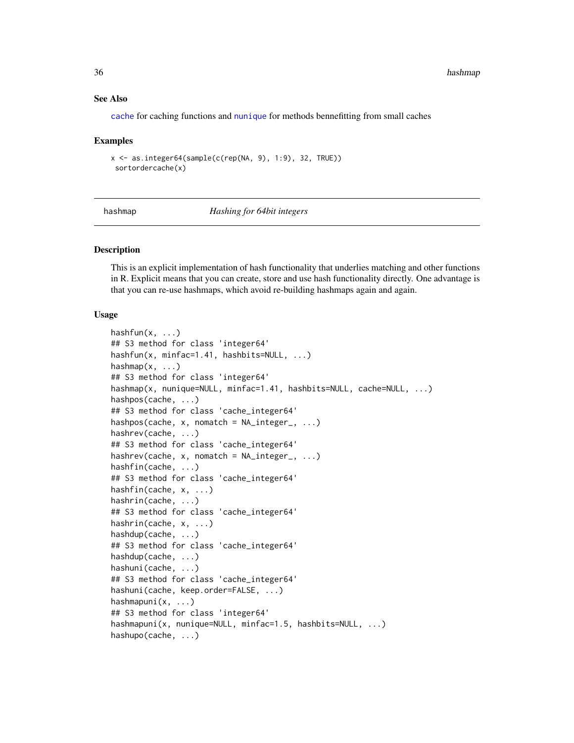### See Also

cache for caching functions and nunique for methods bennefitting from small caches

### Examples

```
x <- as.integer64(sample(c(rep(NA, 9), 1:9), 32, TRUE))
 sortordercache(x)
```

## hashmap *Hashing for 64bit integers*

### Description

This is an explicit implementation of hash functionality that underlies matching and other functions in R. Explicit means that you can create, store and use hash functionality directly. One advantage is that you can re-use hashmaps, which avoid re-building hashmaps again and again.

### Usage

```
hashfun(x, ...)
## S3 method for class 'integer64'
hashfun(x, minfac=1.41, hashbits=NULL, ...)
hashmap(x, ...)
## S3 method for class 'integer64'
hashmap(x, nunique=NULL, minfac=1.41, hashbits=NULL, cache=NULL, ...)
hashpos(cache, ...)
## S3 method for class 'cache_integer64'
hashpos(cache, x, nomatch = NA_integer_, ...)
hashrev(cache, ...)
## S3 method for class 'cache_integer64'
hashrev(cache, x, nomatch = NA_integer_, ...)
hashfin(cache, ...)
## S3 method for class 'cache_integer64'
hashfin(cache, x, ...)
hashrin(cache, ...)
## S3 method for class 'cache_integer64'
hashrin(cache, x, ...)
hashdup(cache, ...)
## S3 method for class 'cache_integer64'
hashdup(cache, ...)
hashuni(cache, ...)
## S3 method for class 'cache_integer64'
hashuni(cache, keep.order=FALSE, ...)
hashmapuni(x, ...)
## S3 method for class 'integer64'
hashmapuni(x, nunique=NULL, minfac=1.5, hashbits=NULL, ...)
hashupo(cache, ...)
```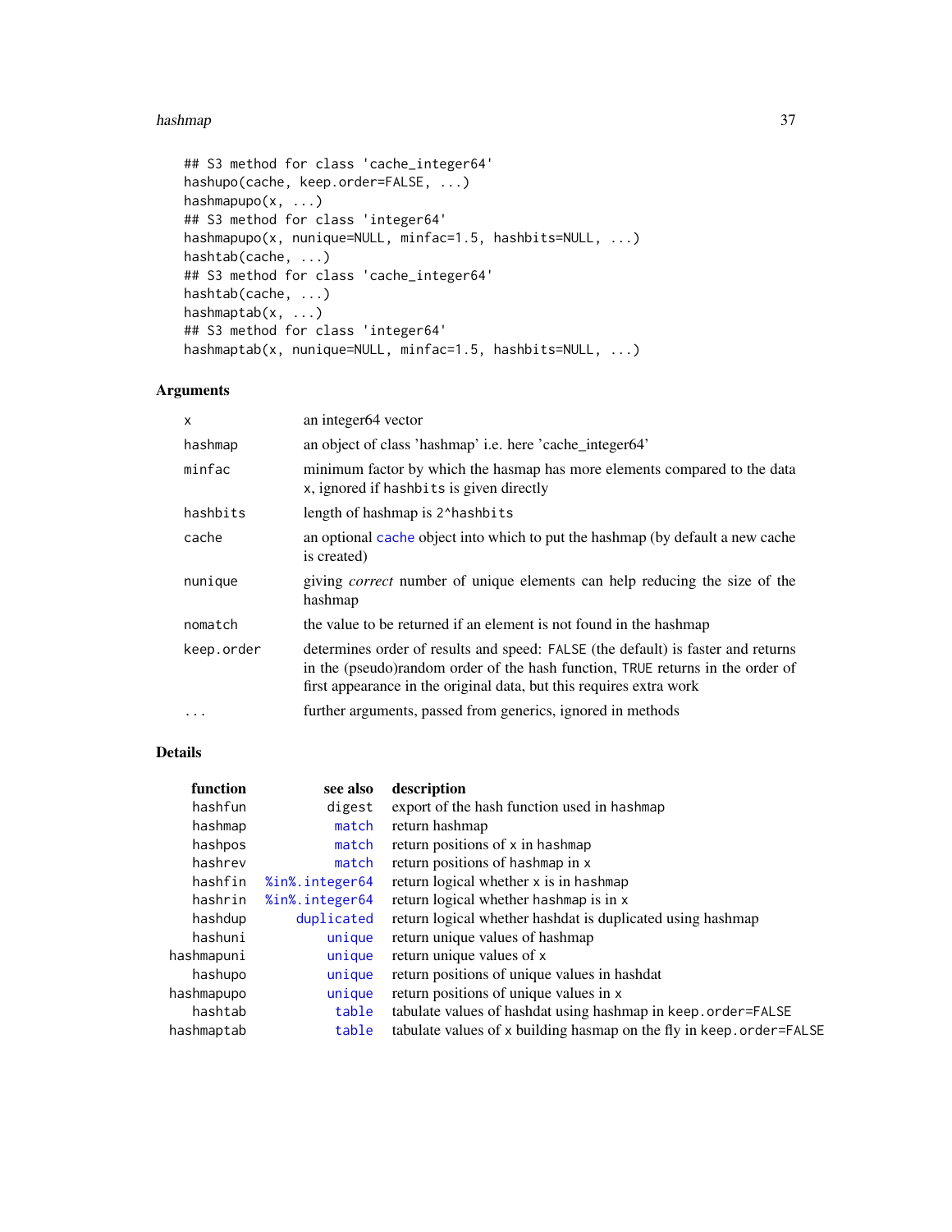```
## S3 method for class 'cache_integer64'
hashupo(cache, keep.order=FALSE, ...)
hashmapupo(x, ...)
## S3 method for class 'integer64'
hashmapupo(x, nunique=NULL, minfac=1.5, hashbits=NULL, ...)
hashtab(cache, ...)
## S3 method for class 'cache_integer64'
hashtab(cache, ...)
hashmaptab(x, ...)
## S3 method for class 'integer64'
hashmaptab(x, nunique=NULL, minfac=1.5, hashbits=NULL, ...)
```

## Arguments

| | |
|---|---|
| `x` | an integer64 vector |
| `hashmap` | an object of class 'hashmap' i.e. here 'cache_integer64' |
| `minfac` | minimum factor by which the hasmap has more elements compared to the data `x`, ignored if `hashbits` is given directly |
| `hashbits` | length of hashmap is `2^hashbits` |
| `cache` | an optional `cache` object into which to put the hashmap (by default a new cache is created) |
| `nunique` | giving *correct* number of unique elements can help reducing the size of the hashmap |
| `nomatch` | the value to be returned if an element is not found in the hashmap |
| `keep.order` | determines order of results and speed: `FALSE` (the default) is faster and returns in the (pseudo)random order of the hash function, `TRUE` returns in the order of first appearance in the original data, but this requires extra work |
| `...` | further arguments, passed from generics, ignored in methods |

## Details

| function | see also | description |
|---|---|---|
| `hashfun` | `digest` | export of the hash function used in `hashmap` |
| `hashmap` | `match` | return hashmap |
| `hashpos` | `match` | return positions of `x` in `hashmap` |
| `hashrev` | `match` | return positions of `hashmap` in `x` |
| `hashfin` | `%in%.integer64` | return logical whether `x` is in `hashmap` |
| `hashrin` | `%in%.integer64` | return logical whether `hashmap` is in `x` |
| `hashdup` | `duplicated` | return logical whether hashdat is duplicated using hashmap |
| `hashuni` | `unique` | return unique values of hashmap |
| `hashmapuni` | `unique` | return unique values of `x` |
| `hashupo` | `unique` | return positions of unique values in hashdat |
| `hashmapupo` | `unique` | return positions of unique values in `x` |
| `hashtab` | `table` | tabulate values of hashdat using hashmap in `keep.order=FALSE` |
| `hashmaptab` | `table` | tabulate values of `x` building hasmap on the fly in `keep.order=FALSE` |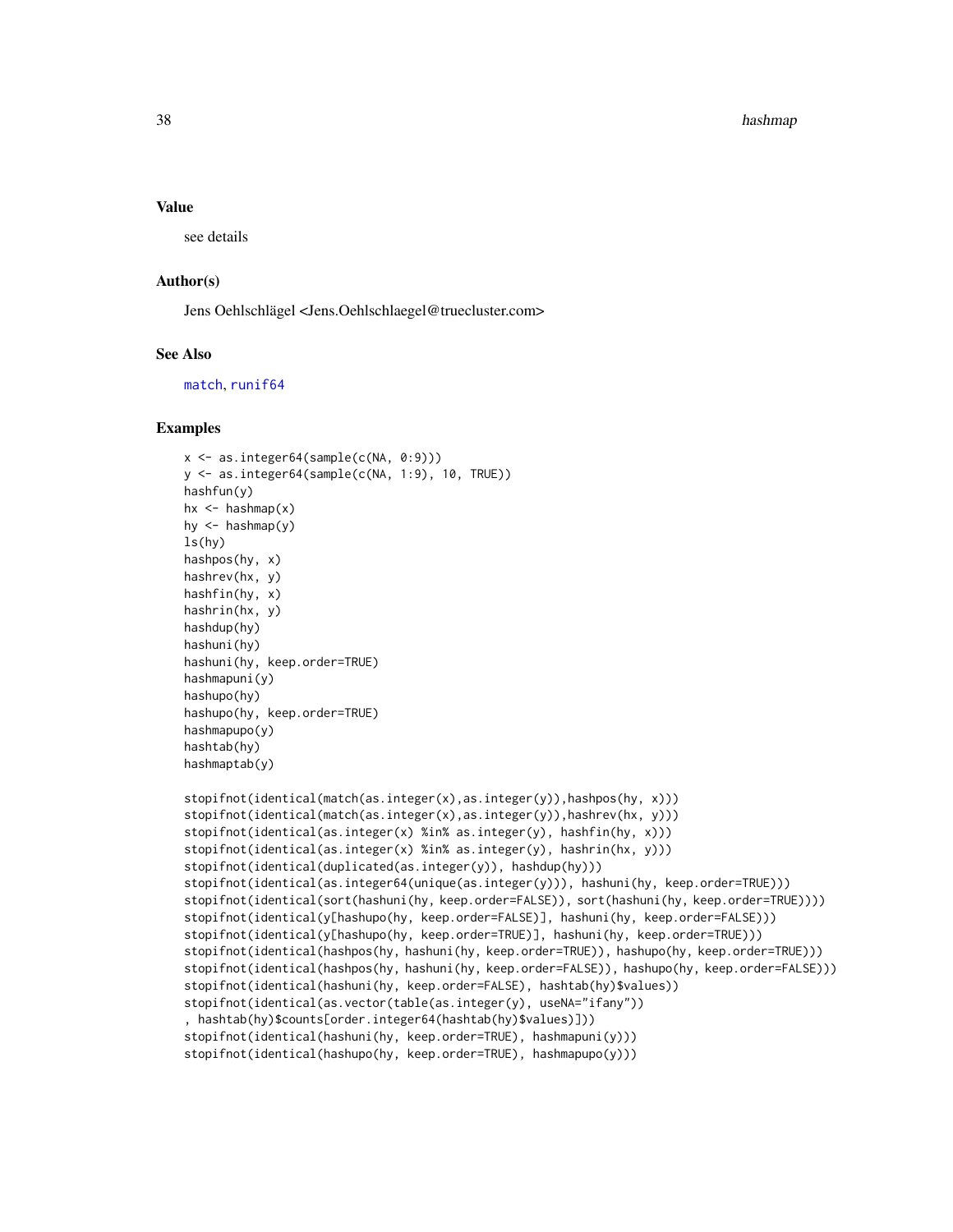## Value

see details

## Author(s)

Jens Oehlschlägel <Jens.Oehlschlaegel@truecluster.com>

## See Also

match, runif64

## Examples

```
x <- as.integer64(sample(c(NA, 0:9)))
y <- as.integer64(sample(c(NA, 1:9), 10, TRUE))
hashfun(y)
hx <- hashmap(x)
hy <- hashmap(y)
ls(hy)
hashpos(hy, x)
hashrev(hx, y)
hashfin(hy, x)
hashrin(hx, y)
hashdup(hy)
hashuni(hy)
hashuni(hy, keep.order=TRUE)
hashmapuni(y)
hashupo(hy)
hashupo(hy, keep.order=TRUE)
hashmapupo(y)
hashtab(hy)
hashmaptab(y)

stopifnot(identical(match(as.integer(x),as.integer(y)),hashpos(hy, x)))
stopifnot(identical(match(as.integer(x),as.integer(y)),hashrev(hx, y)))
stopifnot(identical(as.integer(x) %in% as.integer(y), hashfin(hy, x)))
stopifnot(identical(as.integer(x) %in% as.integer(y), hashrin(hx, y)))
stopifnot(identical(duplicated(as.integer(y)), hashdup(hy)))
stopifnot(identical(as.integer64(unique(as.integer(y))), hashuni(hy, keep.order=TRUE)))
stopifnot(identical(sort(hashuni(hy, keep.order=FALSE)), sort(hashuni(hy, keep.order=TRUE))))
stopifnot(identical(y[hashupo(hy, keep.order=FALSE)], hashuni(hy, keep.order=FALSE)))
stopifnot(identical(y[hashupo(hy, keep.order=TRUE)], hashuni(hy, keep.order=TRUE)))
stopifnot(identical(hashpos(hy, hashuni(hy, keep.order=TRUE)), hashupo(hy, keep.order=TRUE)))
stopifnot(identical(hashpos(hy, hashuni(hy, keep.order=FALSE)), hashupo(hy, keep.order=FALSE)))
stopifnot(identical(hashuni(hy, keep.order=FALSE), hashtab(hy)$values))
stopifnot(identical(as.vector(table(as.integer(y), useNA="ifany"))
, hashtab(hy)$counts[order.integer64(hashtab(hy)$values)]))
stopifnot(identical(hashuni(hy, keep.order=TRUE), hashmapuni(y)))
stopifnot(identical(hashupo(hy, keep.order=TRUE), hashmapupo(y)))
```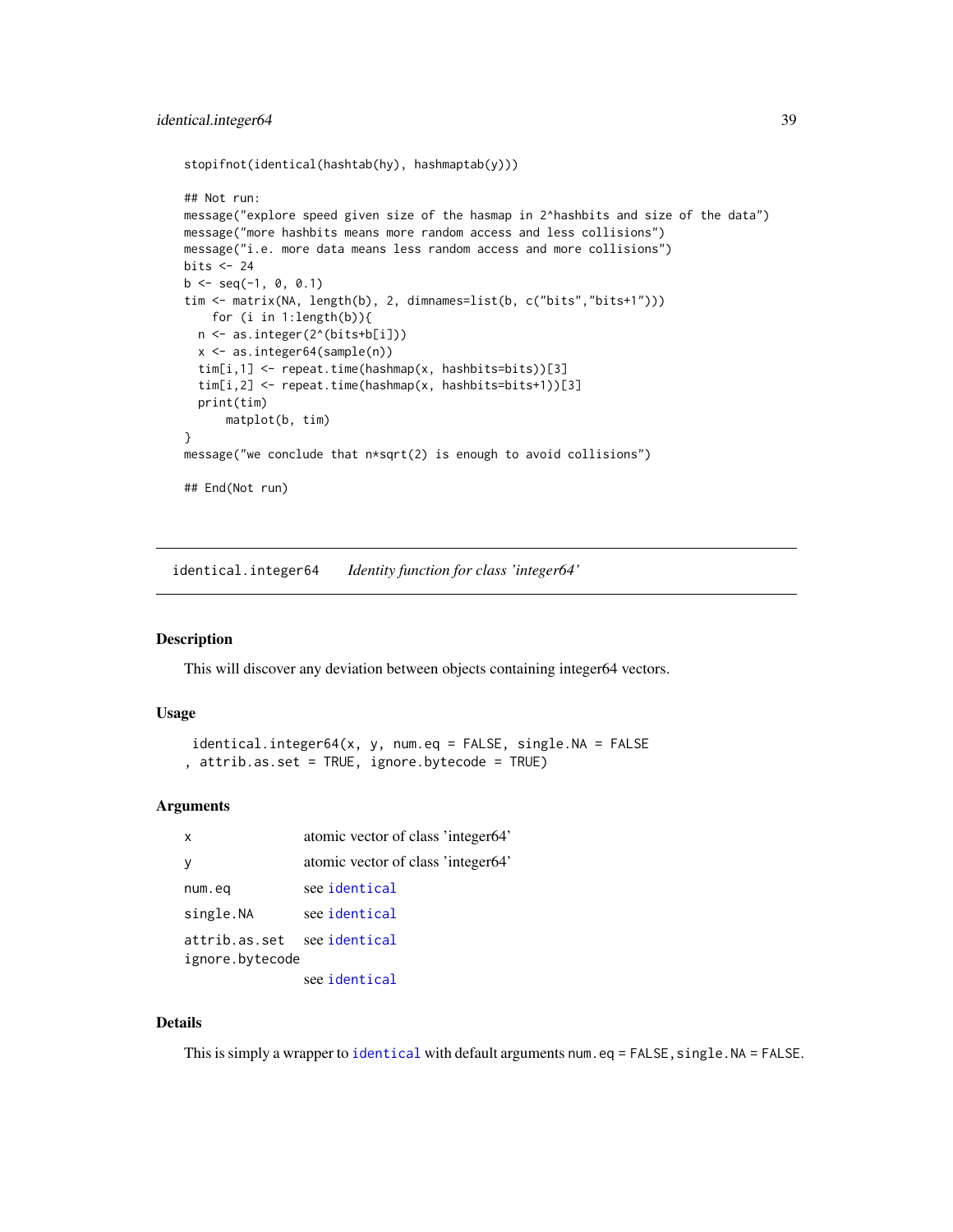```
stopifnot(identical(hashtab(hy), hashmaptab(y)))

## Not run:
message("explore speed given size of the hasmap in 2^hashbits and size of the data")
message("more hashbits means more random access and less collisions")
message("i.e. more data means less random access and more collisions")
bits <- 24
b <- seq(-1, 0, 0.1)
tim <- matrix(NA, length(b), 2, dimnames=list(b, c("bits","bits+1")))
    for (i in 1:length(b)){
  n <- as.integer(2^(bits+b[i]))
  x <- as.integer64(sample(n))
  tim[i,1] <- repeat.time(hashmap(x, hashbits=bits))[3]
  tim[i,2] <- repeat.time(hashmap(x, hashbits=bits+1))[3]
  print(tim)
      matplot(b, tim)
}
message("we conclude that n*sqrt(2) is enough to avoid collisions")

## End(Not run)
```

## identical.integer64 *Identity function for class 'integer64'*

### Description

This will discover any deviation between objects containing integer64 vectors.

### Usage

```
identical.integer64(x, y, num.eq = FALSE, single.NA = FALSE
, attrib.as.set = TRUE, ignore.bytecode = TRUE)
```

### Arguments

| | |
|---|---|
| x | atomic vector of class 'integer64' |
| y | atomic vector of class 'integer64' |
| num.eq | see identical |
| single.NA | see identical |
| attrib.as.set | see identical |
| ignore.bytecode | see identical |

### Details

This is simply a wrapper to identical with default arguments num.eq = FALSE, single.NA = FALSE.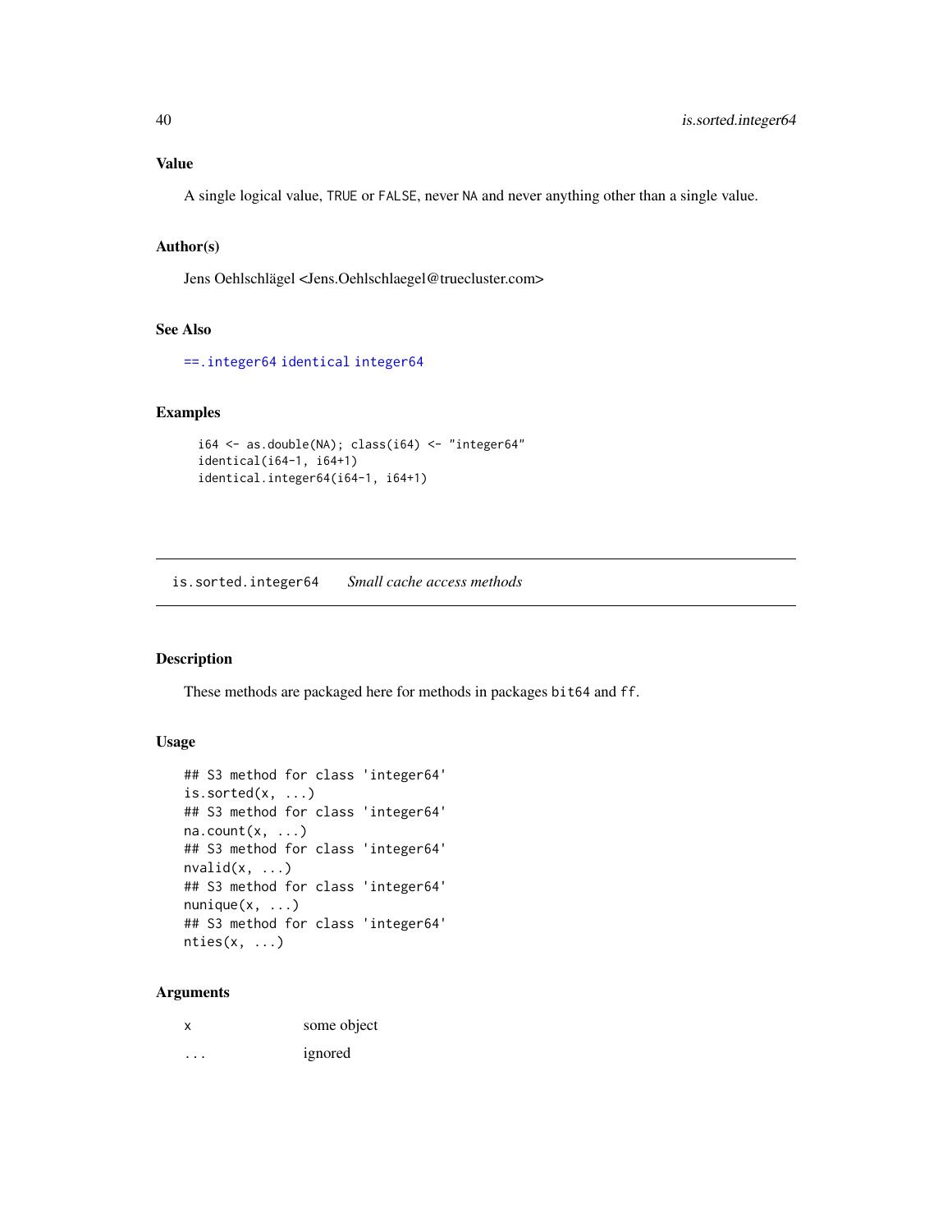### Value

A single logical value, TRUE or FALSE, never NA and never anything other than a single value.

### Author(s)

Jens Oehlschlägel <Jens.Oehlschlaegel@truecluster.com>

### See Also

==.integer64 identical integer64

### Examples

```
i64 <- as.double(NA); class(i64) <- "integer64"
identical(i64-1, i64+1)
identical.integer64(i64-1, i64+1)
```

---

## is.sorted.integer64 *Small cache access methods*

### Description

These methods are packaged here for methods in packages bit64 and ff.

### Usage

```
## S3 method for class 'integer64'
is.sorted(x, ...)
## S3 method for class 'integer64'
na.count(x, ...)
## S3 method for class 'integer64'
nvalid(x, ...)
## S3 method for class 'integer64'
nunique(x, ...)
## S3 method for class 'integer64'
nties(x, ...)
```

### Arguments

| | |
|---|---|
| x | some object |
| ... | ignored |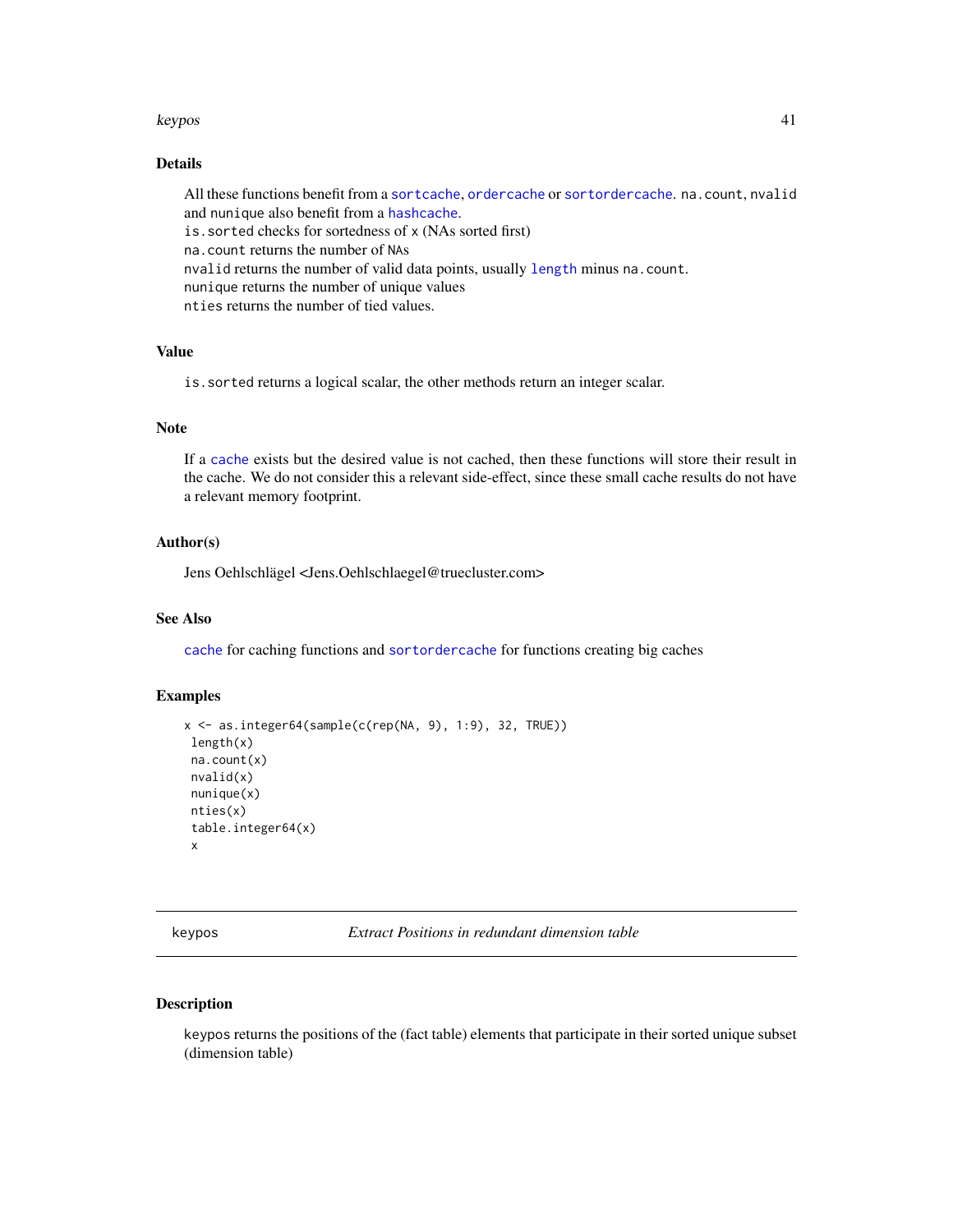## Details

All these functions benefit from a `sortcache`, `ordercache` or `sortordercache`. `na.count`, `nvalid` and `nunique` also benefit from a `hashcache`.
`is.sorted` checks for sortedness of `x` (NAs sorted first)
`na.count` returns the number of `NA`s
`nvalid` returns the number of valid data points, usually `length` minus `na.count`.
`nunique` returns the number of unique values
`nties` returns the number of tied values.

## Value

`is.sorted` returns a logical scalar, the other methods return an integer scalar.

## Note

If a `cache` exists but the desired value is not cached, then these functions will store their result in the cache. We do not consider this a relevant side-effect, since these small cache results do not have a relevant memory footprint.

## Author(s)

Jens Oehlschlägel <Jens.Oehlschlaegel@truecluster.com>

## See Also

`cache` for caching functions and `sortordercache` for functions creating big caches

## Examples

```
x <- as.integer64(sample(c(rep(NA, 9), 1:9), 32, TRUE))
 length(x)
 na.count(x)
 nvalid(x)
 nunique(x)
 nties(x)
 table.integer64(x)
 x
```

---

# keypos — *Extract Positions in redundant dimension table*

## Description

`keypos` returns the positions of the (fact table) elements that participate in their sorted unique subset (dimension table)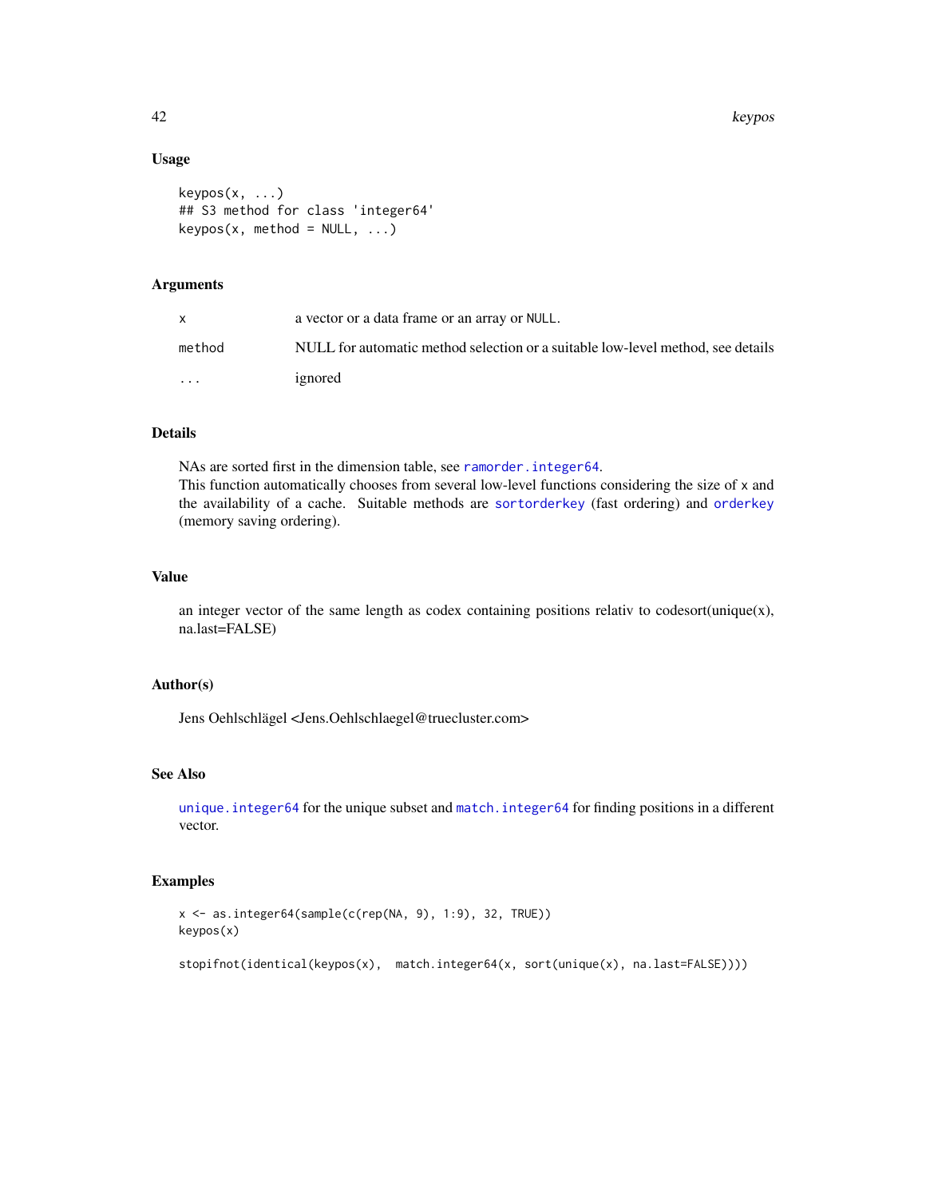### Usage

```
keypos(x, ...)
## S3 method for class 'integer64'
keypos(x, method = NULL, ...)
```

### Arguments

| | |
|---|---|
| x | a vector or a data frame or an array or NULL. |
| method | NULL for automatic method selection or a suitable low-level method, see details |
| ... | ignored |

### Details

NAs are sorted first in the dimension table, see ramorder.integer64.
This function automatically chooses from several low-level functions considering the size of x and the availability of a cache. Suitable methods are sortorderkey (fast ordering) and orderkey (memory saving ordering).

### Value

an integer vector of the same length as codex containing positions relativ to codesort(unique(x), na.last=FALSE)

### Author(s)

Jens Oehlschlägel <Jens.Oehlschlaegel@truecluster.com>

### See Also

unique.integer64 for the unique subset and match.integer64 for finding positions in a different vector.

### Examples

```
x <- as.integer64(sample(c(rep(NA, 9), 1:9), 32, TRUE))
keypos(x)

stopifnot(identical(keypos(x),  match.integer64(x, sort(unique(x), na.last=FALSE))))
```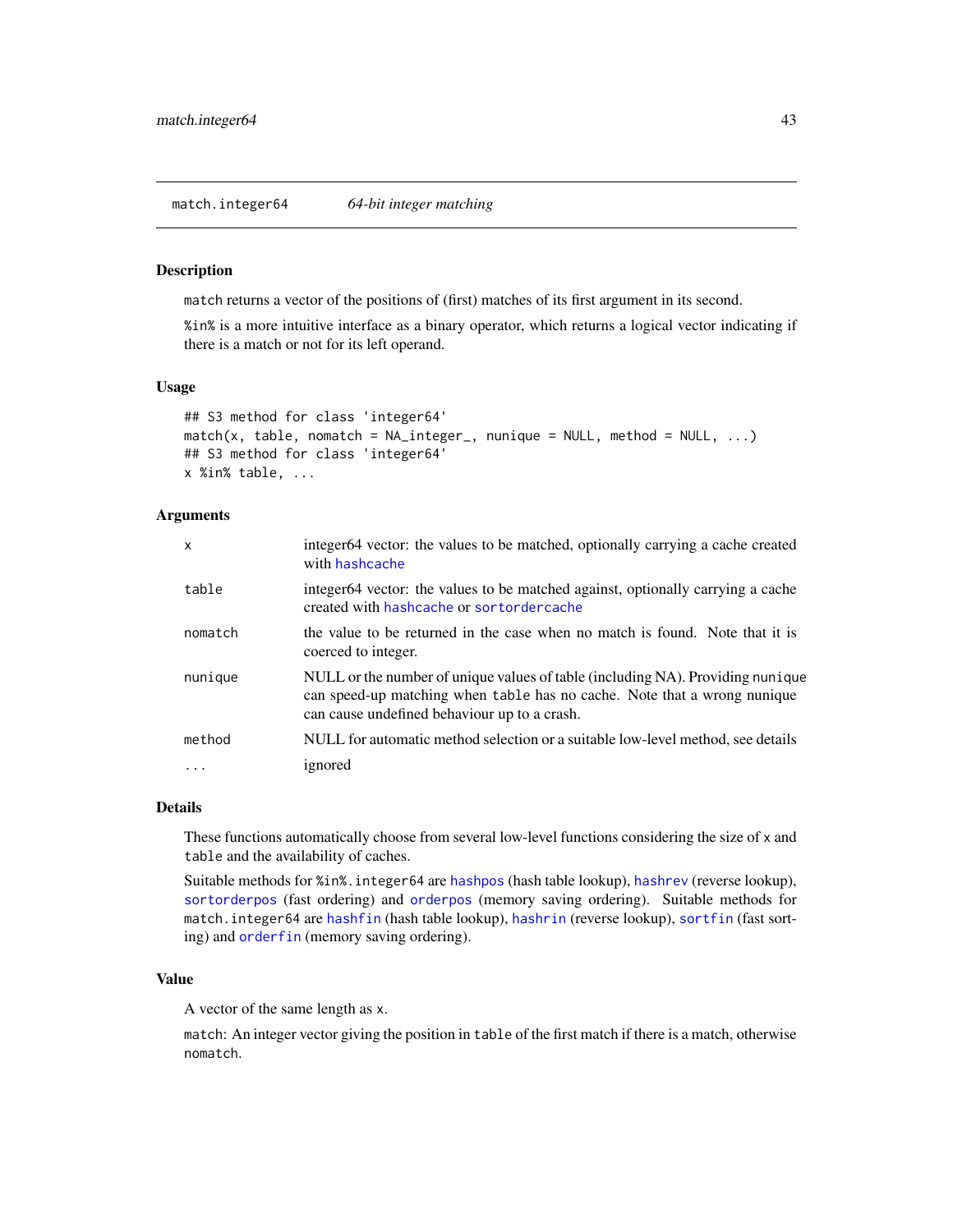match.integer64 *64-bit integer matching*

### Description

`match` returns a vector of the positions of (first) matches of its first argument in its second.

`%in%` is a more intuitive interface as a binary operator, which returns a logical vector indicating if there is a match or not for its left operand.

### Usage

```
## S3 method for class 'integer64'
match(x, table, nomatch = NA_integer_, nunique = NULL, method = NULL, ...)
## S3 method for class 'integer64'
x %in% table, ...
```

### Arguments

| | |
|---|---|
| `x` | integer64 vector: the values to be matched, optionally carrying a cache created with `hashcache` |
| `table` | integer64 vector: the values to be matched against, optionally carrying a cache created with `hashcache` or `sortordercache` |
| `nomatch` | the value to be returned in the case when no match is found. Note that it is coerced to integer. |
| `nunique` | NULL or the number of unique values of table (including NA). Providing `nunique` can speed-up matching when `table` has no cache. Note that a wrong nunique can cause undefined behaviour up to a crash. |
| `method` | NULL for automatic method selection or a suitable low-level method, see details |
| `...` | ignored |

### Details

These functions automatically choose from several low-level functions considering the size of `x` and `table` and the availability of caches.

Suitable methods for `%in%.integer64` are `hashpos` (hash table lookup), `hashrev` (reverse lookup), `sortorderpos` (fast ordering) and `orderpos` (memory saving ordering). Suitable methods for `match.integer64` are `hashfin` (hash table lookup), `hashrin` (reverse lookup), `sortfin` (fast sorting) and `orderfin` (memory saving ordering).

### Value

A vector of the same length as `x`.

`match`: An integer vector giving the position in `table` of the first match if there is a match, otherwise `nomatch`.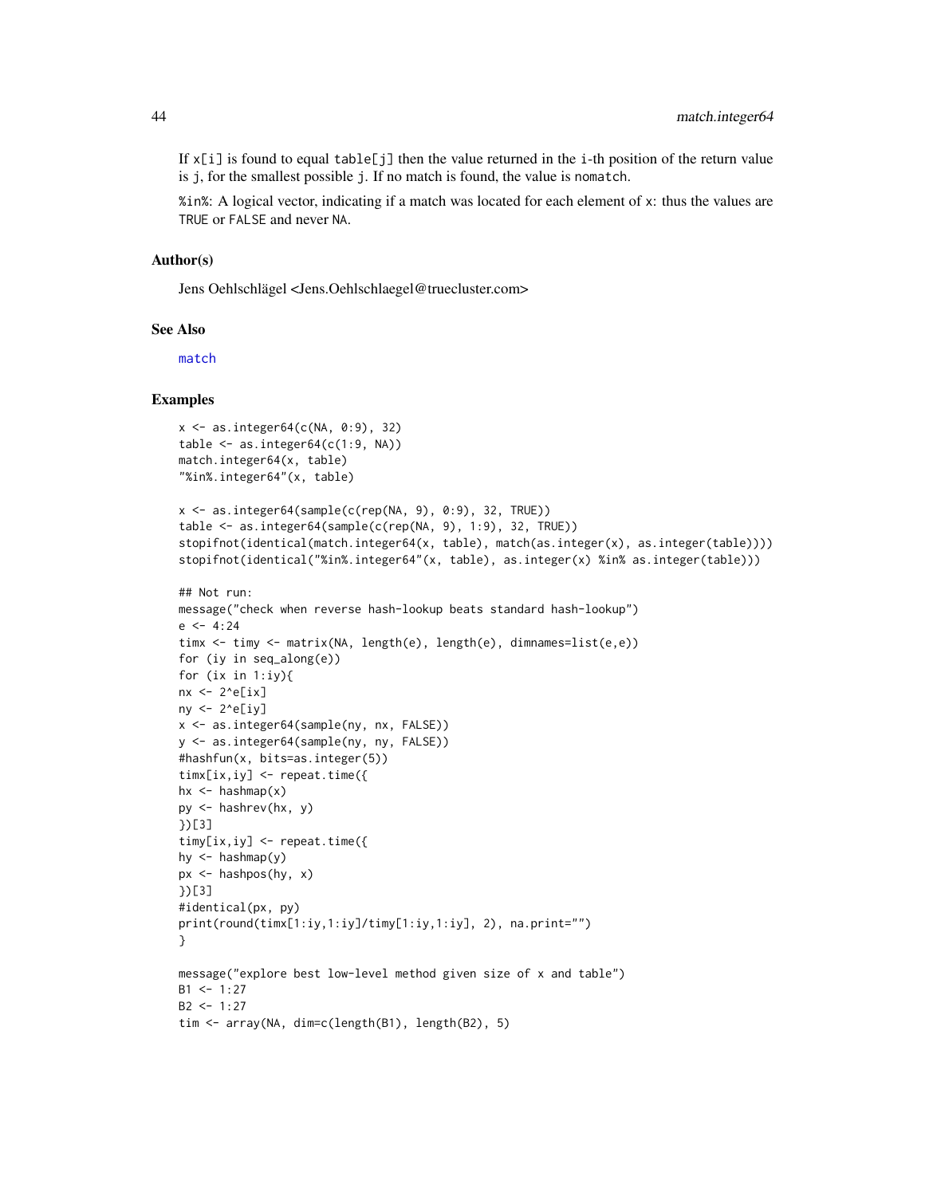If `x[i]` is found to equal `table[j]` then the value returned in the `i`-th position of the return value is `j`, for the smallest possible `j`. If no match is found, the value is `nomatch`.

`%in%`: A logical vector, indicating if a match was located for each element of `x`: thus the values are `TRUE` or `FALSE` and never `NA`.

### Author(s)

Jens Oehlschlägel <Jens.Oehlschlaegel@truecluster.com>

### See Also

`match`

### Examples

```
x <- as.integer64(c(NA, 0:9), 32)
table <- as.integer64(c(1:9, NA))
match.integer64(x, table)
"%in%.integer64"(x, table)

x <- as.integer64(sample(c(rep(NA, 9), 0:9), 32, TRUE))
table <- as.integer64(sample(c(rep(NA, 9), 1:9), 32, TRUE))
stopifnot(identical(match.integer64(x, table), match(as.integer(x), as.integer(table))))
stopifnot(identical("%in%.integer64"(x, table), as.integer(x) %in% as.integer(table)))

## Not run:
message("check when reverse hash-lookup beats standard hash-lookup")
e <- 4:24
timx <- timy <- matrix(NA, length(e), length(e), dimnames=list(e,e))
for (iy in seq_along(e))
for (ix in 1:iy){
nx <- 2^e[ix]
ny <- 2^e[iy]
x <- as.integer64(sample(ny, nx, FALSE))
y <- as.integer64(sample(ny, ny, FALSE))
#hashfun(x, bits=as.integer(5))
timx[ix,iy] <- repeat.time({
hx <- hashmap(x)
py <- hashrev(hx, y)
})[3]
timy[ix,iy] <- repeat.time({
hy <- hashmap(y)
px <- hashpos(hy, x)
})[3]
#identical(px, py)
print(round(timx[1:iy,1:iy]/timy[1:iy,1:iy], 2), na.print="")
}

message("explore best low-level method given size of x and table")
B1 <- 1:27
B2 <- 1:27
tim <- array(NA, dim=c(length(B1), length(B2), 5)
```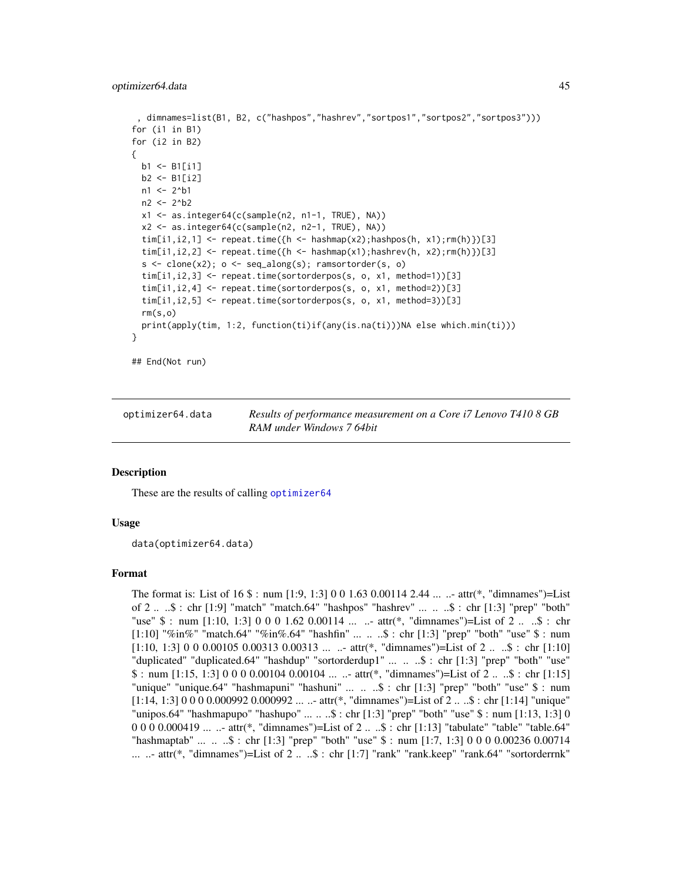```
 , dimnames=list(B1, B2, c("hashpos","hashrev","sortpos1","sortpos2","sortpos3")))
for (i1 in B1)
for (i2 in B2)
{
  b1 <- B1[i1]
  b2 <- B1[i2]
  n1 <- 2^b1
  n2 <- 2^b2
  x1 <- as.integer64(c(sample(n2, n1-1, TRUE), NA))
  x2 <- as.integer64(c(sample(n2, n2-1, TRUE), NA))
  tim[i1,i2,1] <- repeat.time({h <- hashmap(x2);hashpos(h, x1);rm(h)})[3]
  tim[i1,i2,2] <- repeat.time({h <- hashmap(x1);hashrev(h, x2);rm(h)})[3]
  s <- clone(x2); o <- seq_along(s); ramsortorder(s, o)
  tim[i1,i2,3] <- repeat.time(sortorderpos(s, o, x1, method=1))[3]
  tim[i1,i2,4] <- repeat.time(sortorderpos(s, o, x1, method=2))[3]
  tim[i1,i2,5] <- repeat.time(sortorderpos(s, o, x1, method=3))[3]
  rm(s,o)
  print(apply(tim, 1:2, function(ti)if(any(is.na(ti)))NA else which.min(ti)))
}

## End(Not run)
```

## optimizer64.data — *Results of performance measurement on a Core i7 Lenovo T410 8 GB RAM under Windows 7 64bit*

### Description

These are the results of calling optimizer64

### Usage

```
data(optimizer64.data)
```

### Format

The format is: List of 16 $ : num [1:9, 1:3] 0 0 1.63 0.00114 2.44 ... ..- attr(*, "dimnames")=List of 2 .. ..$ : chr [1:9] "match" "match.64" "hashpos" "hashrev" ... .. ..$ : chr [1:3] "prep" "both" "use" $ : num [1:10, 1:3] 0 0 0 1.62 0.00114 ... ..- attr(*, "dimnames")=List of 2 .. ..$ : chr [1:10] "%in%" "match.64" "%in%.64" "hashfin" ... .. ..$ : chr [1:3] "prep" "both" "use" $ : num [1:10, 1:3] 0 0 0.00105 0.00313 0.00313 ... ..- attr(*, "dimnames")=List of 2 .. ..$ : chr [1:10] "duplicated" "duplicated.64" "hashdup" "sortorderdup1" ... .. ..$ : chr [1:3] "prep" "both" "use" $ : num [1:15, 1:3] 0 0 0 0.00104 0.00104 ... ..- attr(*, "dimnames")=List of 2 .. ..$ : chr [1:15] "unique" "unique.64" "hashmapuni" "hashuni" ... .. ..$ : chr [1:3] "prep" "both" "use" $ : num [1:14, 1:3] 0 0 0 0.000992 0.000992 ... ..- attr(*, "dimnames")=List of 2 .. ..$ : chr [1:14] "unique" "unipos.64" "hashmapupo" "hashupo" ... .. ..$ : chr [1:3] "prep" "both" "use" $ : num [1:13, 1:3] 0 0 0 0 0.000419 ... ..- attr(*, "dimnames")=List of 2 .. ..$ : chr [1:13] "tabulate" "table" "table.64" "hashmaptab" ... .. ..$ : chr [1:3] "prep" "both" "use" $ : num [1:7, 1:3] 0 0 0 0.00236 0.00714 ... ..- attr(*, "dimnames")=List of 2 .. ..$ : chr [1:7] "rank" "rank.keep" "rank.64" "sortorderrnk"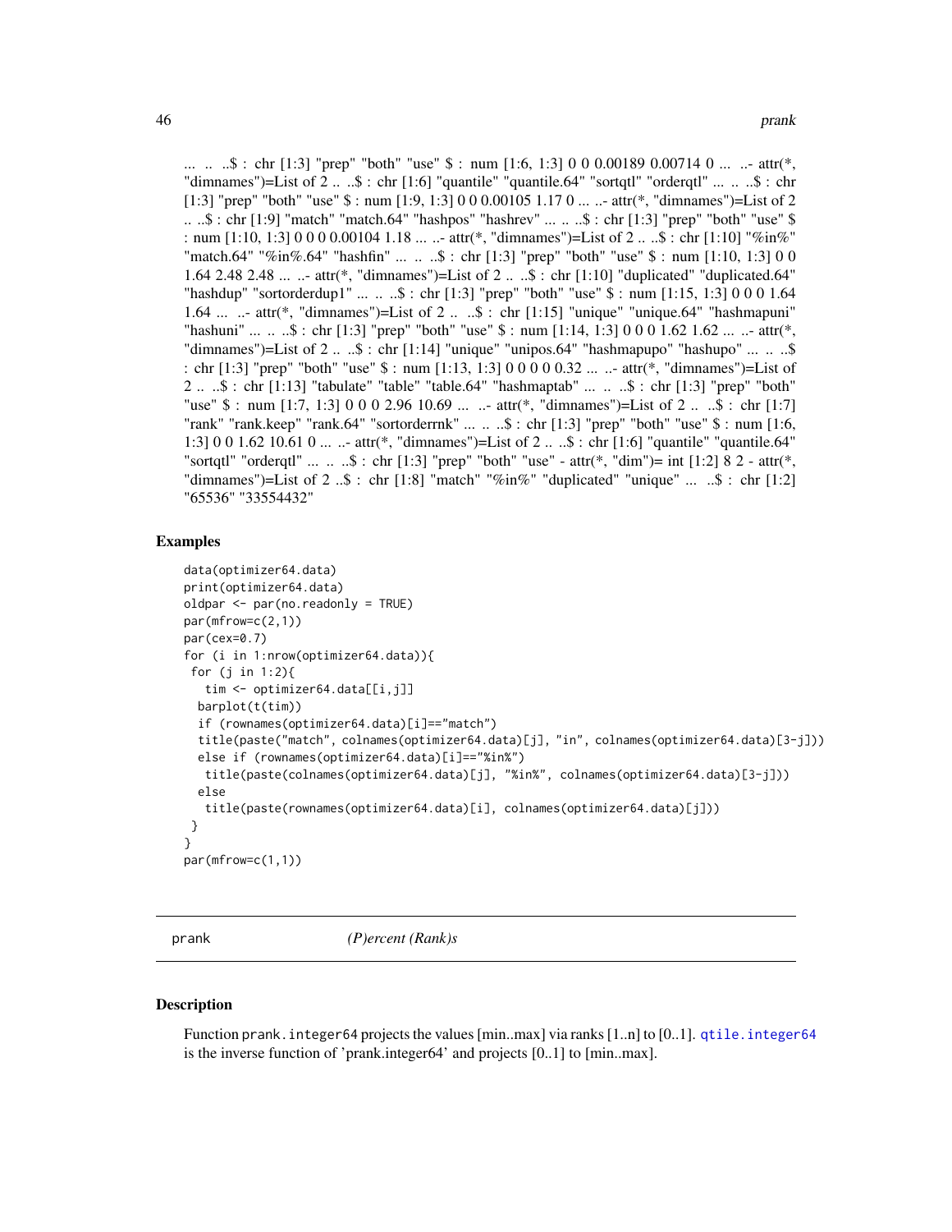... .. ..$ : chr [1:3] "prep" "both" "use" $ : num [1:6, 1:3] 0 0 0.00189 0.00714 0 ... ..- attr(*, "dimnames")=List of 2 .. ..$ : chr [1:6] "quantile" "quantile.64" "sortqtl" "orderqtl" ... .. ..$ : chr [1:3] "prep" "both" "use" $ : num [1:9, 1:3] 0 0 0.00105 1.17 0 ... ..- attr(*, "dimnames")=List of 2 .. ..$ : chr [1:9] "match" "match.64" "hashpos" "hashrev" ... .. ..$ : chr [1:3] "prep" "both" "use" $ : num [1:10, 1:3] 0 0 0 0.00104 1.18 ... ..- attr(*, "dimnames")=List of 2 .. ..$ : chr [1:10] "%in%" "match.64" "%in%.64" "hashfin" ... .. ..$ : chr [1:3] "prep" "both" "use" $ : num [1:10, 1:3] 0 0 1.64 2.48 2.48 ... ..- attr(*, "dimnames")=List of 2 .. ..$ : chr [1:10] "duplicated" "duplicated.64" "hashdup" "sortorderdup1" ... .. ..$ : chr [1:3] "prep" "both" "use" $ : num [1:15, 1:3] 0 0 0 1.64 1.64 ... ..- attr(*, "dimnames")=List of 2 .. ..$ : chr [1:15] "unique" "unique.64" "hashmapuni" "hashuni" ... .. ..$ : chr [1:3] "prep" "both" "use" $ : num [1:14, 1:3] 0 0 0 1.62 1.62 ... ..- attr(*, "dimnames")=List of 2 .. ..$ : chr [1:14] "unique" "unipos.64" "hashmapupo" "hashupo" ... .. ..$ : chr [1:3] "prep" "both" "use" $ : num [1:13, 1:3] 0 0 0 0 0.32 ... ..- attr(*, "dimnames")=List of 2 .. ..$ : chr [1:13] "tabulate" "table" "table.64" "hashmaptab" ... .. ..$ : chr [1:3] "prep" "both" "use" $ : num [1:7, 1:3] 0 0 0 2.96 10.69 ... ..- attr(*, "dimnames")=List of 2 .. ..$ : chr [1:7] "rank" "rank.keep" "rank.64" "sortorderrnk" ... .. ..$ : chr [1:3] "prep" "both" "use" $ : num [1:6, 1:3] 0 0 1.62 10.61 0 ... ..- attr(*, "dimnames")=List of 2 .. ..$ : chr [1:6] "quantile" "quantile.64" "sortqtl" "orderqtl" ... .. ..$ : chr [1:3] "prep" "both" "use" - attr(*, "dim")= int [1:2] 8 2 - attr(*, "dimnames")=List of 2 ..$ : chr [1:8] "match" "%in%" "duplicated" "unique" ... ..$ : chr [1:2] "65536" "33554432"

### Examples

```
data(optimizer64.data)
print(optimizer64.data)
oldpar <- par(no.readonly = TRUE)
par(mfrow=c(2,1))
par(cex=0.7)
for (i in 1:nrow(optimizer64.data)){
 for (j in 1:2){
   tim <- optimizer64.data[[i,j]]
  barplot(t(tim))
  if (rownames(optimizer64.data)[i]=="match")
  title(paste("match", colnames(optimizer64.data)[j], "in", colnames(optimizer64.data)[3-j]))
  else if (rownames(optimizer64.data)[i]=="%in%")
   title(paste(colnames(optimizer64.data)[j], "%in%", colnames(optimizer64.data)[3-j]))
  else
   title(paste(rownames(optimizer64.data)[i], colnames(optimizer64.data)[j]))
 }
}
par(mfrow=c(1,1))
```

---

## prank    *(P)ercent (Rank)s*

### Description

Function `prank.integer64` projects the values [min..max] via ranks [1..n] to [0..1]. `qtile.integer64` is the inverse function of 'prank.integer64' and projects [0..1] to [min..max].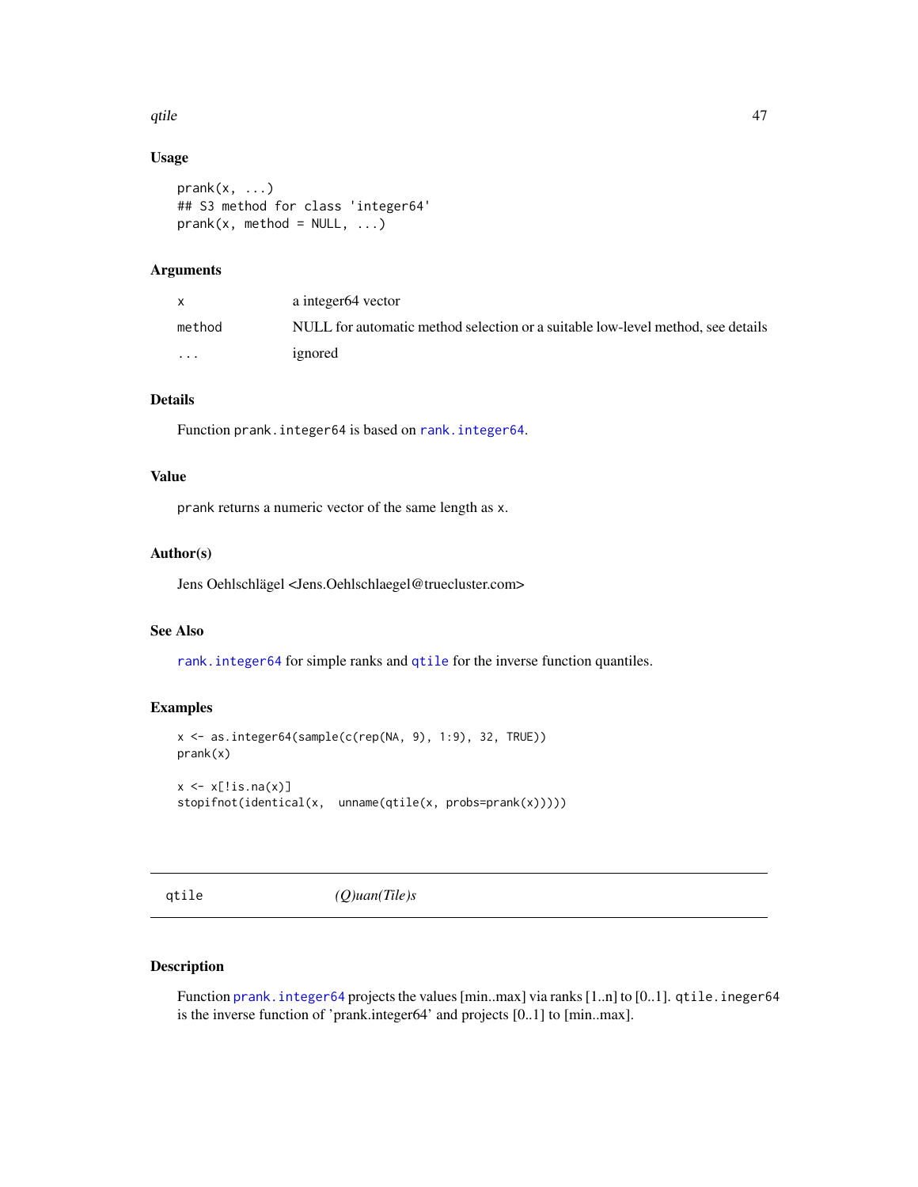### Usage

```
prank(x, ...)
## S3 method for class 'integer64'
prank(x, method = NULL, ...)
```

### Arguments

| | |
|---|---|
| x | a integer64 vector |
| method | NULL for automatic method selection or a suitable low-level method, see details |
| ... | ignored |

### Details

Function `prank.integer64` is based on `rank.integer64`.

### Value

`prank` returns a numeric vector of the same length as `x`.

### Author(s)

Jens Oehlschlägel <Jens.Oehlschlaegel@truecluster.com>

### See Also

`rank.integer64` for simple ranks and `qtile` for the inverse function quantiles.

### Examples

```
x <- as.integer64(sample(c(rep(NA, 9), 1:9), 32, TRUE))
prank(x)

x <- x[!is.na(x)]
stopifnot(identical(x,  unname(qtile(x, probs=prank(x)))))
```

---

## qtile *(Q)uan(Tile)s*

### Description

Function `prank.integer64` projects the values [min..max] via ranks [1..n] to [0..1]. `qtile.ineger64` is the inverse function of 'prank.integer64' and projects [0..1] to [min..max].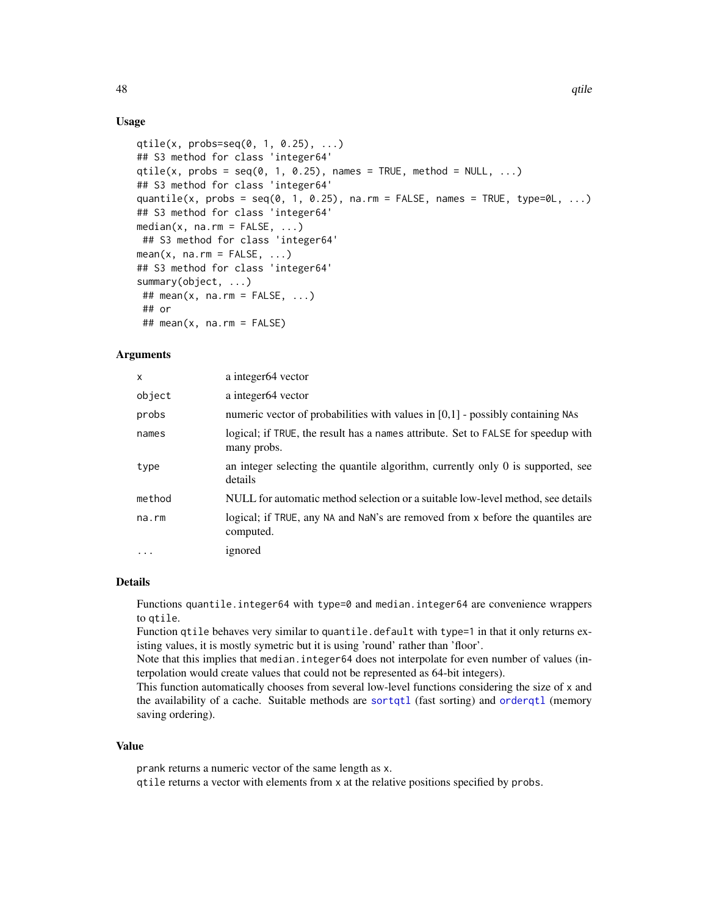## Usage

```
qtile(x, probs=seq(0, 1, 0.25), ...)
## S3 method for class 'integer64'
qtile(x, probs = seq(0, 1, 0.25), names = TRUE, method = NULL, ...)
## S3 method for class 'integer64'
quantile(x, probs = seq(0, 1, 0.25), na.rm = FALSE, names = TRUE, type=0L, ...)
## S3 method for class 'integer64'
median(x, na.rm = FALSE, ...)
 ## S3 method for class 'integer64'
mean(x, na.rm = FALSE, ...)
## S3 method for class 'integer64'
summary(object, ...)
 ## mean(x, na.rm = FALSE, ...)
 ## or
 ## mean(x, na.rm = FALSE)
```

## Arguments

| | |
|---|---|
| x | a integer64 vector |
| object | a integer64 vector |
| probs | numeric vector of probabilities with values in [0,1] - possibly containing NAs |
| names | logical; if TRUE, the result has a names attribute. Set to FALSE for speedup with many probs. |
| type | an integer selecting the quantile algorithm, currently only 0 is supported, see details |
| method | NULL for automatic method selection or a suitable low-level method, see details |
| na.rm | logical; if TRUE, any NA and NaN's are removed from x before the quantiles are computed. |
| ... | ignored |

## Details

Functions quantile.integer64 with type=0 and median.integer64 are convenience wrappers to qtile.
Function qtile behaves very similar to quantile.default with type=1 in that it only returns existing values, it is mostly symetric but it is using 'round' rather than 'floor'.
Note that this implies that median.integer64 does not interpolate for even number of values (interpolation would create values that could not be represented as 64-bit integers).
This function automatically chooses from several low-level functions considering the size of x and the availability of a cache. Suitable methods are sortqtl (fast sorting) and orderqtl (memory saving ordering).

## Value

prank returns a numeric vector of the same length as x.
qtile returns a vector with elements from x at the relative positions specified by probs.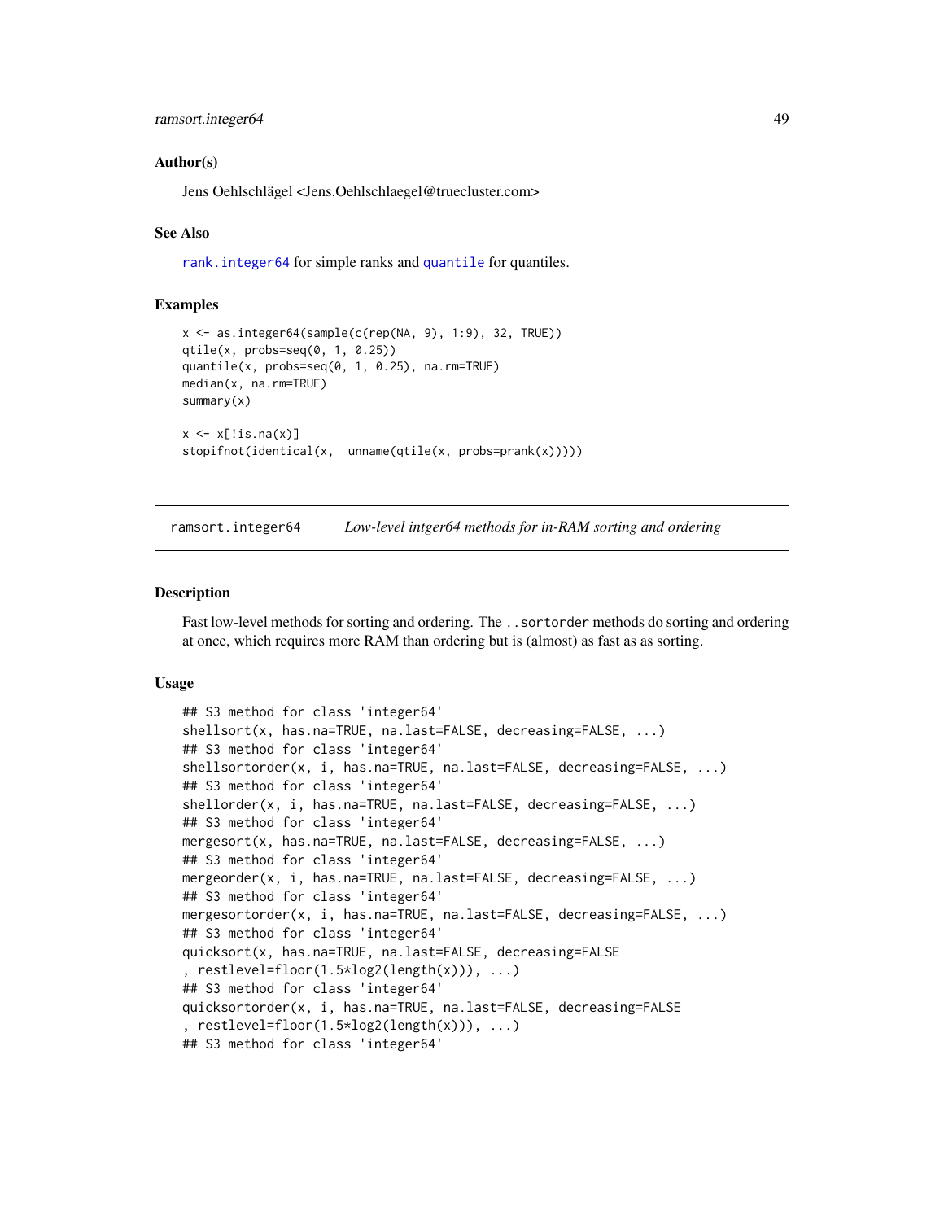### Author(s)

Jens Oehlschlägel <Jens.Oehlschlaegel@truecluster.com>

### See Also

rank.integer64 for simple ranks and quantile for quantiles.

### Examples

```
x <- as.integer64(sample(c(rep(NA, 9), 1:9), 32, TRUE))
qtile(x, probs=seq(0, 1, 0.25))
quantile(x, probs=seq(0, 1, 0.25), na.rm=TRUE)
median(x, na.rm=TRUE)
summary(x)

x <- x[!is.na(x)]
stopifnot(identical(x,  unname(qtile(x, probs=prank(x)))))
```

---

## ramsort.integer64 *Low-level intger64 methods for in-RAM sorting and ordering*

### Description

Fast low-level methods for sorting and ordering. The `..sortorder` methods do sorting and ordering at once, which requires more RAM than ordering but is (almost) as fast as as sorting.

### Usage

```
## S3 method for class 'integer64'
shellsort(x, has.na=TRUE, na.last=FALSE, decreasing=FALSE, ...)
## S3 method for class 'integer64'
shellsortorder(x, i, has.na=TRUE, na.last=FALSE, decreasing=FALSE, ...)
## S3 method for class 'integer64'
shellorder(x, i, has.na=TRUE, na.last=FALSE, decreasing=FALSE, ...)
## S3 method for class 'integer64'
mergesort(x, has.na=TRUE, na.last=FALSE, decreasing=FALSE, ...)
## S3 method for class 'integer64'
mergeorder(x, i, has.na=TRUE, na.last=FALSE, decreasing=FALSE, ...)
## S3 method for class 'integer64'
mergesortorder(x, i, has.na=TRUE, na.last=FALSE, decreasing=FALSE, ...)
## S3 method for class 'integer64'
quicksort(x, has.na=TRUE, na.last=FALSE, decreasing=FALSE
, restlevel=floor(1.5*log2(length(x))), ...)
## S3 method for class 'integer64'
quicksortorder(x, i, has.na=TRUE, na.last=FALSE, decreasing=FALSE
, restlevel=floor(1.5*log2(length(x))), ...)
## S3 method for class 'integer64'
```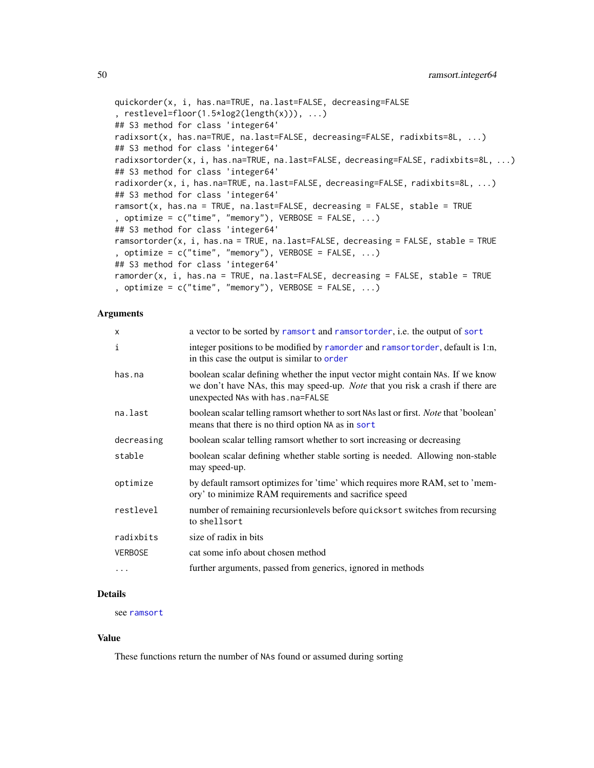```
quickorder(x, i, has.na=TRUE, na.last=FALSE, decreasing=FALSE
, restlevel=floor(1.5*log2(length(x))), ...)
## S3 method for class 'integer64'
radixsort(x, has.na=TRUE, na.last=FALSE, decreasing=FALSE, radixbits=8L, ...)
## S3 method for class 'integer64'
radixsortorder(x, i, has.na=TRUE, na.last=FALSE, decreasing=FALSE, radixbits=8L, ...)
## S3 method for class 'integer64'
radixorder(x, i, has.na=TRUE, na.last=FALSE, decreasing=FALSE, radixbits=8L, ...)
## S3 method for class 'integer64'
ramsort(x, has.na = TRUE, na.last=FALSE, decreasing = FALSE, stable = TRUE
, optimize = c("time", "memory"), VERBOSE = FALSE, ...)
## S3 method for class 'integer64'
ramsortorder(x, i, has.na = TRUE, na.last=FALSE, decreasing = FALSE, stable = TRUE
, optimize = c("time", "memory"), VERBOSE = FALSE, ...)
## S3 method for class 'integer64'
ramorder(x, i, has.na = TRUE, na.last=FALSE, decreasing = FALSE, stable = TRUE
, optimize = c("time", "memory"), VERBOSE = FALSE, ...)
```

## Arguments

| | |
|---|---|
| `x` | a vector to be sorted by `ramsort` and `ramsortorder`, i.e. the output of `sort` |
| `i` | integer positions to be modified by `ramorder` and `ramsortorder`, default is 1:n, in this case the output is similar to `order` |
| `has.na` | boolean scalar defining whether the input vector might contain `NA`s. If we know we don't have NAs, this may speed-up. *Note* that you risk a crash if there are unexpected `NA`s with `has.na=FALSE` |
| `na.last` | boolean scalar telling ramsort whether to sort `NA`s last or first. *Note* that 'boolean' means that there is no third option `NA` as in `sort` |
| `decreasing` | boolean scalar telling ramsort whether to sort increasing or decreasing |
| `stable` | boolean scalar defining whether stable sorting is needed. Allowing non-stable may speed-up. |
| `optimize` | by default ramsort optimizes for 'time' which requires more RAM, set to 'memory' to minimize RAM requirements and sacrifice speed |
| `restlevel` | number of remaining recursionlevels before `quicksort` switches from recursing to `shellsort` |
| `radixbits` | size of radix in bits |
| `VERBOSE` | cat some info about chosen method |
| `...` | further arguments, passed from generics, ignored in methods |

## Details

see `ramsort`

## Value

These functions return the number of `NA`s found or assumed during sorting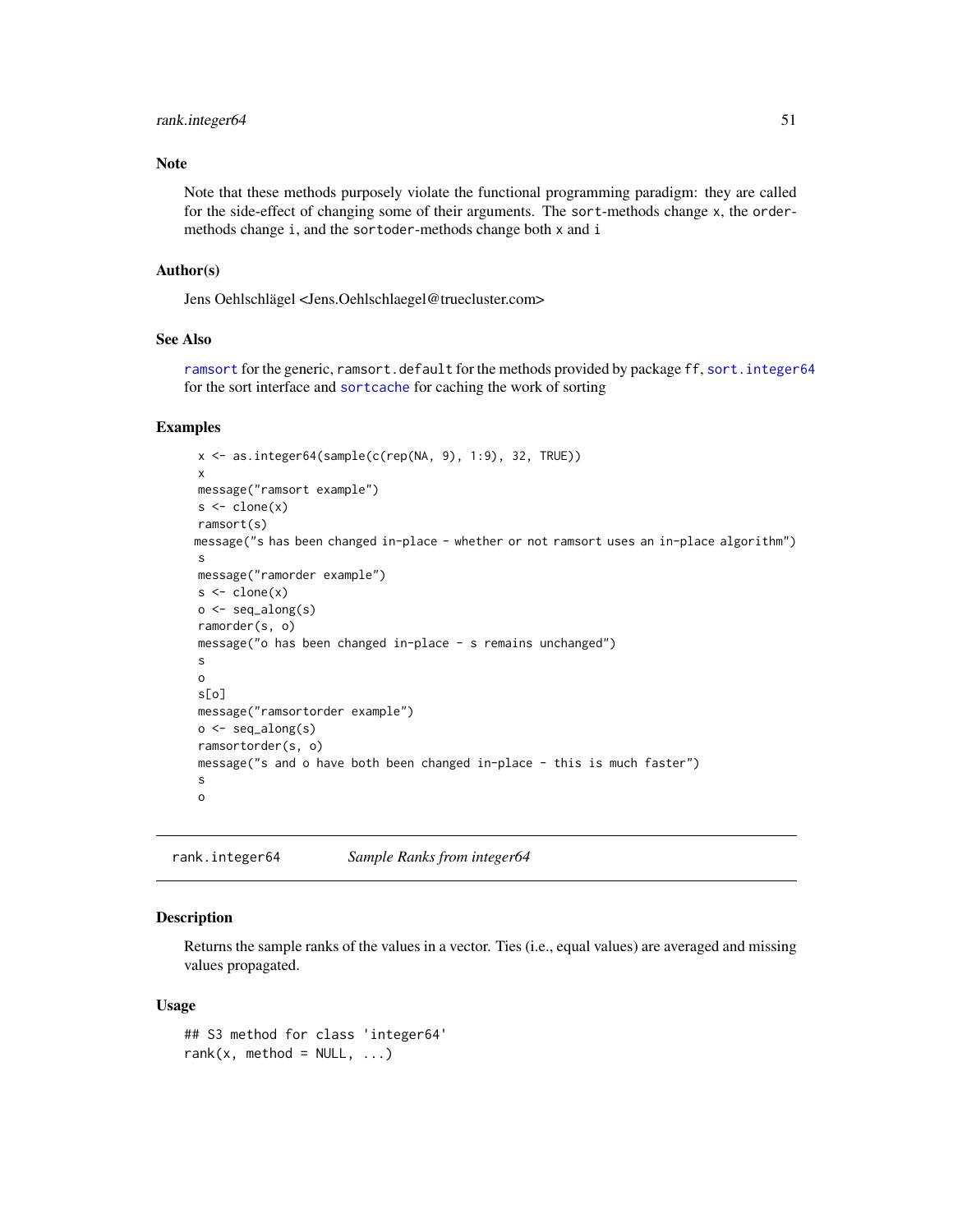## Note

Note that these methods purposely violate the functional programming paradigm: they are called for the side-effect of changing some of their arguments. The sort-methods change x, the order-methods change i, and the sortoder-methods change both x and i

## Author(s)

Jens Oehlschlägel <Jens.Oehlschlaegel@truecluster.com>

## See Also

ramsort for the generic, ramsort.default for the methods provided by package ff, sort.integer64 for the sort interface and sortcache for caching the work of sorting

## Examples

```
x <- as.integer64(sample(c(rep(NA, 9), 1:9), 32, TRUE))
x
message("ramsort example")
s <- clone(x)
ramsort(s)
message("s has been changed in-place - whether or not ramsort uses an in-place algorithm")
s
message("ramorder example")
s <- clone(x)
o <- seq_along(s)
ramorder(s, o)
message("o has been changed in-place - s remains unchanged")
s
o
s[o]
message("ramsortorder example")
o <- seq_along(s)
ramsortorder(s, o)
message("s and o have both been changed in-place - this is much faster")
s
o
```

---

# rank.integer64 — *Sample Ranks from integer64*

## Description

Returns the sample ranks of the values in a vector. Ties (i.e., equal values) are averaged and missing values propagated.

## Usage

```
## S3 method for class 'integer64'
rank(x, method = NULL, ...)
```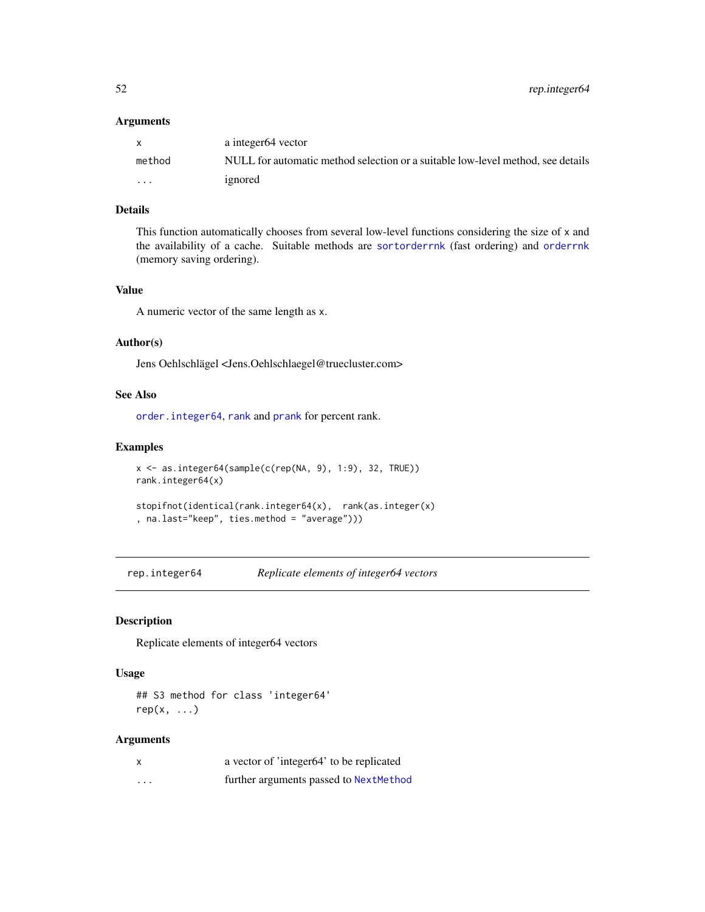### Arguments

| | |
|---|---|
| x | a integer64 vector |
| method | NULL for automatic method selection or a suitable low-level method, see details |
| ... | ignored |

### Details

This function automatically chooses from several low-level functions considering the size of x and the availability of a cache. Suitable methods are `sortorderrnk` (fast ordering) and `orderrnk` (memory saving ordering).

### Value

A numeric vector of the same length as x.

### Author(s)

Jens Oehlschlägel <Jens.Oehlschlaegel@truecluster.com>

### See Also

`order.integer64`, `rank` and `prank` for percent rank.

### Examples

```
x <- as.integer64(sample(c(rep(NA, 9), 1:9), 32, TRUE))
rank.integer64(x)

stopifnot(identical(rank.integer64(x),  rank(as.integer(x)
, na.last="keep", ties.method = "average")))
```

---

## rep.integer64 *Replicate elements of integer64 vectors*

### Description

Replicate elements of integer64 vectors

### Usage

```
## S3 method for class 'integer64'
rep(x, ...)
```

### Arguments

| | |
|---|---|
| x | a vector of 'integer64' to be replicated |
| ... | further arguments passed to `NextMethod` |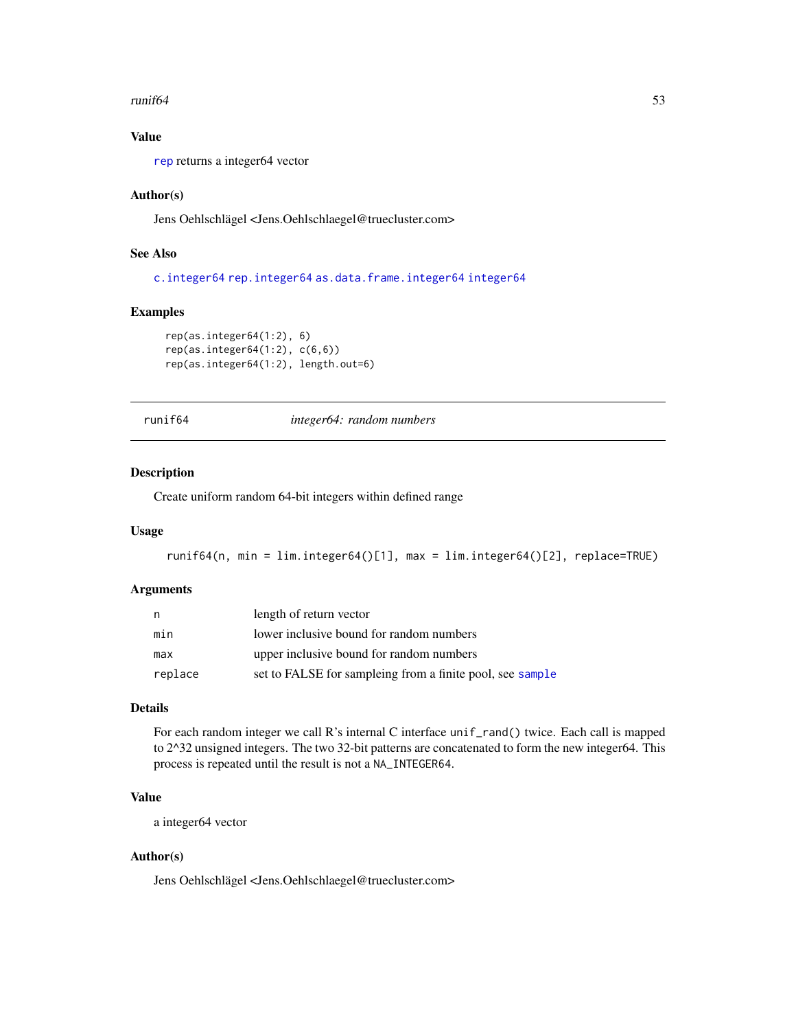### Value

rep returns a integer64 vector

### Author(s)

Jens Oehlschlägel <Jens.Oehlschlaegel@truecluster.com>

### See Also

c.integer64 rep.integer64 as.data.frame.integer64 integer64

### Examples

```
rep(as.integer64(1:2), 6)
rep(as.integer64(1:2), c(6,6))
rep(as.integer64(1:2), length.out=6)
```

---

## runif64 *integer64: random numbers*

### Description

Create uniform random 64-bit integers within defined range

### Usage

```
runif64(n, min = lim.integer64()[1], max = lim.integer64()[2], replace=TRUE)
```

### Arguments

| | |
|---|---|
| n | length of return vector |
| min | lower inclusive bound for random numbers |
| max | upper inclusive bound for random numbers |
| replace | set to FALSE for sampleing from a finite pool, see sample |

### Details

For each random integer we call R's internal C interface `unif_rand()` twice. Each call is mapped to 2^32 unsigned integers. The two 32-bit patterns are concatenated to form the new integer64. This process is repeated until the result is not a `NA_INTEGER64`.

### Value

a integer64 vector

### Author(s)

Jens Oehlschlägel <Jens.Oehlschlaegel@truecluster.com>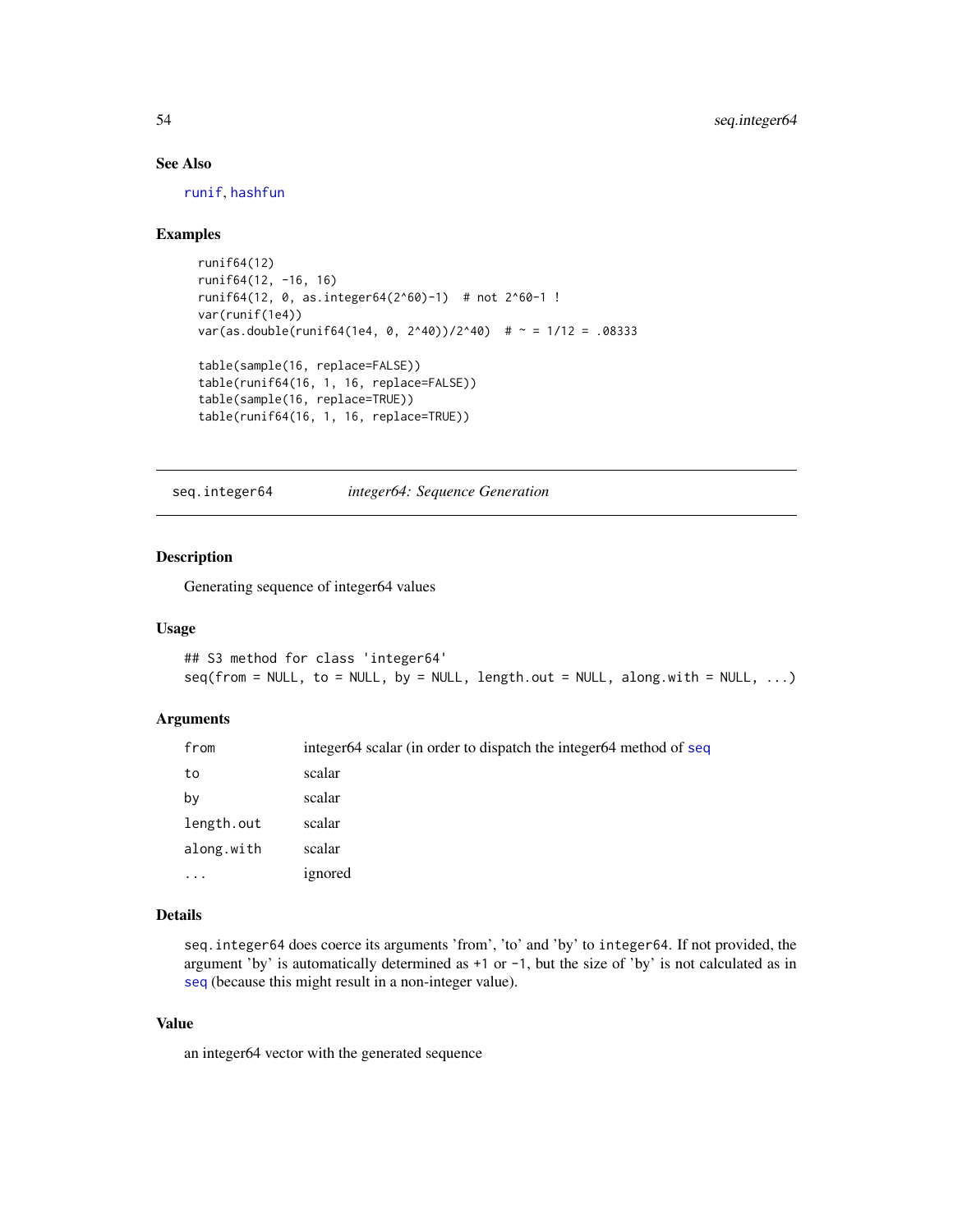### See Also

runif, hashfun

### Examples

```
runif64(12)
runif64(12, -16, 16)
runif64(12, 0, as.integer64(2^60)-1)  # not 2^60-1 !
var(runif(1e4))
var(as.double(runif64(1e4, 0, 2^40))/2^40)  # ~ = 1/12 = .08333

table(sample(16, replace=FALSE))
table(runif64(16, 1, 16, replace=FALSE))
table(sample(16, replace=TRUE))
table(runif64(16, 1, 16, replace=TRUE))
```

---

## seq.integer64 — *integer64: Sequence Generation*

### Description

Generating sequence of integer64 values

### Usage

```
## S3 method for class 'integer64'
seq(from = NULL, to = NULL, by = NULL, length.out = NULL, along.with = NULL, ...)
```

### Arguments

| | |
|---|---|
| `from` | integer64 scalar (in order to dispatch the integer64 method of seq |
| `to` | scalar |
| `by` | scalar |
| `length.out` | scalar |
| `along.with` | scalar |
| `...` | ignored |

### Details

`seq.integer64` does coerce its arguments 'from', 'to' and 'by' to `integer64`. If not provided, the argument 'by' is automatically determined as `+1` or `-1`, but the size of 'by' is not calculated as in seq (because this might result in a non-integer value).

### Value

an integer64 vector with the generated sequence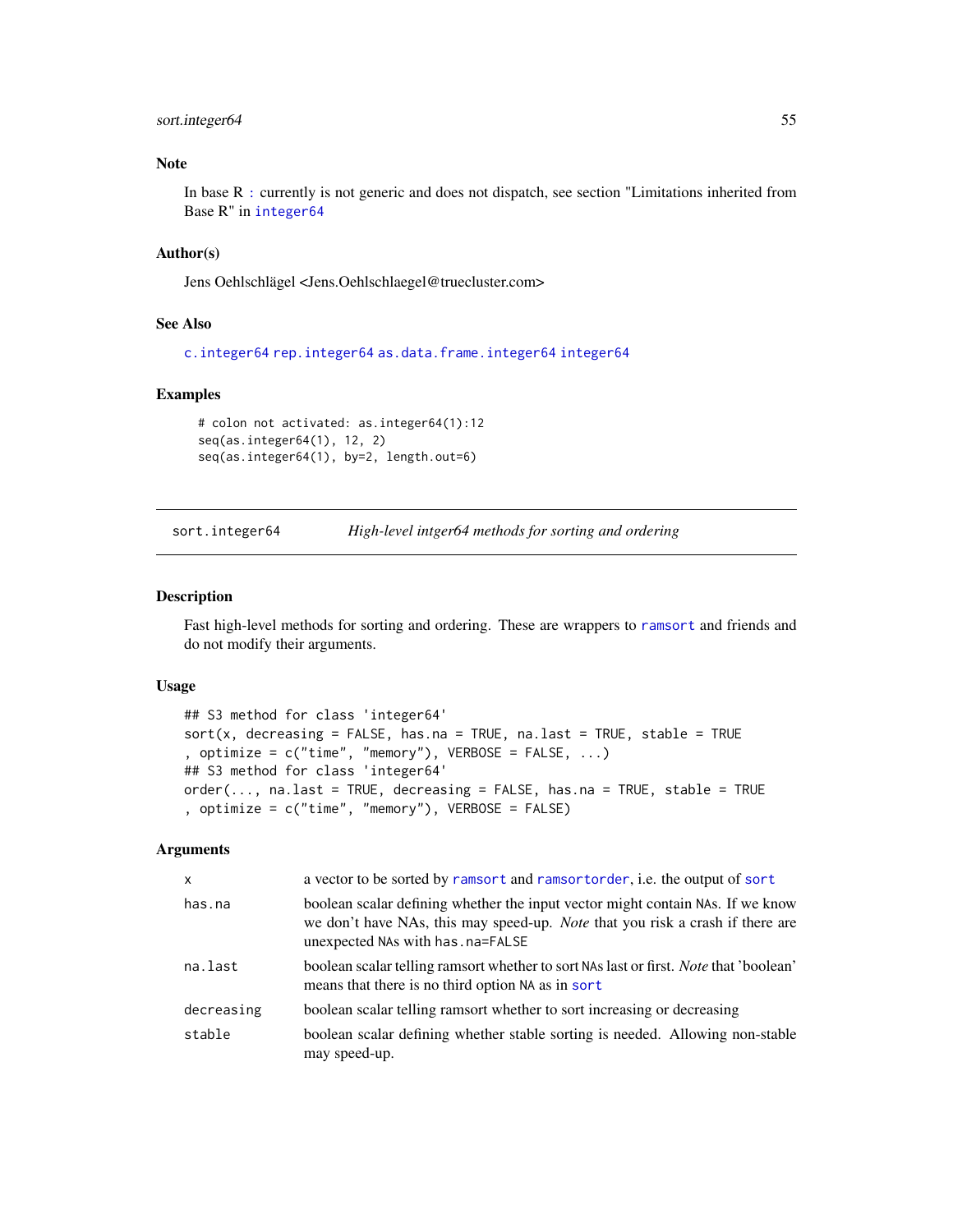## Note

In base R : currently is not generic and does not dispatch, see section "Limitations inherited from Base R" in integer64

## Author(s)

Jens Oehlschlägel <Jens.Oehlschlaegel@truecluster.com>

## See Also

c.integer64 rep.integer64 as.data.frame.integer64 integer64

## Examples

```
# colon not activated: as.integer64(1):12
seq(as.integer64(1), 12, 2)
seq(as.integer64(1), by=2, length.out=6)
```

---

# sort.integer64 &nbsp;&nbsp;&nbsp; *High-level intger64 methods for sorting and ordering*

## Description

Fast high-level methods for sorting and ordering. These are wrappers to ramsort and friends and do not modify their arguments.

## Usage

```
## S3 method for class 'integer64'
sort(x, decreasing = FALSE, has.na = TRUE, na.last = TRUE, stable = TRUE
, optimize = c("time", "memory"), VERBOSE = FALSE, ...)
## S3 method for class 'integer64'
order(..., na.last = TRUE, decreasing = FALSE, has.na = TRUE, stable = TRUE
, optimize = c("time", "memory"), VERBOSE = FALSE)
```

## Arguments

| | |
|---|---|
| x | a vector to be sorted by ramsort and ramsortorder, i.e. the output of sort |
| has.na | boolean scalar defining whether the input vector might contain NAs. If we know we don't have NAs, this may speed-up. *Note* that you risk a crash if there are unexpected NAs with has.na=FALSE |
| na.last | boolean scalar telling ramsort whether to sort NAs last or first. *Note* that 'boolean' means that there is no third option NA as in sort |
| decreasing | boolean scalar telling ramsort whether to sort increasing or decreasing |
| stable | boolean scalar defining whether stable sorting is needed. Allowing non-stable may speed-up. |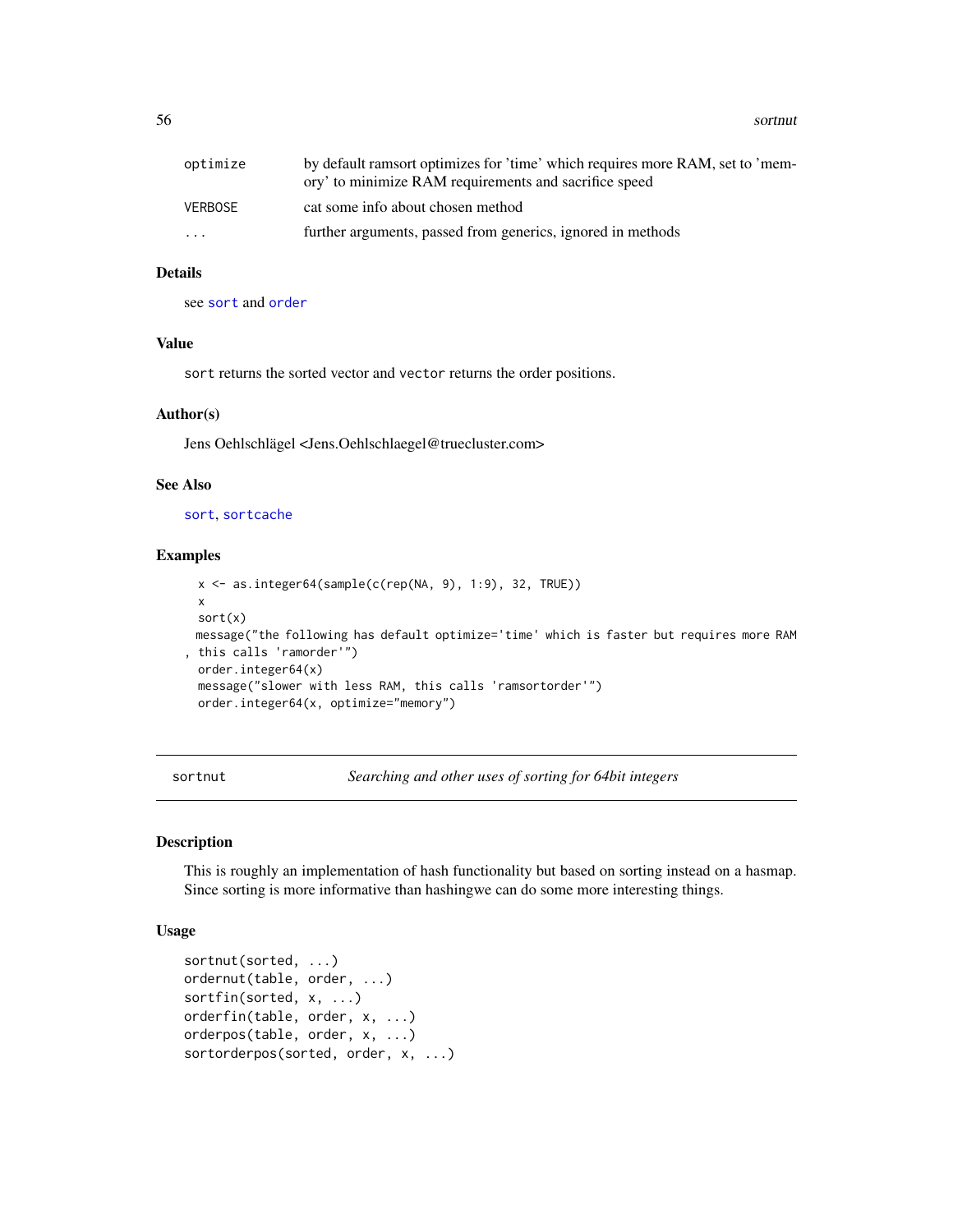| | |
|---|---|
| optimize | by default ramsort optimizes for 'time' which requires more RAM, set to 'memory' to minimize RAM requirements and sacrifice speed |
| VERBOSE | cat some info about chosen method |
| ... | further arguments, passed from generics, ignored in methods |

### Details

see sort and order

### Value

sort returns the sorted vector and vector returns the order positions.

### Author(s)

Jens Oehlschlägel <Jens.Oehlschlaegel@truecluster.com>

### See Also

sort, sortcache

### Examples

```
  x <- as.integer64(sample(c(rep(NA, 9), 1:9), 32, TRUE))
  x
  sort(x)
 message("the following has default optimize='time' which is faster but requires more RAM
, this calls 'ramorder'")
  order.integer64(x)
  message("slower with less RAM, this calls 'ramsortorder'")
  order.integer64(x, optimize="memory")
```

---

## sortnut — *Searching and other uses of sorting for 64bit integers*

---

### Description

This is roughly an implementation of hash functionality but based on sorting instead on a hasmap. Since sorting is more informative than hashingwe can do some more interesting things.

### Usage

```
sortnut(sorted, ...)
ordernut(table, order, ...)
sortfin(sorted, x, ...)
orderfin(table, order, x, ...)
orderpos(table, order, x, ...)
sortorderpos(sorted, order, x, ...)
```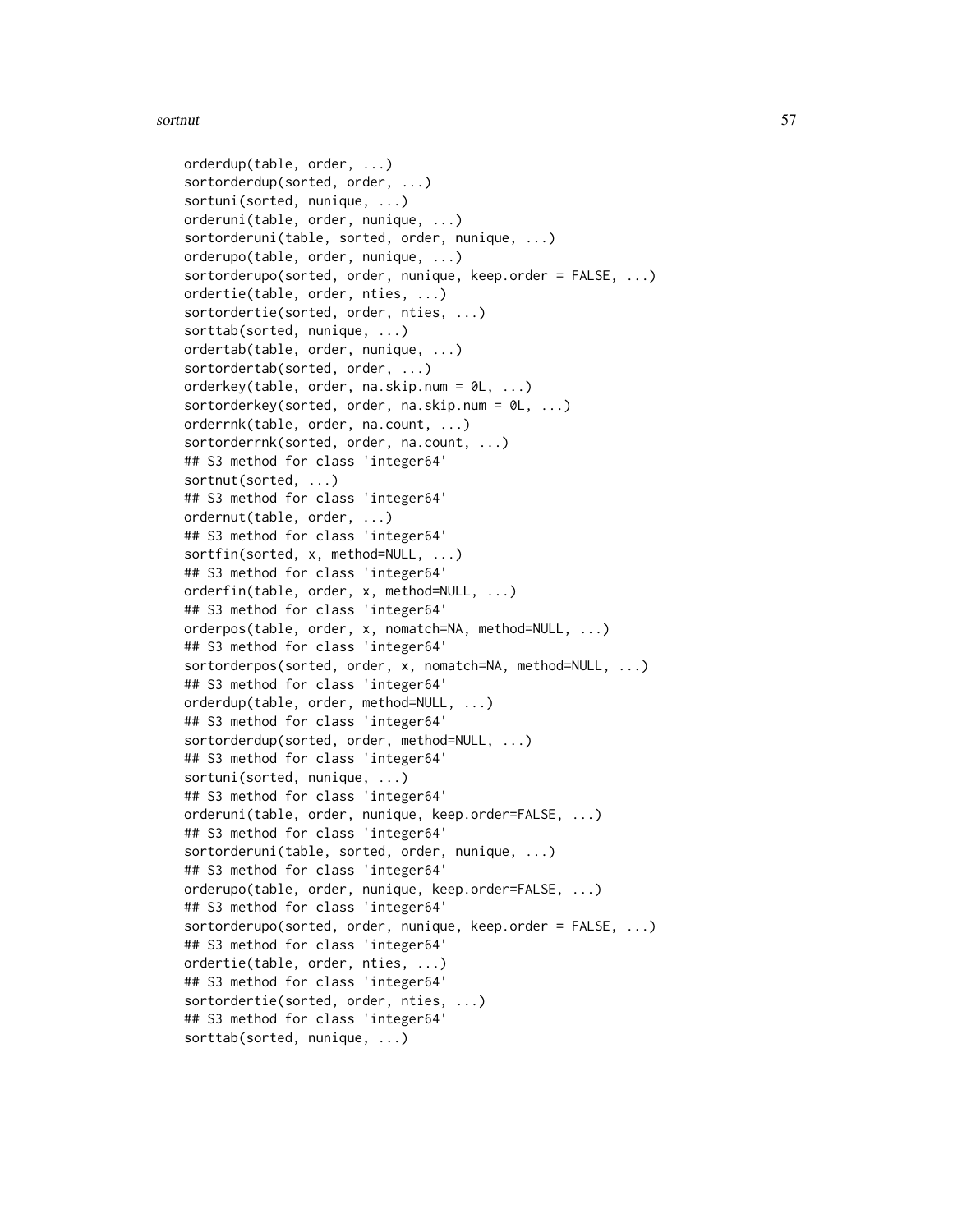```
orderdup(table, order, ...)
sortorderdup(sorted, order, ...)
sortuni(sorted, nunique, ...)
orderuni(table, order, nunique, ...)
sortorderuni(table, sorted, order, nunique, ...)
orderupo(table, order, nunique, ...)
sortorderupo(sorted, order, nunique, keep.order = FALSE, ...)
ordertie(table, order, nties, ...)
sortordertie(sorted, order, nties, ...)
sorttab(sorted, nunique, ...)
ordertab(table, order, nunique, ...)
sortordertab(sorted, order, ...)
orderkey(table, order, na.skip.num = 0L, ...)
sortorderkey(sorted, order, na.skip.num = 0L, ...)
orderrnk(table, order, na.count, ...)
sortorderrnk(sorted, order, na.count, ...)
## S3 method for class 'integer64'
sortnut(sorted, ...)
## S3 method for class 'integer64'
ordernut(table, order, ...)
## S3 method for class 'integer64'
sortfin(sorted, x, method=NULL, ...)
## S3 method for class 'integer64'
orderfin(table, order, x, method=NULL, ...)
## S3 method for class 'integer64'
orderpos(table, order, x, nomatch=NA, method=NULL, ...)
## S3 method for class 'integer64'
sortorderpos(sorted, order, x, nomatch=NA, method=NULL, ...)
## S3 method for class 'integer64'
orderdup(table, order, method=NULL, ...)
## S3 method for class 'integer64'
sortorderdup(sorted, order, method=NULL, ...)
## S3 method for class 'integer64'
sortuni(sorted, nunique, ...)
## S3 method for class 'integer64'
orderuni(table, order, nunique, keep.order=FALSE, ...)
## S3 method for class 'integer64'
sortorderuni(table, sorted, order, nunique, ...)
## S3 method for class 'integer64'
orderupo(table, order, nunique, keep.order=FALSE, ...)
## S3 method for class 'integer64'
sortorderupo(sorted, order, nunique, keep.order = FALSE, ...)
## S3 method for class 'integer64'
ordertie(table, order, nties, ...)
## S3 method for class 'integer64'
sortordertie(sorted, order, nties, ...)
## S3 method for class 'integer64'
sorttab(sorted, nunique, ...)
```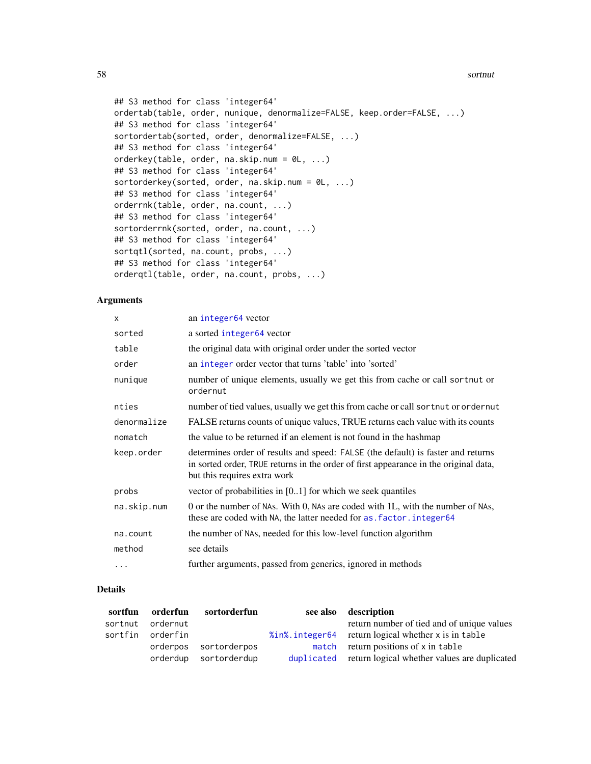```
## S3 method for class 'integer64'
ordertab(table, order, nunique, denormalize=FALSE, keep.order=FALSE, ...)
## S3 method for class 'integer64'
sortordertab(sorted, order, denormalize=FALSE, ...)
## S3 method for class 'integer64'
orderkey(table, order, na.skip.num = 0L, ...)
## S3 method for class 'integer64'
sortorderkey(sorted, order, na.skip.num = 0L, ...)
## S3 method for class 'integer64'
orderrnk(table, order, na.count, ...)
## S3 method for class 'integer64'
sortorderrnk(sorted, order, na.count, ...)
## S3 method for class 'integer64'
sortqtl(sorted, na.count, probs, ...)
## S3 method for class 'integer64'
orderqtl(table, order, na.count, probs, ...)
```

## Arguments

| | |
|---|---|
| `x` | an `integer64` vector |
| `sorted` | a sorted `integer64` vector |
| `table` | the original data with original order under the sorted vector |
| `order` | an `integer` order vector that turns 'table' into 'sorted' |
| `nunique` | number of unique elements, usually we get this from cache or call `sortnut` or `ordernut` |
| `nties` | number of tied values, usually we get this from cache or call `sortnut` or `ordernut` |
| `denormalize` | FALSE returns counts of unique values, TRUE returns each value with its counts |
| `nomatch` | the value to be returned if an element is not found in the hashmap |
| `keep.order` | determines order of results and speed: `FALSE` (the default) is faster and returns in sorted order, `TRUE` returns in the order of first appearance in the original data, but this requires extra work |
| `probs` | vector of probabilities in [0..1] for which we seek quantiles |
| `na.skip.num` | 0 or the number of `NA`s. With 0, `NA`s are coded with 1L, with the number of `NA`s, these are coded with `NA`, the latter needed for `as.factor.integer64` |
| `na.count` | the number of `NA`s, needed for this low-level function algorithm |
| `method` | see details |
| `...` | further arguments, passed from generics, ignored in methods |

## Details

| sortfun | orderfun | sortorderfun | see also | description |
|---|---|---|---|---|
| `sortnut` | `ordernut` | | | return number of tied and of unique values |
| `sortfin` | `orderfin` | | `%in%.integer64` | return logical whether `x` is in `table` |
| | `orderpos` | `sortorderpos` | `match` | return positions of `x` in `table` |
| | `orderdup` | `sortorderdup` | `duplicated` | return logical whether values are duplicated |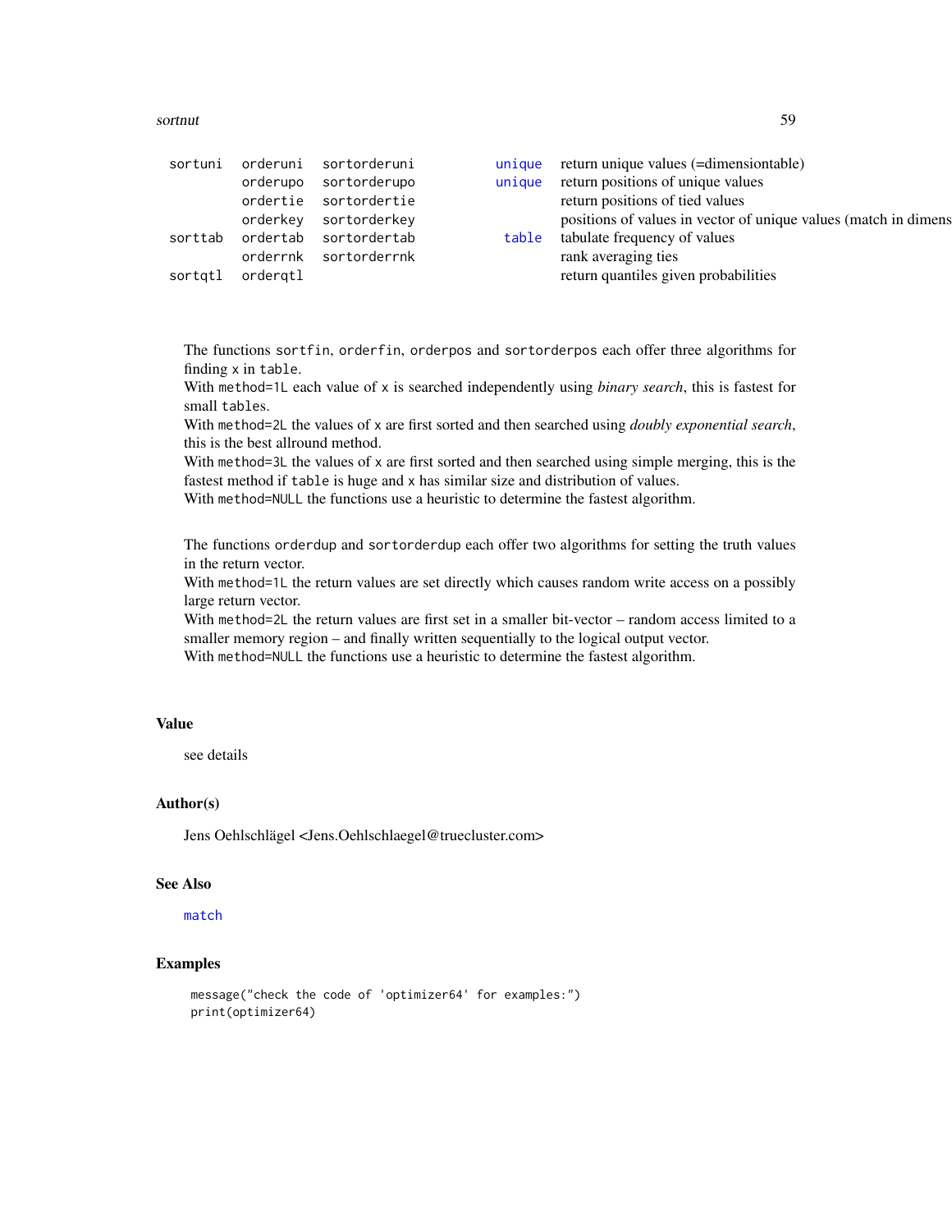| | | | | |
|---|---|---|---|---|
| sortuni | orderuni | sortorderuni | unique | return unique values (=dimensiontable) |
| | orderupo | sortorderupo | unique | return positions of unique values |
| | ordertie | sortordertie | | return positions of tied values |
| | orderkey | sortorderkey | | positions of values in vector of unique values (match in dimens |
| sorttab | ordertab | sortordertab | table | tabulate frequency of values |
| | orderrnk | sortorderrnk | | rank averaging ties |
| sortqtl | orderqtl | | | return quantiles given probabilities |

The functions `sortfin`, `orderfin`, `orderpos` and `sortorderpos` each offer three algorithms for finding `x` in `table`.
With `method=1L` each value of `x` is searched independently using *binary search*, this is fastest for small `tables`.
With `method=2L` the values of `x` are first sorted and then searched using *doubly exponential search*, this is the best allround method.
With `method=3L` the values of `x` are first sorted and then searched using simple merging, this is the fastest method if `table` is huge and `x` has similar size and distribution of values.
With `method=NULL` the functions use a heuristic to determine the fastest algorithm.

The functions `orderdup` and `sortorderdup` each offer two algorithms for setting the truth values in the return vector.
With `method=1L` the return values are set directly which causes random write access on a possibly large return vector.
With `method=2L` the return values are first set in a smaller bit-vector – random access limited to a smaller memory region – and finally written sequentially to the logical output vector.
With `method=NULL` the functions use a heuristic to determine the fastest algorithm.

## Value

see details

## Author(s)

Jens Oehlschlägel <Jens.Oehlschlaegel@truecluster.com>

## See Also

`match`

## Examples

```
message("check the code of 'optimizer64' for examples:")
print(optimizer64)
```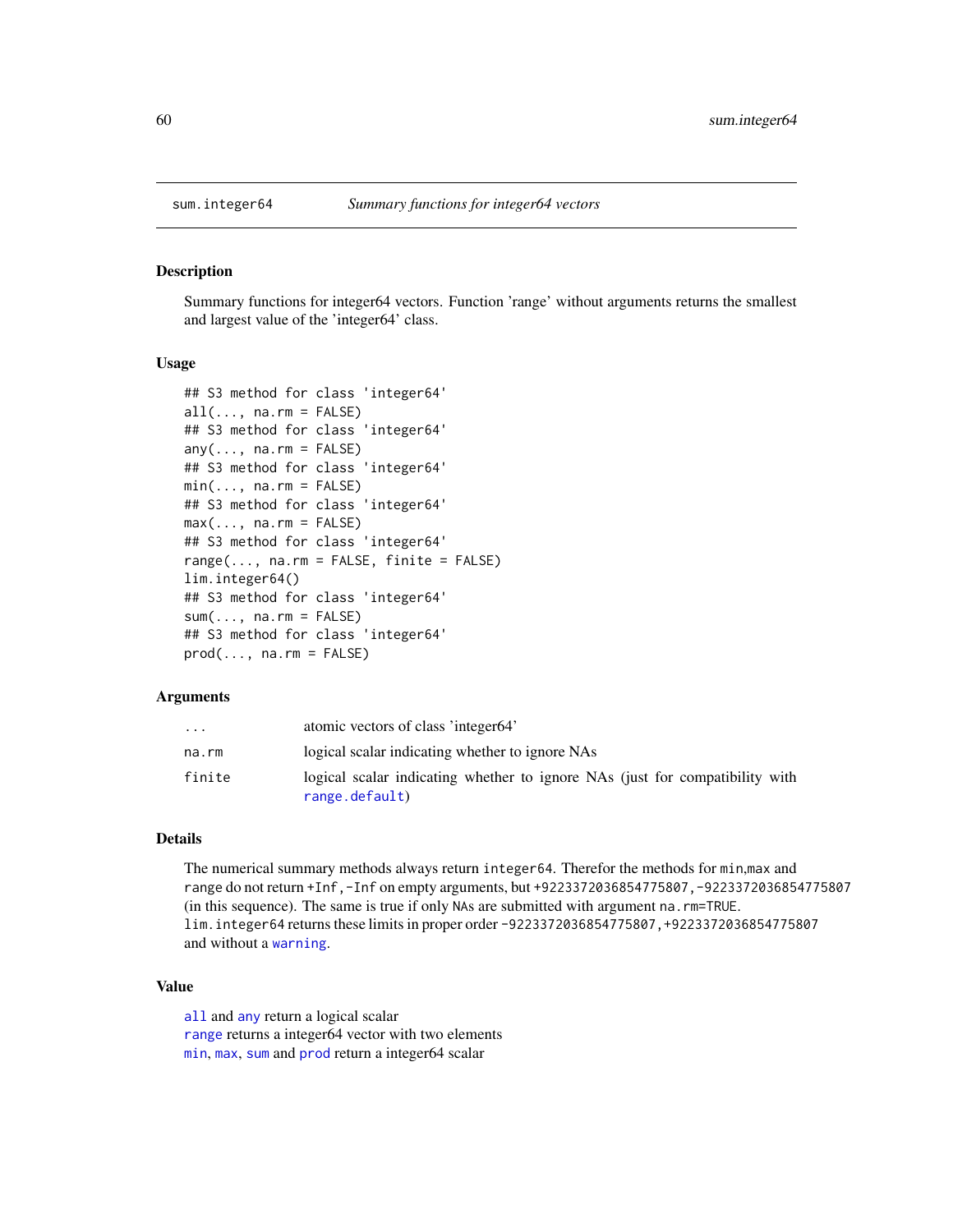## sum.integer64 — *Summary functions for integer64 vectors*

### Description

Summary functions for integer64 vectors. Function 'range' without arguments returns the smallest and largest value of the 'integer64' class.

### Usage

```
## S3 method for class 'integer64'
all(..., na.rm = FALSE)
## S3 method for class 'integer64'
any(..., na.rm = FALSE)
## S3 method for class 'integer64'
min(..., na.rm = FALSE)
## S3 method for class 'integer64'
max(..., na.rm = FALSE)
## S3 method for class 'integer64'
range(..., na.rm = FALSE, finite = FALSE)
lim.integer64()
## S3 method for class 'integer64'
sum(..., na.rm = FALSE)
## S3 method for class 'integer64'
prod(..., na.rm = FALSE)
```

### Arguments

| | |
|---|---|
| `...` | atomic vectors of class 'integer64' |
| `na.rm` | logical scalar indicating whether to ignore NAs |
| `finite` | logical scalar indicating whether to ignore NAs (just for compatibility with `range.default`) |

### Details

The numerical summary methods always return `integer64`. Therefor the methods for `min`,`max` and `range` do not return `+Inf,-Inf` on empty arguments, but `+9223372036854775807,-9223372036854775807` (in this sequence). The same is true if only `NA`s are submitted with argument `na.rm=TRUE`.
`lim.integer64` returns these limits in proper order `-9223372036854775807,+9223372036854775807` and without a `warning`.

### Value

`all` and `any` return a logical scalar
`range` returns a integer64 vector with two elements
`min`, `max`, `sum` and `prod` return a integer64 scalar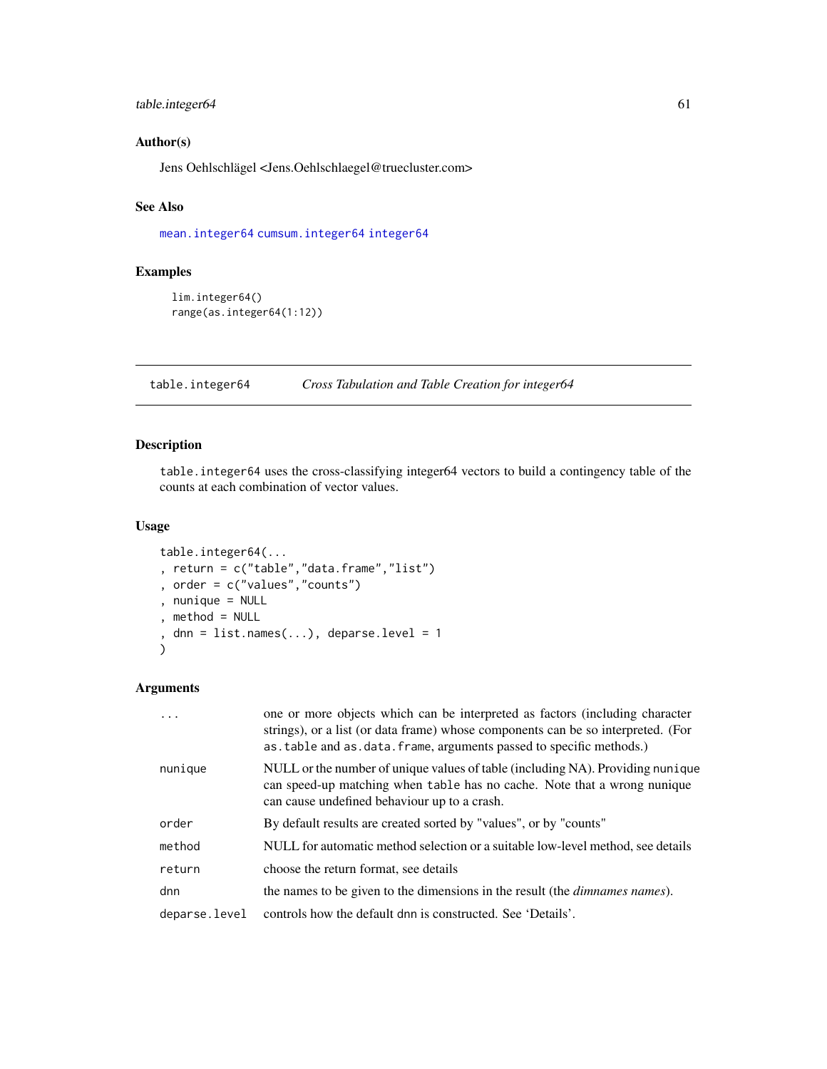## Author(s)

Jens Oehlschlägel <Jens.Oehlschlaegel@truecluster.com>

## See Also

mean.integer64 cumsum.integer64 integer64

## Examples

```
lim.integer64()
range(as.integer64(1:12))
```

---

# table.integer64 — *Cross Tabulation and Table Creation for integer64*

## Description

`table.integer64` uses the cross-classifying integer64 vectors to build a contingency table of the counts at each combination of vector values.

## Usage

```
table.integer64(...
, return = c("table","data.frame","list")
, order = c("values","counts")
, nunique = NULL
, method = NULL
, dnn = list.names(...), deparse.level = 1
)
```

## Arguments

| | |
|---|---|
| `...` | one or more objects which can be interpreted as factors (including character strings), or a list (or data frame) whose components can be so interpreted. (For `as.table` and `as.data.frame`, arguments passed to specific methods.) |
| `nunique` | NULL or the number of unique values of table (including NA). Providing `nunique` can speed-up matching when `table` has no cache. Note that a wrong nunique can cause undefined behaviour up to a crash. |
| `order` | By default results are created sorted by "values", or by "counts" |
| `method` | NULL for automatic method selection or a suitable low-level method, see details |
| `return` | choose the return format, see details |
| `dnn` | the names to be given to the dimensions in the result (the *dimnames names*). |
| `deparse.level` | controls how the default `dnn` is constructed. See 'Details'. |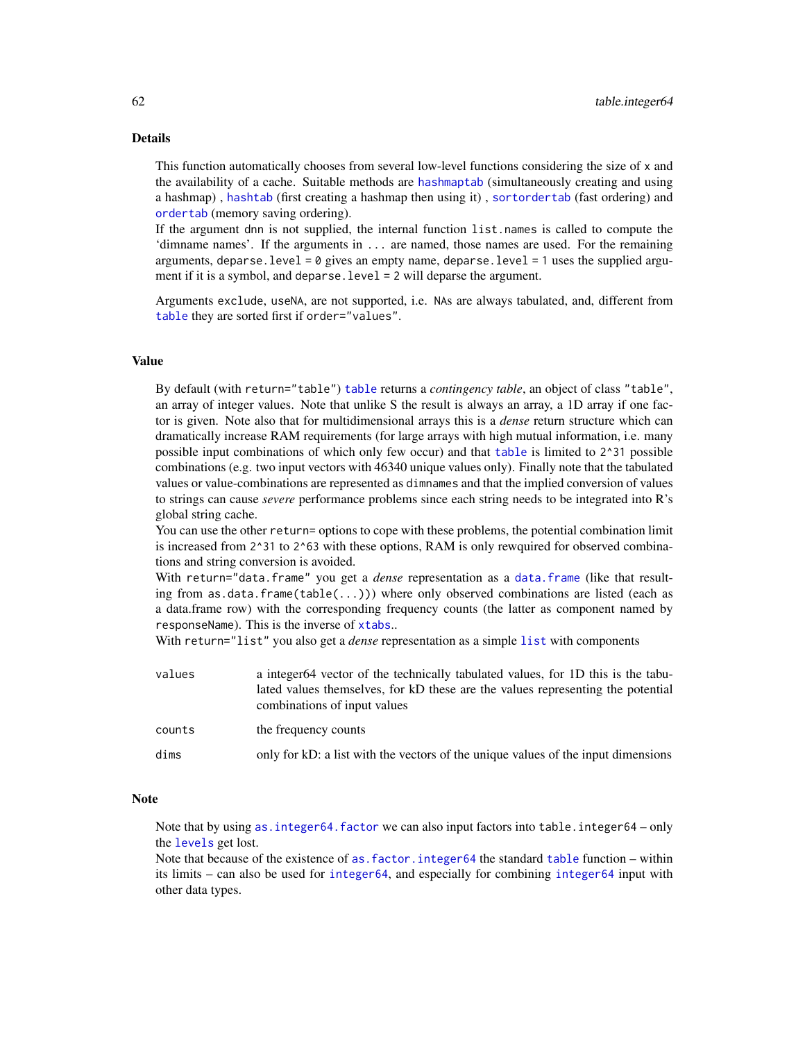## Details

This function automatically chooses from several low-level functions considering the size of `x` and the availability of a cache. Suitable methods are `hashmaptab` (simultaneously creating and using a hashmap) , `hashtab` (first creating a hashmap then using it) , `sortordertab` (fast ordering) and `ordertab` (memory saving ordering).

If the argument `dnn` is not supplied, the internal function `list.names` is called to compute the 'dimname names'. If the arguments in `...` are named, those names are used. For the remaining arguments, `deparse.level = 0` gives an empty name, `deparse.level = 1` uses the supplied argument if it is a symbol, and `deparse.level = 2` will deparse the argument.

Arguments `exclude`, `useNA`, are not supported, i.e. `NA`s are always tabulated, and, different from `table` they are sorted first if `order="values"`.

## Value

By default (with `return="table"`) `table` returns a *contingency table*, an object of class `"table"`, an array of integer values. Note that unlike S the result is always an array, a 1D array if one factor is given. Note also that for multidimensional arrays this is a *dense* return structure which can dramatically increase RAM requirements (for large arrays with high mutual information, i.e. many possible input combinations of which only few occur) and that `table` is limited to `2^31` possible combinations (e.g. two input vectors with 46340 unique values only). Finally note that the tabulated values or value-combinations are represented as `dimnames` and that the implied conversion of values to strings can cause *severe* performance problems since each string needs to be integrated into R's global string cache.

You can use the other `return=` options to cope with these problems, the potential combination limit is increased from `2^31` to `2^63` with these options, RAM is only rewquired for observed combinations and string conversion is avoided.

With `return="data.frame"` you get a *dense* representation as a `data.frame` (like that resulting from `as.data.frame(table(...))`) where only observed combinations are listed (each as a data.frame row) with the corresponding frequency counts (the latter as component named by `responseName`). This is the inverse of `xtabs`..

With `return="list"` you also get a *dense* representation as a simple `list` with components

| | |
|---|---|
| `values` | a integer64 vector of the technically tabulated values, for 1D this is the tabulated values themselves, for kD these are the values representing the potential combinations of input values |
| `counts` | the frequency counts |
| `dims` | only for kD: a list with the vectors of the unique values of the input dimensions |

## Note

Note that by using `as.integer64.factor` we can also input factors into `table.integer64` – only the `levels` get lost.

Note that because of the existence of `as.factor.integer64` the standard `table` function – within its limits – can also be used for `integer64`, and especially for combining `integer64` input with other data types.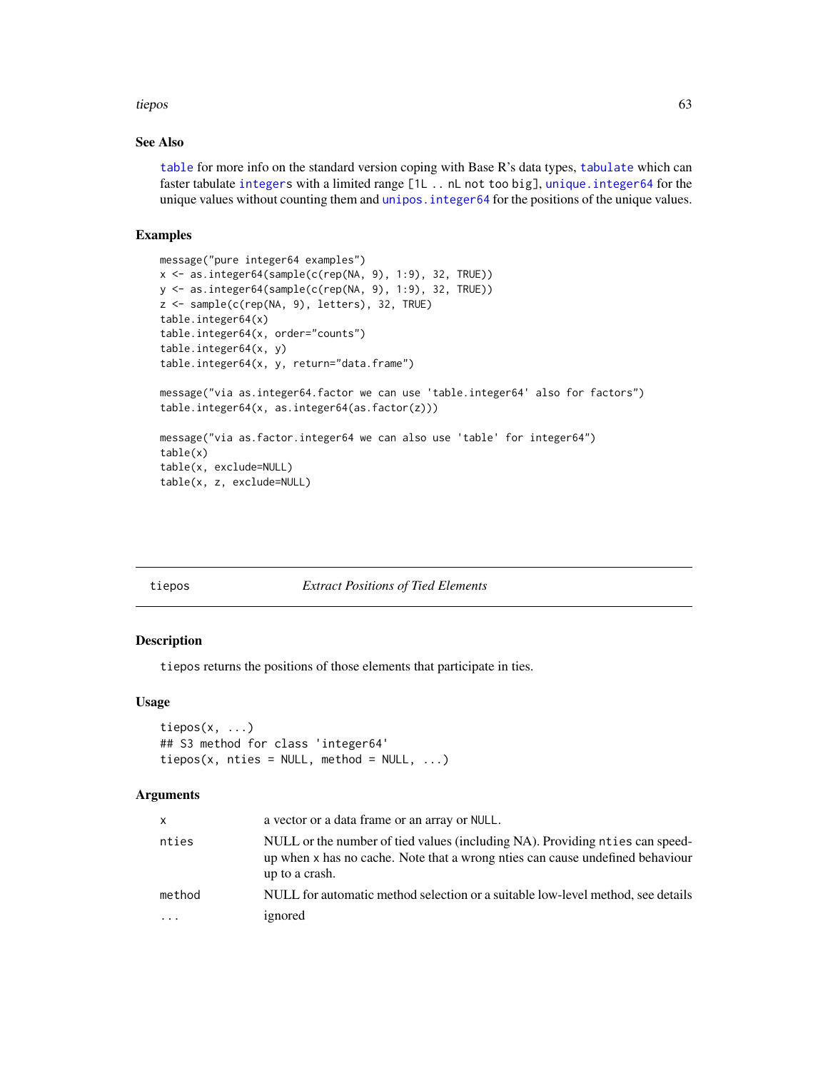## See Also

`table` for more info on the standard version coping with Base R's data types, `tabulate` which can faster tabulate `integer`s with a limited range `[1L .. nL not too big]`, `unique.integer64` for the unique values without counting them and `unipos.integer64` for the positions of the unique values.

## Examples

```
message("pure integer64 examples")
x <- as.integer64(sample(c(rep(NA, 9), 1:9), 32, TRUE))
y <- as.integer64(sample(c(rep(NA, 9), 1:9), 32, TRUE))
z <- sample(c(rep(NA, 9), letters), 32, TRUE)
table.integer64(x)
table.integer64(x, order="counts")
table.integer64(x, y)
table.integer64(x, y, return="data.frame")

message("via as.integer64.factor we can use 'table.integer64' also for factors")
table.integer64(x, as.integer64(as.factor(z)))

message("via as.factor.integer64 we can also use 'table' for integer64")
table(x)
table(x, exclude=NULL)
table(x, z, exclude=NULL)
```

---

# tiepos — *Extract Positions of Tied Elements*

## Description

`tiepos` returns the positions of those elements that participate in ties.

## Usage

```
tiepos(x, ...)
## S3 method for class 'integer64'
tiepos(x, nties = NULL, method = NULL, ...)
```

## Arguments

| | |
|---|---|
| `x` | a vector or a data frame or an array or `NULL`. |
| `nties` | NULL or the number of tied values (including NA). Providing `nties` can speed-up when `x` has no cache. Note that a wrong nties can cause undefined behaviour up to a crash. |
| `method` | NULL for automatic method selection or a suitable low-level method, see details |
| `...` | ignored |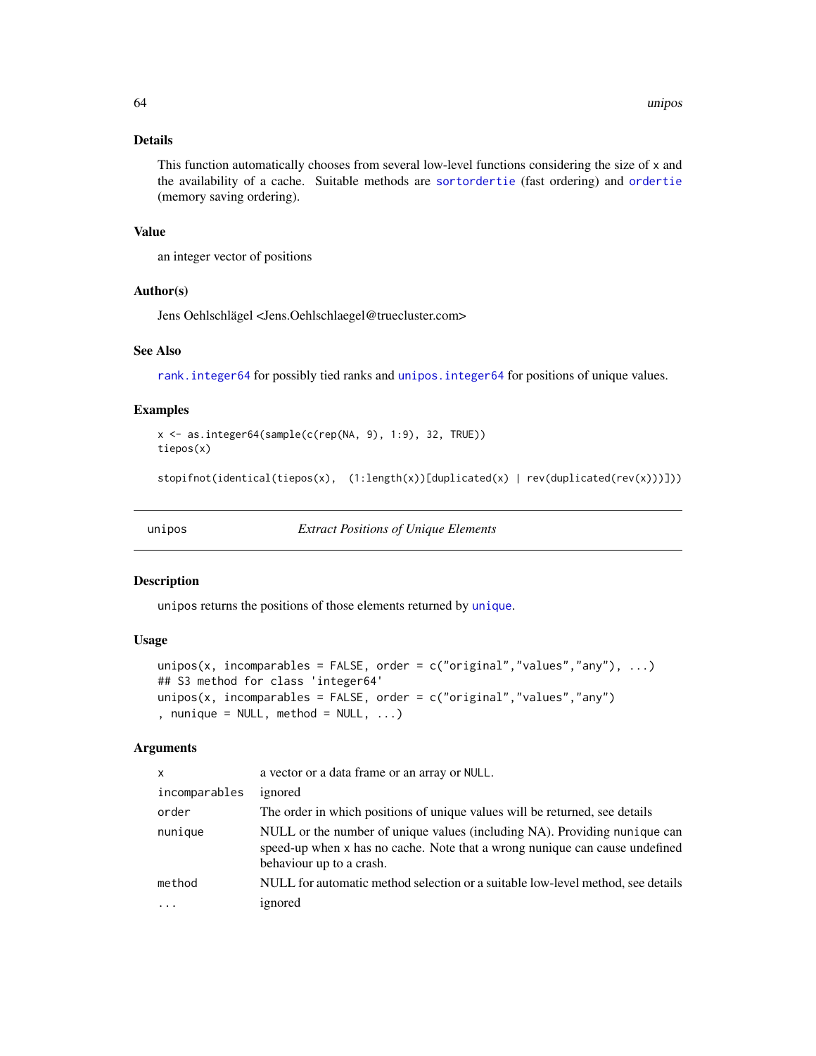### Details

This function automatically chooses from several low-level functions considering the size of `x` and the availability of a cache. Suitable methods are `sortordertie` (fast ordering) and `ordertie` (memory saving ordering).

### Value

an integer vector of positions

### Author(s)

Jens Oehlschlägel <Jens.Oehlschlaegel@truecluster.com>

### See Also

`rank.integer64` for possibly tied ranks and `unipos.integer64` for positions of unique values.

### Examples

```
x <- as.integer64(sample(c(rep(NA, 9), 1:9), 32, TRUE))
tiepos(x)

stopifnot(identical(tiepos(x),  (1:length(x))[duplicated(x) | rev(duplicated(rev(x)))]))
```

---

## unipos — *Extract Positions of Unique Elements*

---

### Description

`unipos` returns the positions of those elements returned by `unique`.

### Usage

```
unipos(x, incomparables = FALSE, order = c("original","values","any"), ...)
## S3 method for class 'integer64'
unipos(x, incomparables = FALSE, order = c("original","values","any")
, nunique = NULL, method = NULL, ...)
```

### Arguments

| | |
|---|---|
| `x` | a vector or a data frame or an array or `NULL`. |
| `incomparables` | ignored |
| `order` | The order in which positions of unique values will be returned, see details |
| `nunique` | NULL or the number of unique values (including NA). Providing `nunique` can speed-up when `x` has no cache. Note that a wrong nunique can cause undefined behaviour up to a crash. |
| `method` | NULL for automatic method selection or a suitable low-level method, see details |
| `...` | ignored |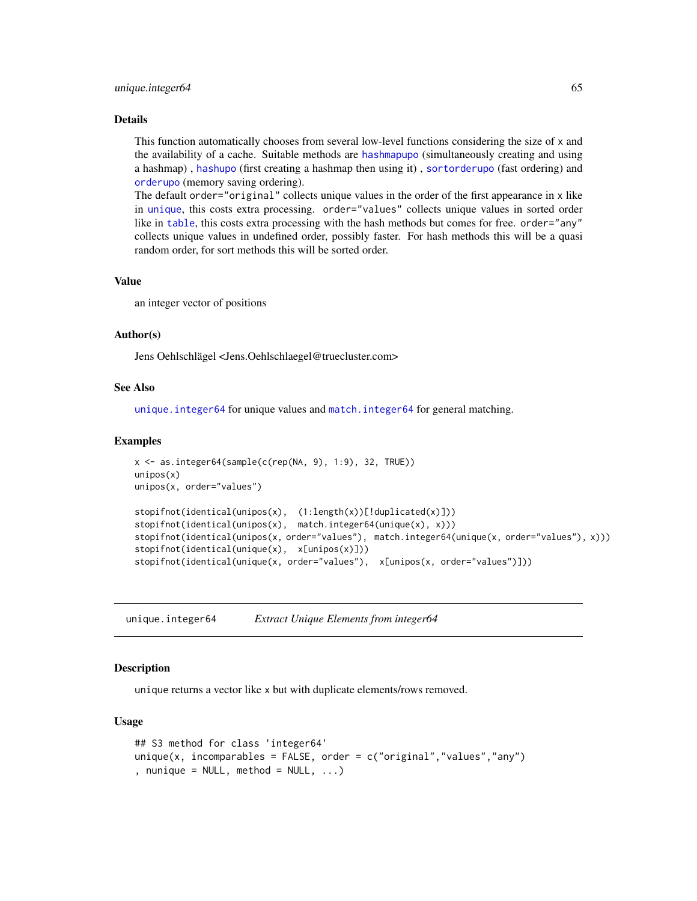### Details

This function automatically chooses from several low-level functions considering the size of x and the availability of a cache. Suitable methods are hashmapupo (simultaneously creating and using a hashmap) , hashupo (first creating a hashmap then using it) , sortorderupo (fast ordering) and orderupo (memory saving ordering).
The default order="original" collects unique values in the order of the first appearance in x like in unique, this costs extra processing. order="values" collects unique values in sorted order like in table, this costs extra processing with the hash methods but comes for free. order="any" collects unique values in undefined order, possibly faster. For hash methods this will be a quasi random order, for sort methods this will be sorted order.

### Value

an integer vector of positions

### Author(s)

Jens Oehlschlägel <Jens.Oehlschlaegel@truecluster.com>

### See Also

unique.integer64 for unique values and match.integer64 for general matching.

### Examples

```
x <- as.integer64(sample(c(rep(NA, 9), 1:9), 32, TRUE))
unipos(x)
unipos(x, order="values")

stopifnot(identical(unipos(x),  (1:length(x))[!duplicated(x)]))
stopifnot(identical(unipos(x),  match.integer64(unique(x), x)))
stopifnot(identical(unipos(x, order="values"), match.integer64(unique(x, order="values"), x)))
stopifnot(identical(unique(x),  x[unipos(x)]))
stopifnot(identical(unique(x, order="values"),  x[unipos(x, order="values")]))
```

---

## unique.integer64 *Extract Unique Elements from integer64*

### Description

unique returns a vector like x but with duplicate elements/rows removed.

### Usage

```
## S3 method for class 'integer64'
unique(x, incomparables = FALSE, order = c("original","values","any")
, nunique = NULL, method = NULL, ...)
```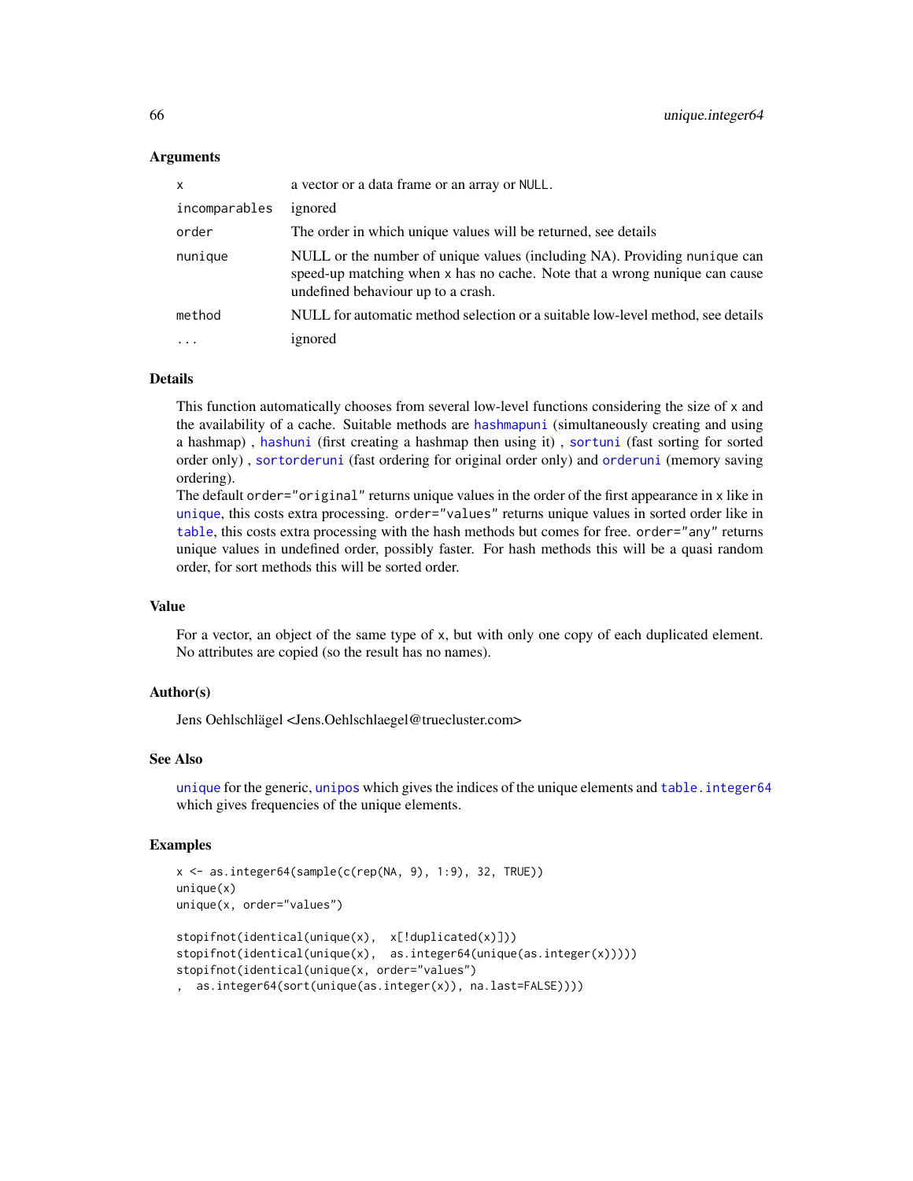### Arguments

| | |
|---|---|
| x | a vector or a data frame or an array or NULL. |
| incomparables | ignored |
| order | The order in which unique values will be returned, see details |
| nunique | NULL or the number of unique values (including NA). Providing nunique can speed-up matching when x has no cache. Note that a wrong nunique can cause undefined behaviour up to a crash. |
| method | NULL for automatic method selection or a suitable low-level method, see details |
| ... | ignored |

### Details

This function automatically chooses from several low-level functions considering the size of x and the availability of a cache. Suitable methods are hashmapuni (simultaneously creating and using a hashmap) , hashuni (first creating a hashmap then using it) , sortuni (fast sorting for sorted order only) , sortorderuni (fast ordering for original order only) and orderuni (memory saving ordering).

The default order="original" returns unique values in the order of the first appearance in x like in unique, this costs extra processing. order="values" returns unique values in sorted order like in table, this costs extra processing with the hash methods but comes for free. order="any" returns unique values in undefined order, possibly faster. For hash methods this will be a quasi random order, for sort methods this will be sorted order.

### Value

For a vector, an object of the same type of x, but with only one copy of each duplicated element. No attributes are copied (so the result has no names).

### Author(s)

Jens Oehlschlägel <Jens.Oehlschlaegel@truecluster.com>

### See Also

unique for the generic, unipos which gives the indices of the unique elements and table.integer64 which gives frequencies of the unique elements.

### Examples

```
x <- as.integer64(sample(c(rep(NA, 9), 1:9), 32, TRUE))
unique(x)
unique(x, order="values")

stopifnot(identical(unique(x),  x[!duplicated(x)]))
stopifnot(identical(unique(x),  as.integer64(unique(as.integer(x)))))
stopifnot(identical(unique(x, order="values")
,  as.integer64(sort(unique(as.integer(x)), na.last=FALSE))))
```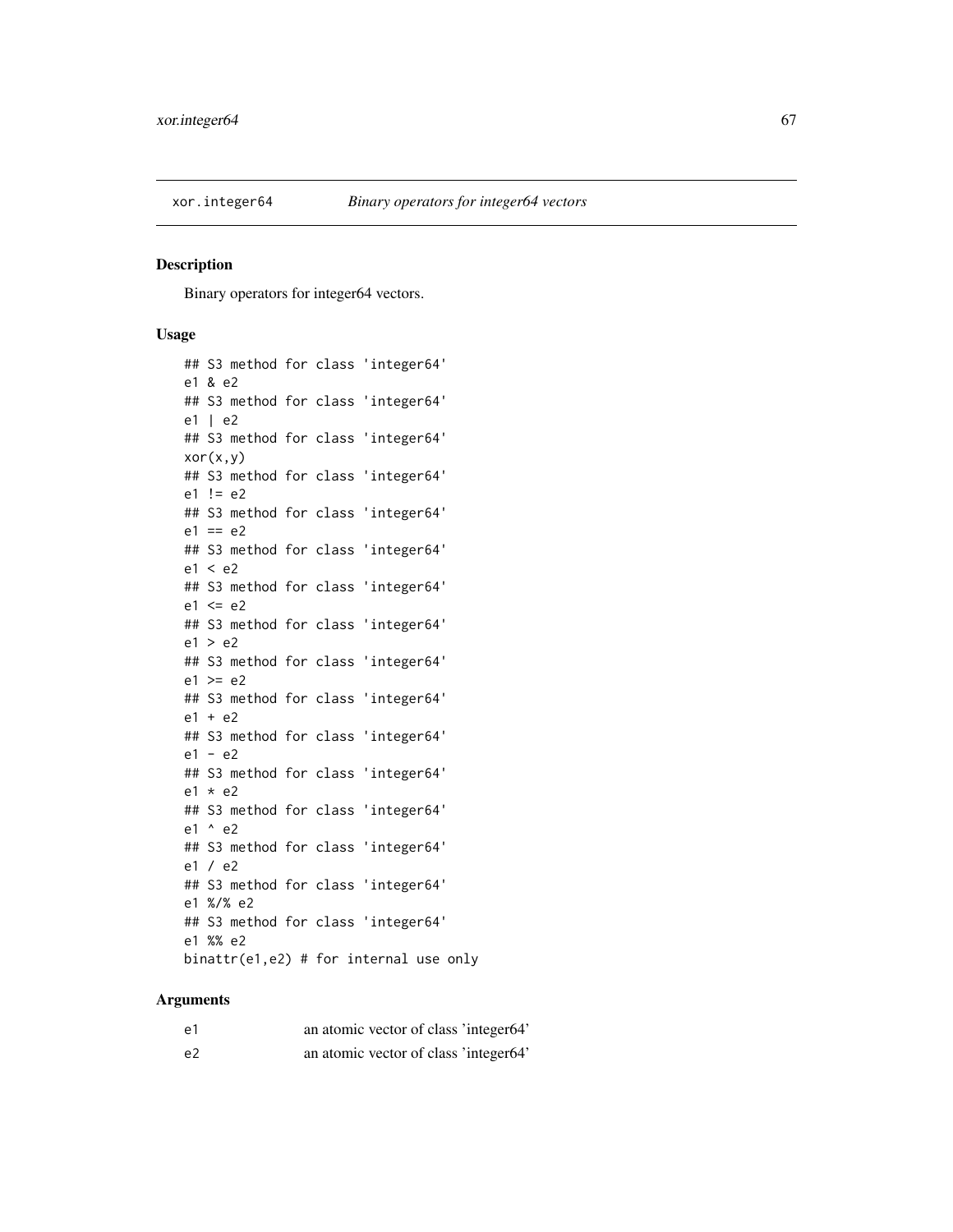xor.integer64 *Binary operators for integer64 vectors*

## Description

Binary operators for integer64 vectors.

## Usage

```
## S3 method for class 'integer64'
e1 & e2
## S3 method for class 'integer64'
e1 | e2
## S3 method for class 'integer64'
xor(x,y)
## S3 method for class 'integer64'
e1 != e2
## S3 method for class 'integer64'
e1 == e2
## S3 method for class 'integer64'
e1 < e2
## S3 method for class 'integer64'
e1 <= e2
## S3 method for class 'integer64'
e1 > e2
## S3 method for class 'integer64'
e1 >= e2
## S3 method for class 'integer64'
e1 + e2
## S3 method for class 'integer64'
e1 - e2
## S3 method for class 'integer64'
e1 * e2
## S3 method for class 'integer64'
e1 ^ e2
## S3 method for class 'integer64'
e1 / e2
## S3 method for class 'integer64'
e1 %/% e2
## S3 method for class 'integer64'
e1 %% e2
binattr(e1,e2) # for internal use only
```

## Arguments

| | |
|---|---|
| e1 | an atomic vector of class 'integer64' |
| e2 | an atomic vector of class 'integer64' |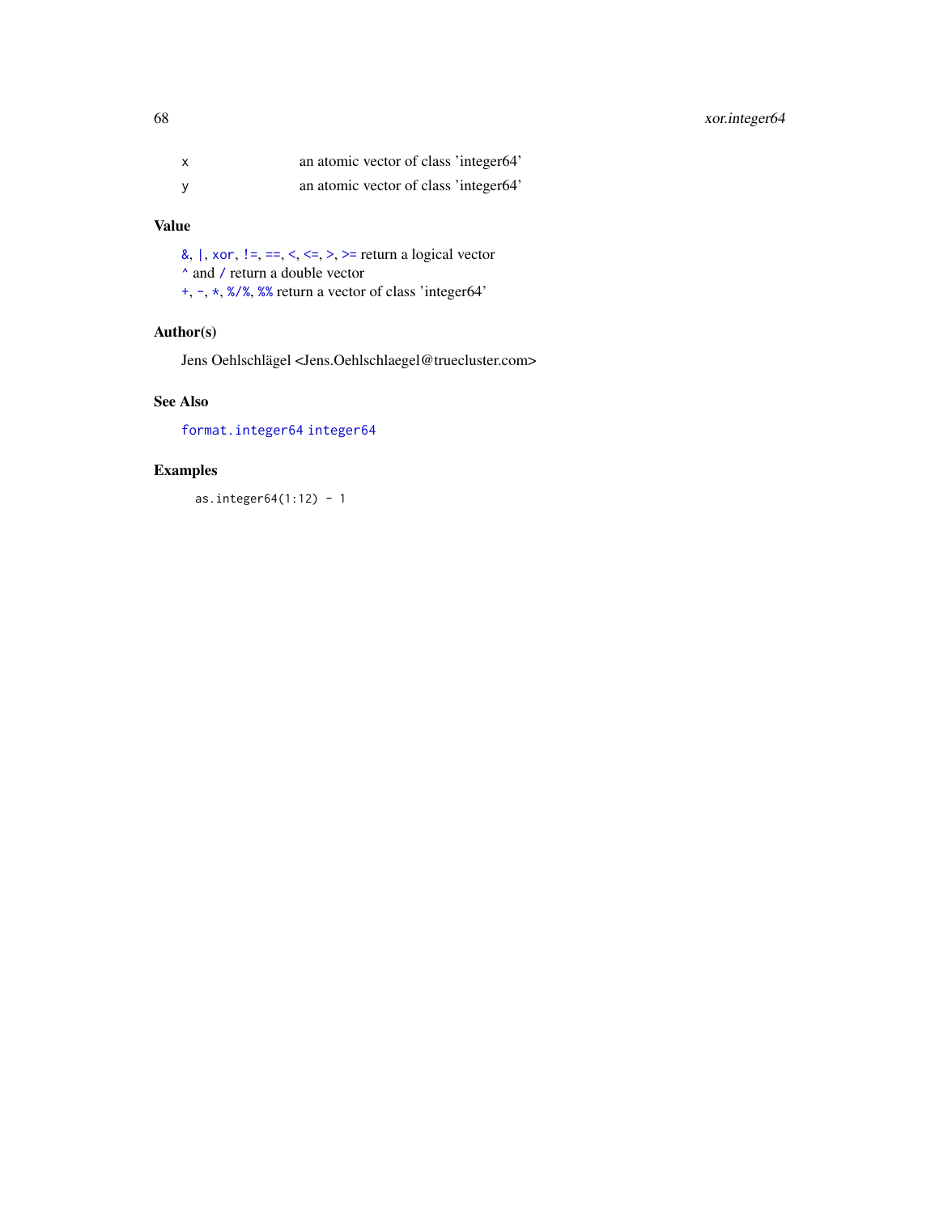| | |
|---|---|
| x | an atomic vector of class 'integer64' |
| y | an atomic vector of class 'integer64' |

## Value

&, |, xor, !=, ==, <, <=, >, >= return a logical vector
^ and / return a double vector
+, -, *, %/%, %% return a vector of class 'integer64'

## Author(s)

Jens Oehlschlägel <Jens.Oehlschlaegel@truecluster.com>

## See Also

format.integer64 integer64

## Examples

```
as.integer64(1:12) - 1
```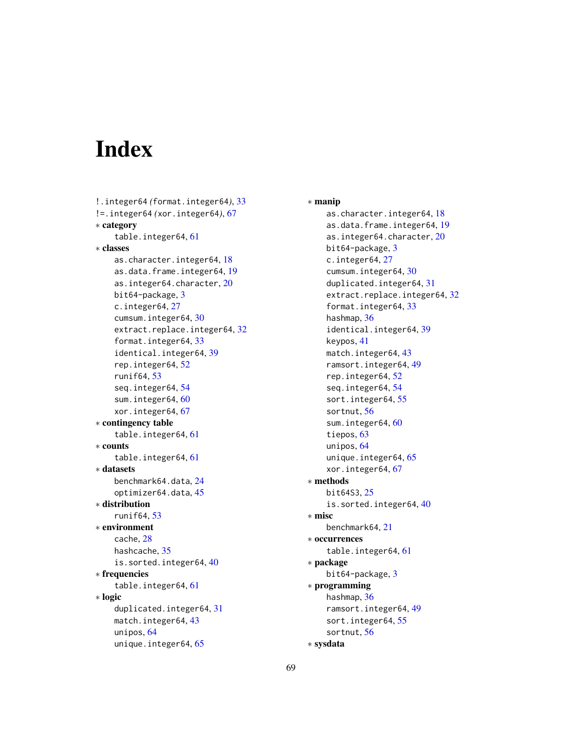# Index

!.integer64 *(*format.integer64*)*, 33
!=.integer64 *(*xor.integer64*)*, 67
∗ **category**
    table.integer64, 61
∗ **classes**
    as.character.integer64, 18
    as.data.frame.integer64, 19
    as.integer64.character, 20
    bit64-package, 3
    c.integer64, 27
    cumsum.integer64, 30
    extract.replace.integer64, 32
    format.integer64, 33
    identical.integer64, 39
    rep.integer64, 52
    runif64, 53
    seq.integer64, 54
    sum.integer64, 60
    xor.integer64, 67
∗ **contingency table**
    table.integer64, 61
∗ **counts**
    table.integer64, 61
∗ **datasets**
    benchmark64.data, 24
    optimizer64.data, 45
∗ **distribution**
    runif64, 53
∗ **environment**
    cache, 28
    hashcache, 35
    is.sorted.integer64, 40
∗ **frequencies**
    table.integer64, 61
∗ **logic**
    duplicated.integer64, 31
    match.integer64, 43
    unipos, 64
    unique.integer64, 65
∗ **manip**
    as.character.integer64, 18
    as.data.frame.integer64, 19
    as.integer64.character, 20
    bit64-package, 3
    c.integer64, 27
    cumsum.integer64, 30
    duplicated.integer64, 31
    extract.replace.integer64, 32
    format.integer64, 33
    hashmap, 36
    identical.integer64, 39
    keypos, 41
    match.integer64, 43
    ramsort.integer64, 49
    rep.integer64, 52
    seq.integer64, 54
    sort.integer64, 55
    sortnut, 56
    sum.integer64, 60
    tiepos, 63
    unipos, 64
    unique.integer64, 65
    xor.integer64, 67
∗ **methods**
    bit64S3, 25
    is.sorted.integer64, 40
∗ **misc**
    benchmark64, 21
∗ **occurrences**
    table.integer64, 61
∗ **package**
    bit64-package, 3
∗ **programming**
    hashmap, 36
    ramsort.integer64, 49
    sort.integer64, 55
    sortnut, 56
∗ **sysdata**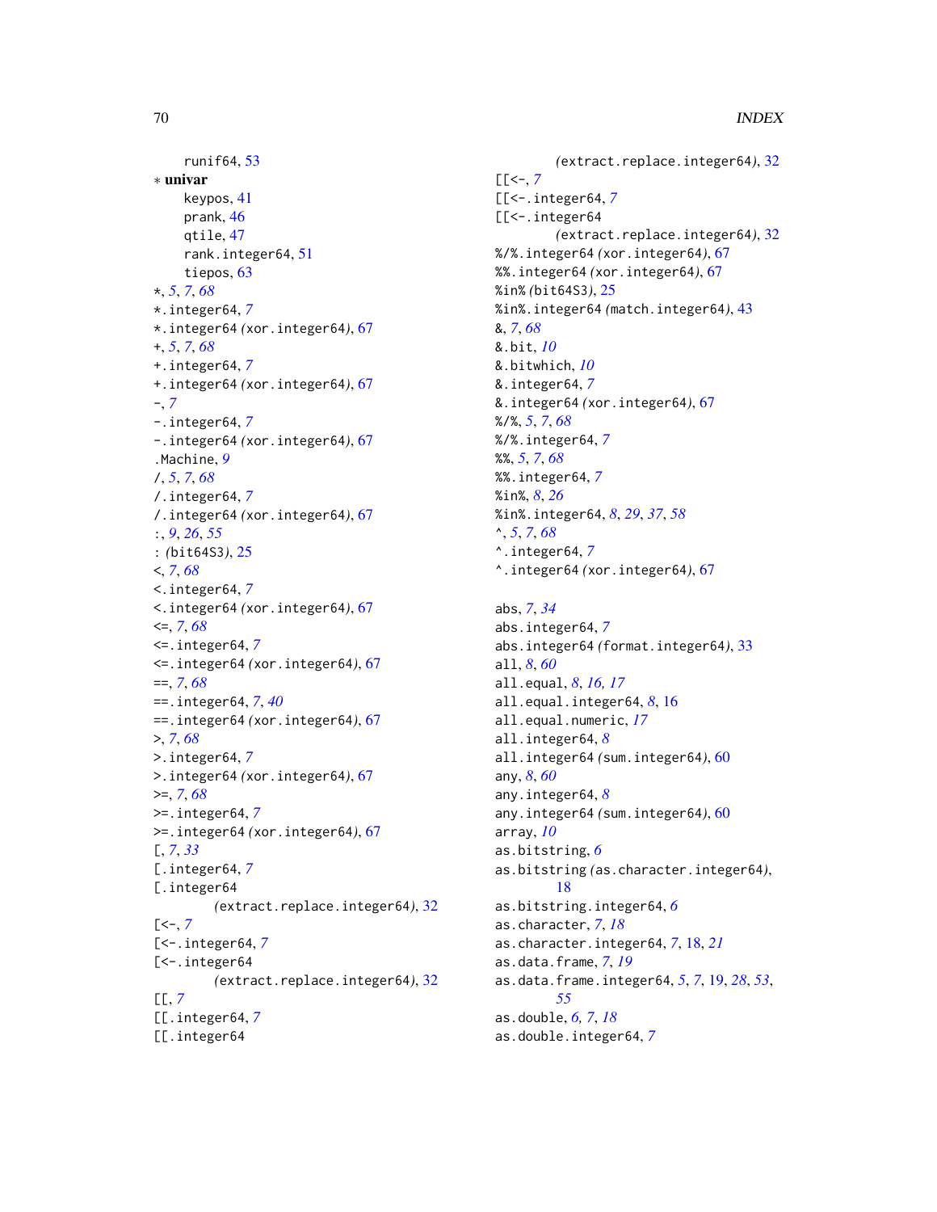runif64, 53
* **univar**
keypos, 41
prank, 46
qtile, 47
rank.integer64, 51
tiepos, 63
*, *5*, *7*, *68*
*.integer64, *7*
*.integer64 *(xor.integer64)*, 67
+, *5*, *7*, *68*
+.integer64, *7*
+.integer64 *(xor.integer64)*, 67
-, *7*
-.integer64, *7*
-.integer64 *(xor.integer64)*, 67
.Machine, *9*
/, *5*, *7*, *68*
/.integer64, *7*
/.integer64 *(xor.integer64)*, 67
:, *9*, *26*, *55*
: *(bit64S3)*, 25
<, *7*, *68*
<.integer64, *7*
<.integer64 *(xor.integer64)*, 67
<=, *7*, *68*
<=.integer64, *7*
<=.integer64 *(xor.integer64)*, 67
==, *7*, *68*
==.integer64, *7*, *40*
==.integer64 *(xor.integer64)*, 67
>, *7*, *68*
>.integer64, *7*
>.integer64 *(xor.integer64)*, 67
>=, *7*, *68*
>=.integer64, *7*
>=.integer64 *(xor.integer64)*, 67
[, *7*, *33*
[.integer64, *7*
[.integer64 *(extract.replace.integer64)*, 32
[<-, *7*
[<-.integer64, *7*
[<-.integer64 *(extract.replace.integer64)*, 32
[[, *7*
[[.integer64, *7*
[[.integer64 *(extract.replace.integer64)*, 32
[[<-, *7*
[[<-.integer64, *7*
[[<-.integer64 *(extract.replace.integer64)*, 32
%/%.integer64 *(xor.integer64)*, 67
%%.integer64 *(xor.integer64)*, 67
%in% *(bit64S3)*, 25
%in%.integer64 *(match.integer64)*, 43
&, *7*, *68*
&.bit, *10*
&.bitwhich, *10*
&.integer64, *7*
&.integer64 *(xor.integer64)*, 67
%/%, *5*, *7*, *68*
%/%.integer64, *7*
%%, *5*, *7*, *68*
%%.integer64, *7*
%in%, *8*, *26*
%in%.integer64, *8*, *29*, *37*, *58*
^, *5*, *7*, *68*
^.integer64, *7*
^.integer64 *(xor.integer64)*, 67

abs, *7*, *34*
abs.integer64, *7*
abs.integer64 *(format.integer64)*, 33
all, *8*, *60*
all.equal, *8*, *16*, *17*
all.equal.integer64, *8*, 16
all.equal.numeric, *17*
all.integer64, *8*
all.integer64 *(sum.integer64)*, 60
any, *8*, *60*
any.integer64, *8*
any.integer64 *(sum.integer64)*, 60
array, *10*
as.bitstring, *6*
as.bitstring *(as.character.integer64)*, 18
as.bitstring.integer64, *6*
as.character, *7*, *18*
as.character.integer64, *7*, 18, *21*
as.data.frame, *7*, *19*
as.data.frame.integer64, *5*, *7*, 19, *28*, *53*, *55*
as.double, *6*, *7*, *18*
as.double.integer64, *7*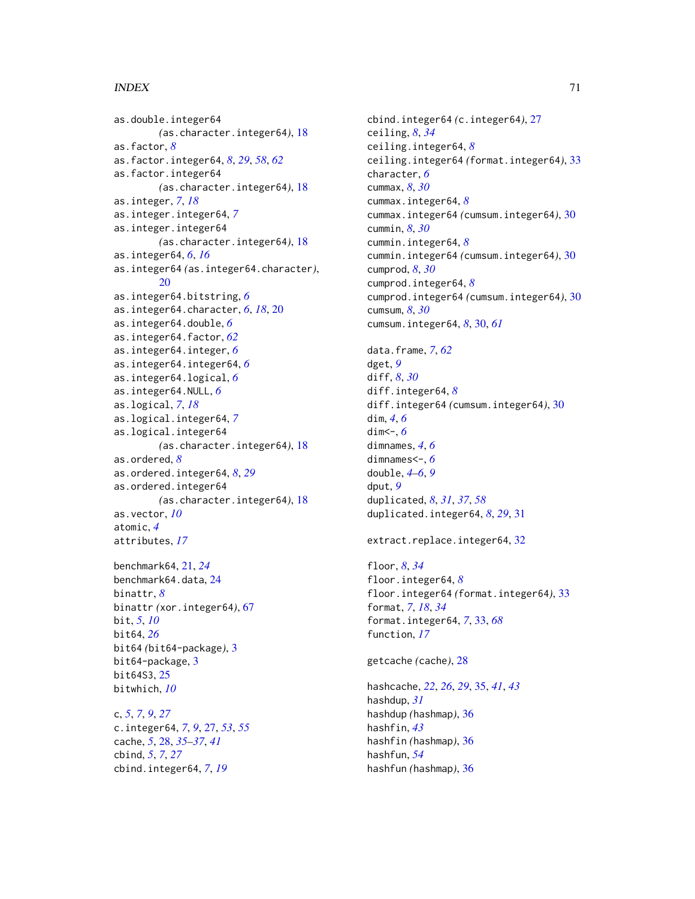as.double.integer64
(as.character.integer64), 18
as.factor, *8*
as.factor.integer64, *8*, *29*, *58*, *62*
as.factor.integer64
(as.character.integer64), 18
as.integer, *7*, *18*
as.integer.integer64, *7*
as.integer.integer64
(as.character.integer64), 18
as.integer64, *6*, *16*
as.integer64 (as.integer64.character),
20
as.integer64.bitstring, *6*
as.integer64.character, *6*, *18*, 20
as.integer64.double, *6*
as.integer64.factor, *62*
as.integer64.integer, *6*
as.integer64.integer64, *6*
as.integer64.logical, *6*
as.integer64.NULL, *6*
as.logical, *7*, *18*
as.logical.integer64, *7*
as.logical.integer64
(as.character.integer64), 18
as.ordered, *8*
as.ordered.integer64, *8*, *29*
as.ordered.integer64
(as.character.integer64), 18
as.vector, *10*
atomic, *4*
attributes, *17*

benchmark64, 21, *24*
benchmark64.data, 24
binattr, *8*
binattr (xor.integer64), 67
bit, *5*, *10*
bit64, *26*
bit64 (bit64-package), 3
bit64-package, 3
bit64S3, 25
bitwhich, *10*

c, *5*, *7*, *9*, *27*
c.integer64, *7*, *9*, 27, *53*, *55*
cache, *5*, 28, *35–37*, *41*
cbind, *5*, *7*, *27*
cbind.integer64, *7*, *19*
cbind.integer64 (c.integer64), 27
ceiling, *8*, *34*
ceiling.integer64, *8*
ceiling.integer64 (format.integer64), 33
character, *6*
cummax, *8*, *30*
cummax.integer64, *8*
cummax.integer64 (cumsum.integer64), 30
cummin, *8*, *30*
cummin.integer64, *8*
cummin.integer64 (cumsum.integer64), 30
cumprod, *8*, *30*
cumprod.integer64, *8*
cumprod.integer64 (cumsum.integer64), 30
cumsum, *8*, *30*
cumsum.integer64, *8*, 30, *61*

data.frame, *7*, *62*
dget, *9*
diff, *8*, *30*
diff.integer64, *8*
diff.integer64 (cumsum.integer64), 30
dim, *4*, *6*
dim<-, *6*
dimnames, *4*, *6*
dimnames<-, *6*
double, *4–6*, *9*
dput, *9*
duplicated, *8*, *31*, *37*, *58*
duplicated.integer64, *8*, *29*, 31

extract.replace.integer64, 32

floor, *8*, *34*
floor.integer64, *8*
floor.integer64 (format.integer64), 33
format, *7*, *18*, *34*
format.integer64, *7*, 33, *68*
function, *17*

getcache (cache), 28

hashcache, *22*, *26*, *29*, 35, *41*, *43*
hashdup, *31*
hashdup (hashmap), 36
hashfin, *43*
hashfin (hashmap), 36
hashfun, *54*
hashfun (hashmap), 36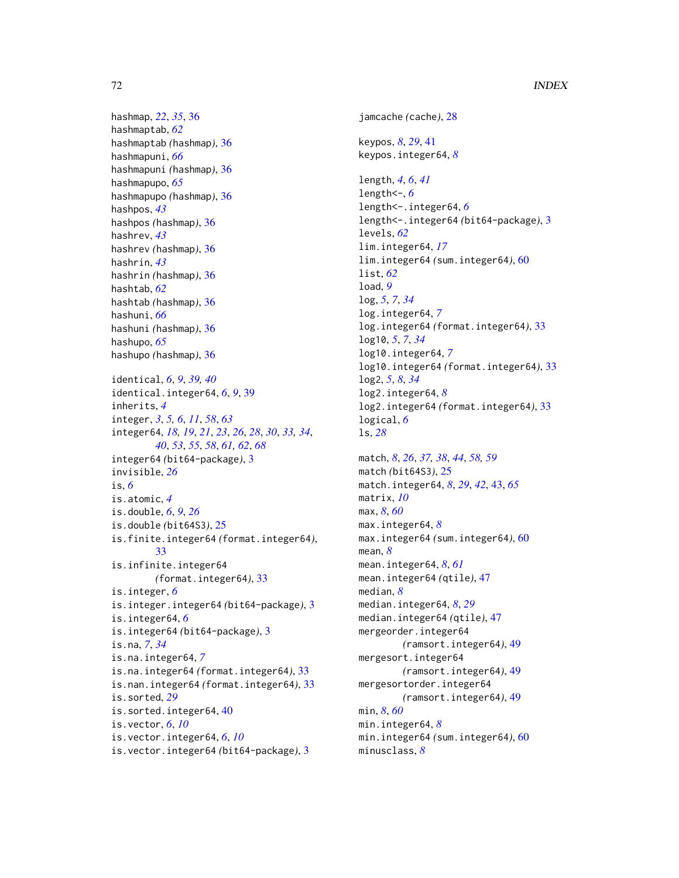hashmap, *22*, *35*, 36
hashmaptab, *62*
hashmaptab *(*hashmap*)*, 36
hashmapuni, *66*
hashmapuni *(*hashmap*)*, 36
hashmapupo, *65*
hashmapupo *(*hashmap*)*, 36
hashpos, *43*
hashpos *(*hashmap*)*, 36
hashrev, *43*
hashrev *(*hashmap*)*, 36
hashrin, *43*
hashrin *(*hashmap*)*, 36
hashtab, *62*
hashtab *(*hashmap*)*, 36
hashuni, *66*
hashuni *(*hashmap*)*, 36
hashupo, *65*
hashupo *(*hashmap*)*, 36

identical, *6*, *9*, *39, 40*
identical.integer64, *6*, *9*, 39
inherits, *4*
integer, *3*, *5, 6*, *11*, *58*, *63*
integer64, *18, 19*, *21*, *23*, *26*, *28*, *30*, *33, 34*, *40*, *53*, *55*, *58*, *61, 62*, *68*
integer64 *(*bit64-package*)*, 3
invisible, *26*
is, *6*
is.atomic, *4*
is.double, *6*, *9*, *26*
is.double *(*bit64S3*)*, 25
is.finite.integer64 *(*format.integer64*)*, 33
is.infinite.integer64 *(*format.integer64*)*, 33
is.integer, *6*
is.integer.integer64 *(*bit64-package*)*, 3
is.integer64, *6*
is.integer64 *(*bit64-package*)*, 3
is.na, *7*, *34*
is.na.integer64, *7*
is.na.integer64 *(*format.integer64*)*, 33
is.nan.integer64 *(*format.integer64*)*, 33
is.sorted, *29*
is.sorted.integer64, 40
is.vector, *6*, *10*
is.vector.integer64, *6*, *10*
is.vector.integer64 *(*bit64-package*)*, 3

jamcache *(*cache*)*, 28

keypos, *8*, *29*, 41
keypos.integer64, *8*

length, *4*, *6*, *41*
length<-, *6*
length<-.integer64, *6*
length<-.integer64 *(*bit64-package*)*, 3
levels, *62*
lim.integer64, *17*
lim.integer64 *(*sum.integer64*)*, 60
list, *62*
load, *9*
log, *5*, *7*, *34*
log.integer64, *7*
log.integer64 *(*format.integer64*)*, 33
log10, *5*, *7*, *34*
log10.integer64, *7*
log10.integer64 *(*format.integer64*)*, 33
log2, *5*, *8*, *34*
log2.integer64, *8*
log2.integer64 *(*format.integer64*)*, 33
logical, *6*
ls, *28*

match, *8*, *26*, *37, 38*, *44*, *58, 59*
match *(*bit64S3*)*, 25
match.integer64, *8*, *29*, *42*, 43, *65*
matrix, *10*
max, *8*, *60*
max.integer64, *8*
max.integer64 *(*sum.integer64*)*, 60
mean, *8*
mean.integer64, *8*, *61*
mean.integer64 *(*qtile*)*, 47
median, *8*
median.integer64, *8*, *29*
median.integer64 *(*qtile*)*, 47
mergeorder.integer64 *(*ramsort.integer64*)*, 49
mergesort.integer64 *(*ramsort.integer64*)*, 49
mergesortorder.integer64 *(*ramsort.integer64*)*, 49
min, *8*, *60*
min.integer64, *8*
min.integer64 *(*sum.integer64*)*, 60
minusclass, *8*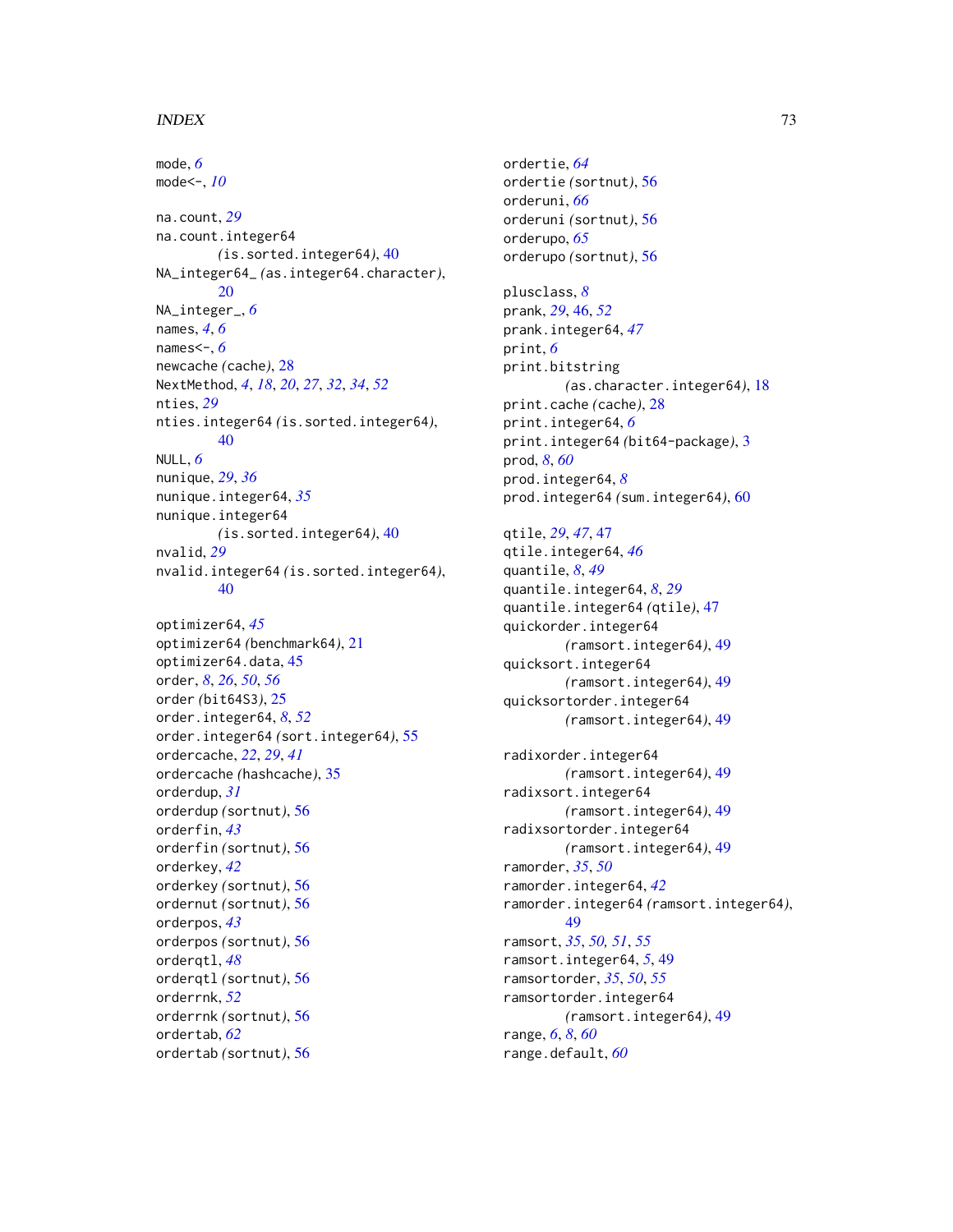mode, *6*
mode<-, *10*

na.count, *29*
na.count.integer64 (is.sorted.integer64), 40
NA_integer64_ (as.integer64.character), 20
NA_integer_, *6*
names, *4*, *6*
names<-, *6*
newcache (cache), 28
NextMethod, *4*, *18*, *20*, *27*, *32*, *34*, *52*
nties, *29*
nties.integer64 (is.sorted.integer64), 40
NULL, *6*
nunique, *29*, *36*
nunique.integer64, *35*
nunique.integer64 (is.sorted.integer64), 40
nvalid, *29*
nvalid.integer64 (is.sorted.integer64), 40

optimizer64, *45*
optimizer64 (benchmark64), 21
optimizer64.data, 45
order, *8*, *26*, *50*, *56*
order (bit64S3), 25
order.integer64, *8*, *52*
order.integer64 (sort.integer64), 55
ordercache, *22*, *29*, *41*
ordercache (hashcache), 35
orderdup, *31*
orderdup (sortnut), 56
orderfin, *43*
orderfin (sortnut), 56
orderkey, *42*
orderkey (sortnut), 56
ordernut (sortnut), 56
orderpos, *43*
orderpos (sortnut), 56
orderqtl, *48*
orderqtl (sortnut), 56
orderrnk, *52*
orderrnk (sortnut), 56
ordertab, *62*
ordertab (sortnut), 56
ordertie, *64*
ordertie (sortnut), 56
orderuni, *66*
orderuni (sortnut), 56
orderupo, *65*
orderupo (sortnut), 56

plusclass, *8*
prank, *29*, 46, *52*
prank.integer64, *47*
print, *6*
print.bitstring (as.character.integer64), 18
print.cache (cache), 28
print.integer64, *6*
print.integer64 (bit64-package), 3
prod, *8*, *60*
prod.integer64, *8*
prod.integer64 (sum.integer64), 60

qtile, *29*, *47*, 47
qtile.integer64, *46*
quantile, *8*, *49*
quantile.integer64, *8*, *29*
quantile.integer64 (qtile), 47
quickorder.integer64 (ramsort.integer64), 49
quicksort.integer64 (ramsort.integer64), 49
quicksortorder.integer64 (ramsort.integer64), 49

radixorder.integer64 (ramsort.integer64), 49
radixsort.integer64 (ramsort.integer64), 49
radixsortorder.integer64 (ramsort.integer64), 49
ramorder, *35*, *50*
ramorder.integer64, *42*
ramorder.integer64 (ramsort.integer64), 49
ramsort, *35*, *50*, *51*, *55*
ramsort.integer64, *5*, 49
ramsortorder, *35*, *50*, *55*
ramsortorder.integer64 (ramsort.integer64), 49
range, *6*, *8*, *60*
range.default, *60*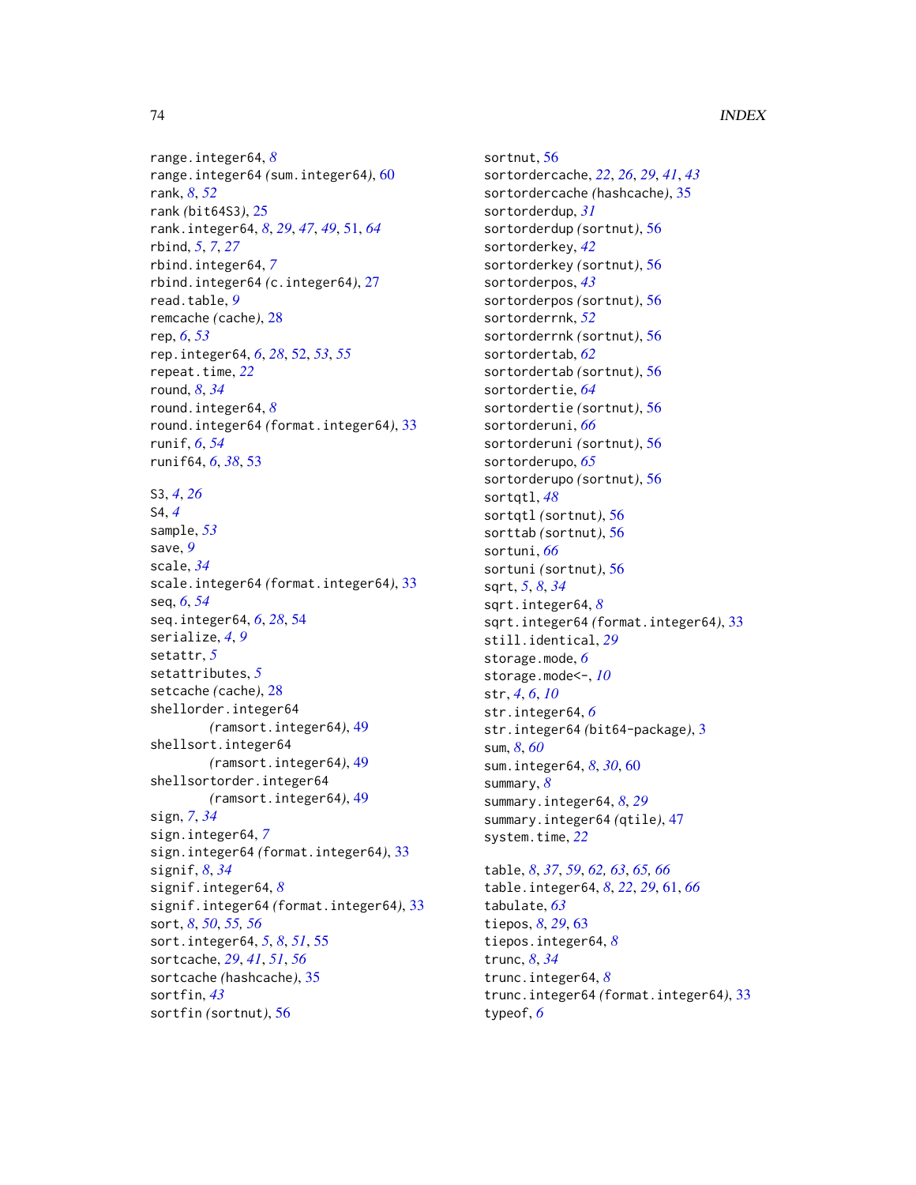range.integer64, *8*
range.integer64 *(*sum.integer64*)*, 60
rank, *8*, *52*
rank *(*bit64S3*)*, 25
rank.integer64, *8*, *29*, *47*, *49*, 51, *64*
rbind, *5*, *7*, *27*
rbind.integer64, *7*
rbind.integer64 *(*c.integer64*)*, 27
read.table, *9*
remcache *(*cache*)*, 28
rep, *6*, *53*
rep.integer64, *6*, *28*, 52, *53*, *55*
repeat.time, *22*
round, *8*, *34*
round.integer64, *8*
round.integer64 *(*format.integer64*)*, 33
runif, *6*, *54*
runif64, *6*, *38*, 53

S3, *4*, *26*
S4, *4*
sample, *53*
save, *9*
scale, *34*
scale.integer64 *(*format.integer64*)*, 33
seq, *6*, *54*
seq.integer64, *6*, *28*, 54
serialize, *4*, *9*
setattr, *5*
setattributes, *5*
setcache *(*cache*)*, 28
shellorder.integer64 *(*ramsort.integer64*)*, 49
shellsort.integer64 *(*ramsort.integer64*)*, 49
shellsortorder.integer64 *(*ramsort.integer64*)*, 49
sign, *7*, *34*
sign.integer64, *7*
sign.integer64 *(*format.integer64*)*, 33
signif, *8*, *34*
signif.integer64, *8*
signif.integer64 *(*format.integer64*)*, 33
sort, *8*, *50*, *55, 56*
sort.integer64, *5*, *8*, *51*, 55
sortcache, *29*, *41*, *51*, *56*
sortcache *(*hashcache*)*, 35
sortfin, *43*
sortfin *(*sortnut*)*, 56
sortnut, 56
sortordercache, *22*, *26*, *29*, *41*, *43*
sortordercache *(*hashcache*)*, 35
sortorderdup, *31*
sortorderdup *(*sortnut*)*, 56
sortorderkey, *42*
sortorderkey *(*sortnut*)*, 56
sortorderpos, *43*
sortorderpos *(*sortnut*)*, 56
sortorderrnk, *52*
sortorderrnk *(*sortnut*)*, 56
sortordertab, *62*
sortordertab *(*sortnut*)*, 56
sortordertie, *64*
sortordertie *(*sortnut*)*, 56
sortorderuni, *66*
sortorderuni *(*sortnut*)*, 56
sortorderupo, *65*
sortorderupo *(*sortnut*)*, 56
sortqtl, *48*
sortqtl *(*sortnut*)*, 56
sorttab *(*sortnut*)*, 56
sortuni, *66*
sortuni *(*sortnut*)*, 56
sqrt, *5*, *8*, *34*
sqrt.integer64, *8*
sqrt.integer64 *(*format.integer64*)*, 33
still.identical, *29*
storage.mode, *6*
storage.mode<-, *10*
str, *4*, *6*, *10*
str.integer64, *6*
str.integer64 *(*bit64-package*)*, 3
sum, *8*, *60*
sum.integer64, *8*, *30*, 60
summary, *8*
summary.integer64, *8*, *29*
summary.integer64 *(*qtile*)*, 47
system.time, *22*

table, *8*, *37*, *59*, *62, 63*, *65*, *66*
table.integer64, *8*, *22*, *29*, 61, *66*
tabulate, *63*
tiepos, *8*, *29*, 63
tiepos.integer64, *8*
trunc, *8*, *34*
trunc.integer64, *8*
trunc.integer64 *(*format.integer64*)*, 33
typeof, *6*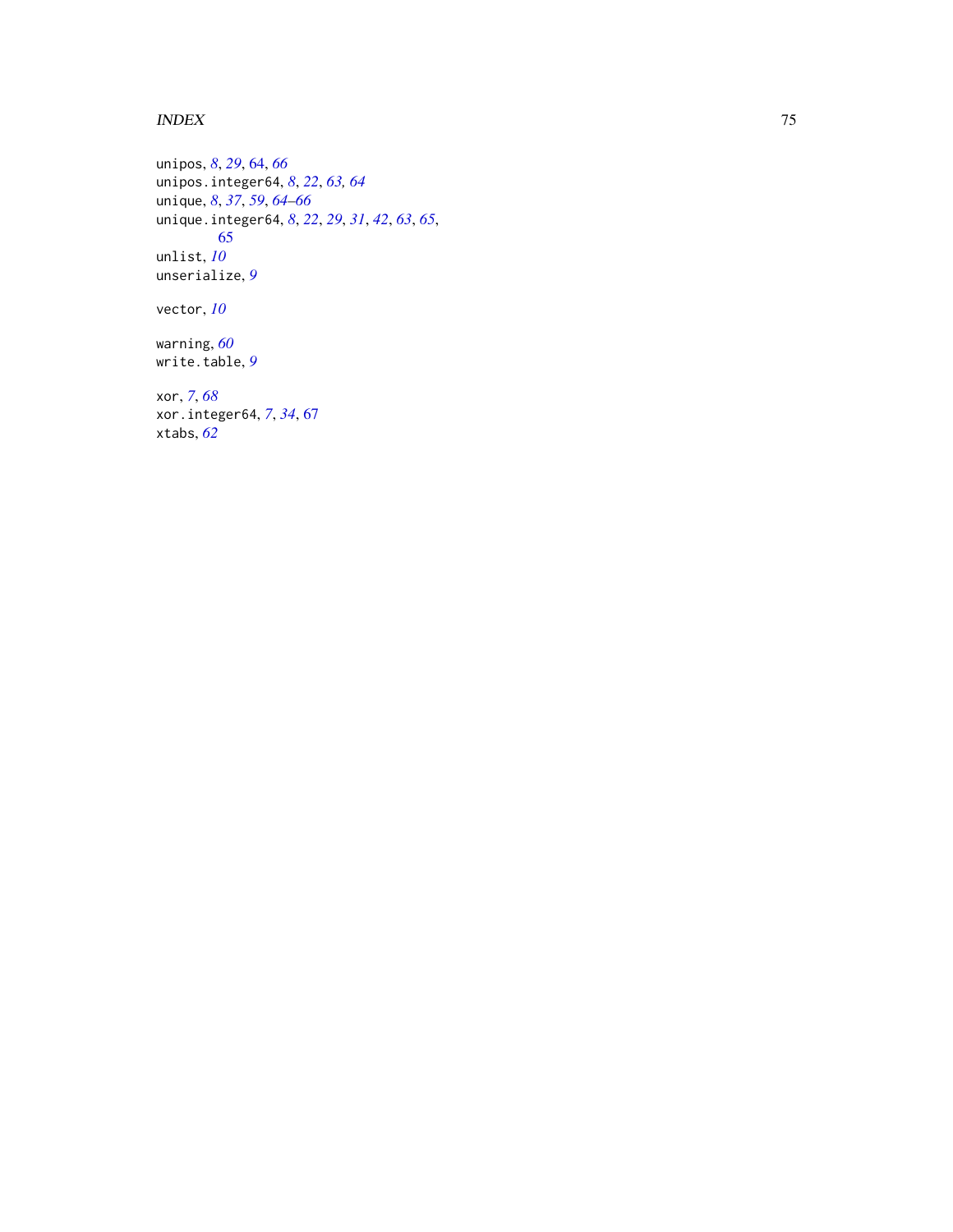unipos, *8*, *29*, 64, *66*
unipos.integer64, *8*, *22*, *63, 64*
unique, *8*, *37*, *59*, *64–66*
unique.integer64, *8*, *22*, *29*, *31*, *42*, *63*, *65*,
    65
unlist, *10*
unserialize, *9*

vector, *10*

warning, *60*
write.table, *9*

xor, *7*, *68*
xor.integer64, *7*, *34*, 67
xtabs, *62*